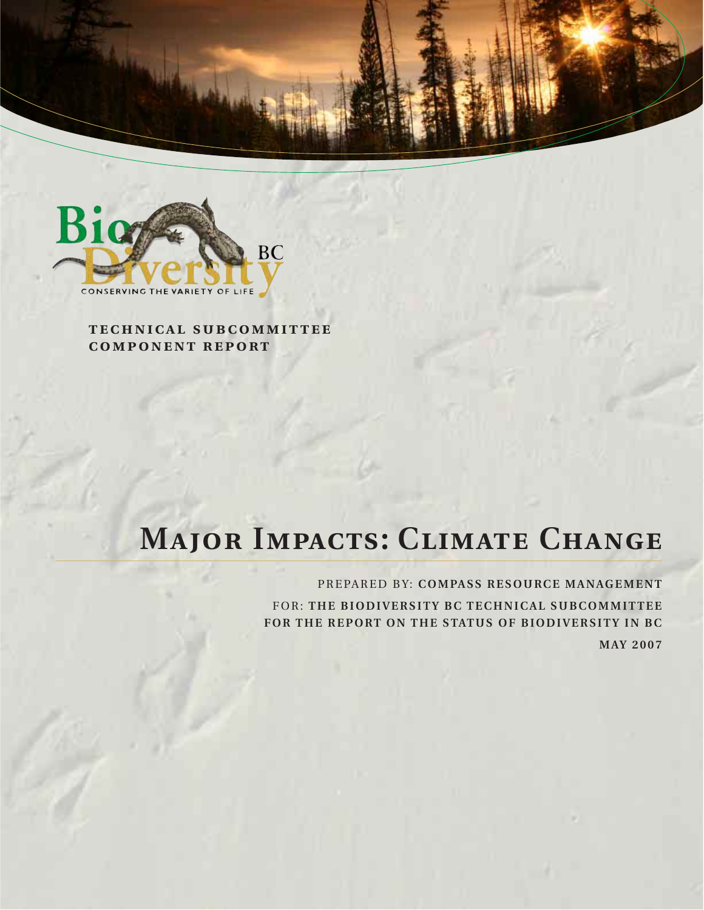Bio Diversity BC

CONSERVING THE VARIETY OF LIFE

**TECHNICAL SUBCOMMITTEE COMPONENT REPORT**

# Major Impacts: Climate Change

PREPARED BY: **COMPASS RESOURCE MANAGEMENT**

FOR: **THE BIODIVERSITY BC TECHNICAL SUBCOMMITTEE FOR THE REPORT ON THE STATUS OF BIODIVERSITY IN BC**

**MAY 2007**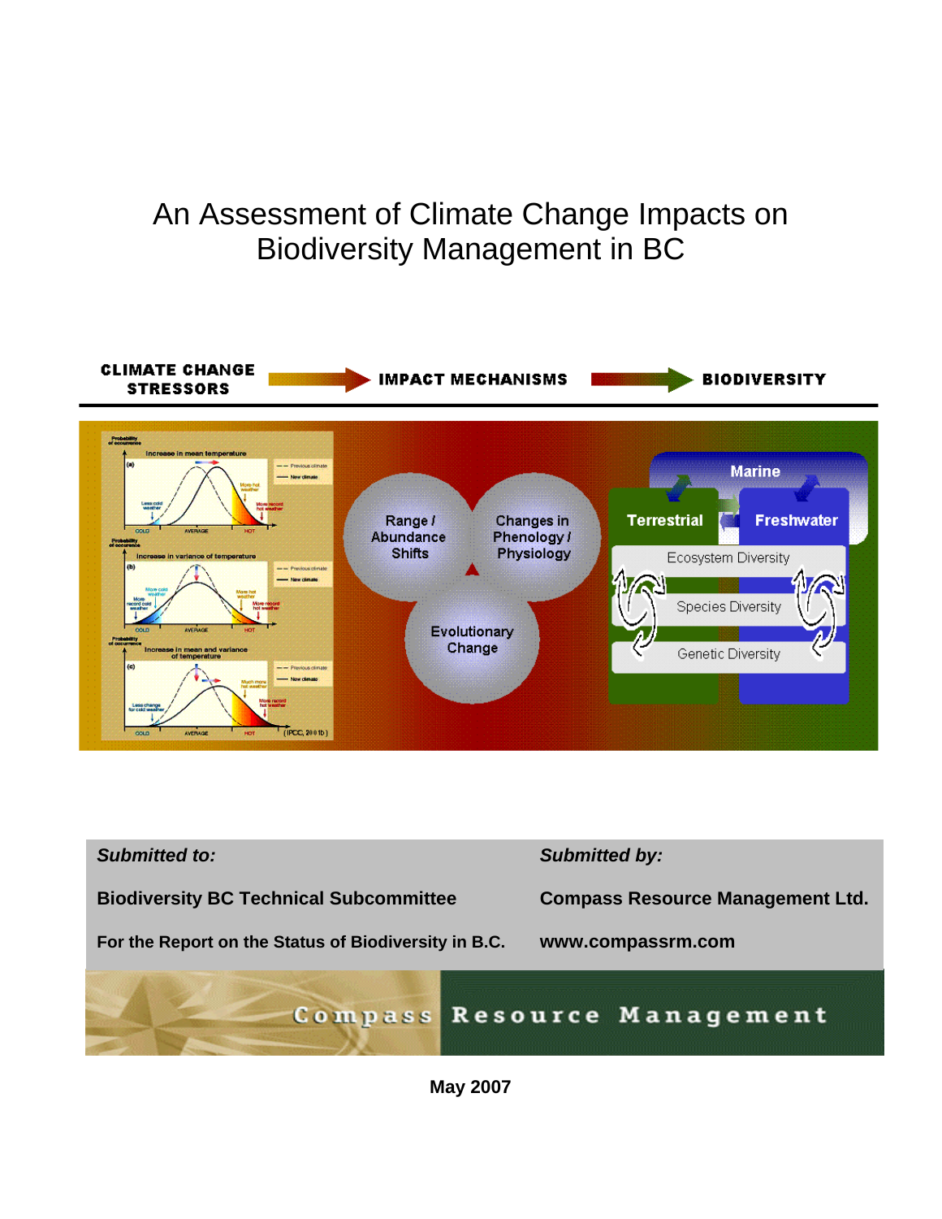# An Assessment of Climate Change Impacts on Biodiversity Management in BC

**CLIMATE CHANGE STRESSORS** → **IMPACT MECHANISMS** → **BIODIVERSITY**

| *Submitted to:* | *Submitted by:* |
|---|---|
| **Biodiversity BC Technical Subcommittee** | **Compass Resource Management Ltd.** |
| **For the Report on the Status of Biodiversity in B.C.** | **www.compassrm.com** |

**Compass Resource Management**

**May 2007**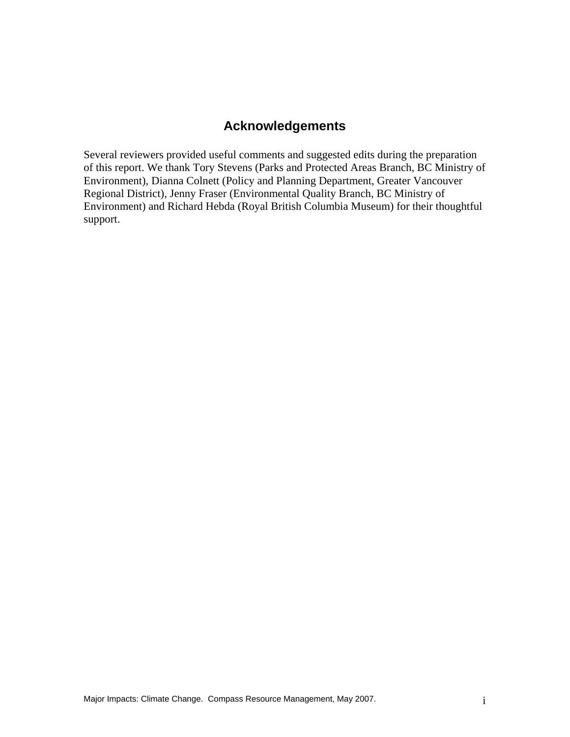# Acknowledgements

Several reviewers provided useful comments and suggested edits during the preparation of this report. We thank Tory Stevens (Parks and Protected Areas Branch, BC Ministry of Environment), Dianna Colnett (Policy and Planning Department, Greater Vancouver Regional District), Jenny Fraser (Environmental Quality Branch, BC Ministry of Environment) and Richard Hebda (Royal British Columbia Museum) for their thoughtful support.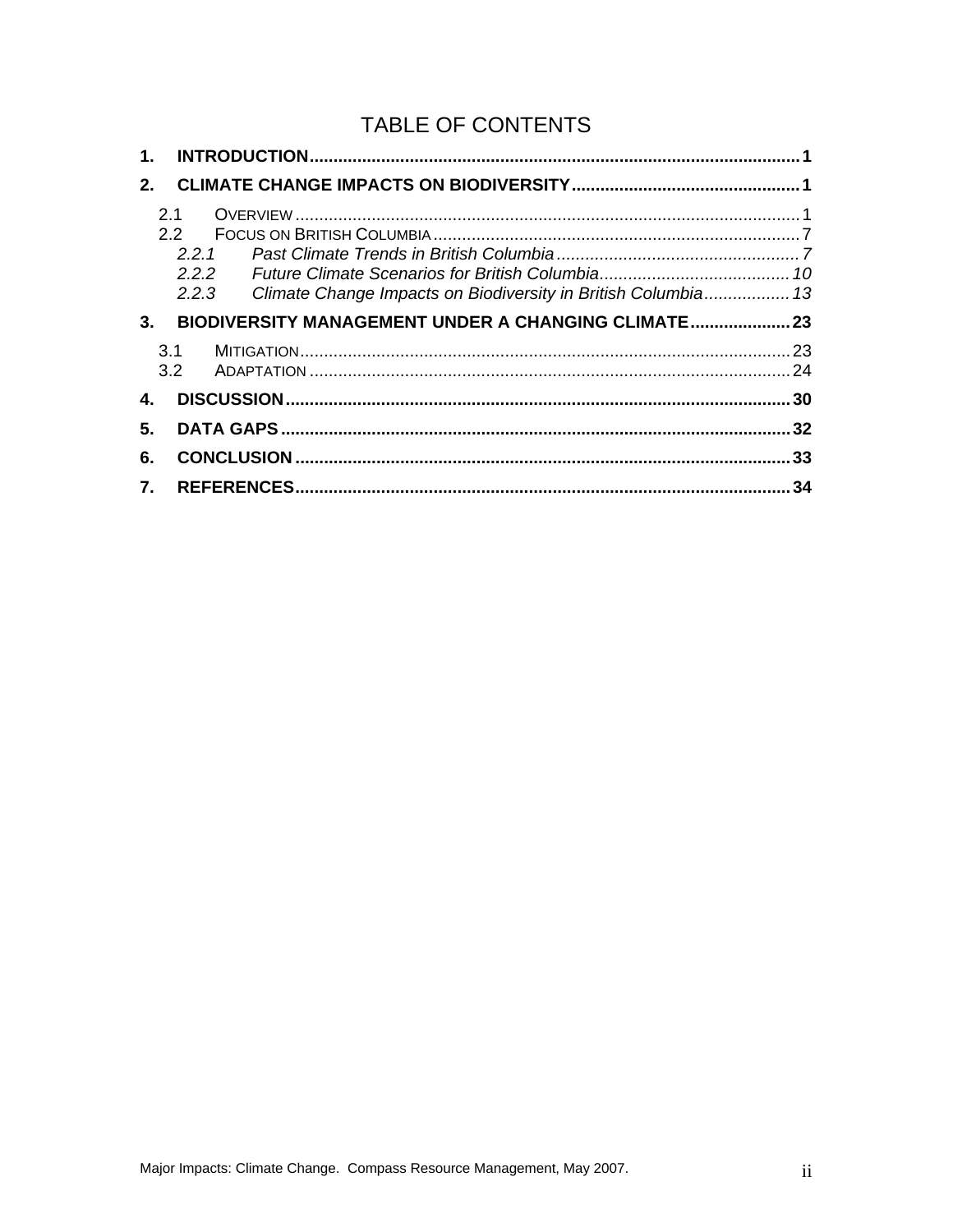# TABLE OF CONTENTS

**1. INTRODUCTION** ..... 1

**2. CLIMATE CHANGE IMPACTS ON BIODIVERSITY** ..... 1

- 2.1 OVERVIEW ..... 1
- 2.2 FOCUS ON BRITISH COLUMBIA ..... 7
  - *2.2.1 Past Climate Trends in British Columbia* ..... 7
  - *2.2.2 Future Climate Scenarios for British Columbia* ..... 10
  - *2.2.3 Climate Change Impacts on Biodiversity in British Columbia* ..... 13

**3. BIODIVERSITY MANAGEMENT UNDER A CHANGING CLIMATE** ..... 23

- 3.1 MITIGATION ..... 23
- 3.2 ADAPTATION ..... 24

**4. DISCUSSION** ..... 30

**5. DATA GAPS** ..... 32

**6. CONCLUSION** ..... 33

**7. REFERENCES** ..... 34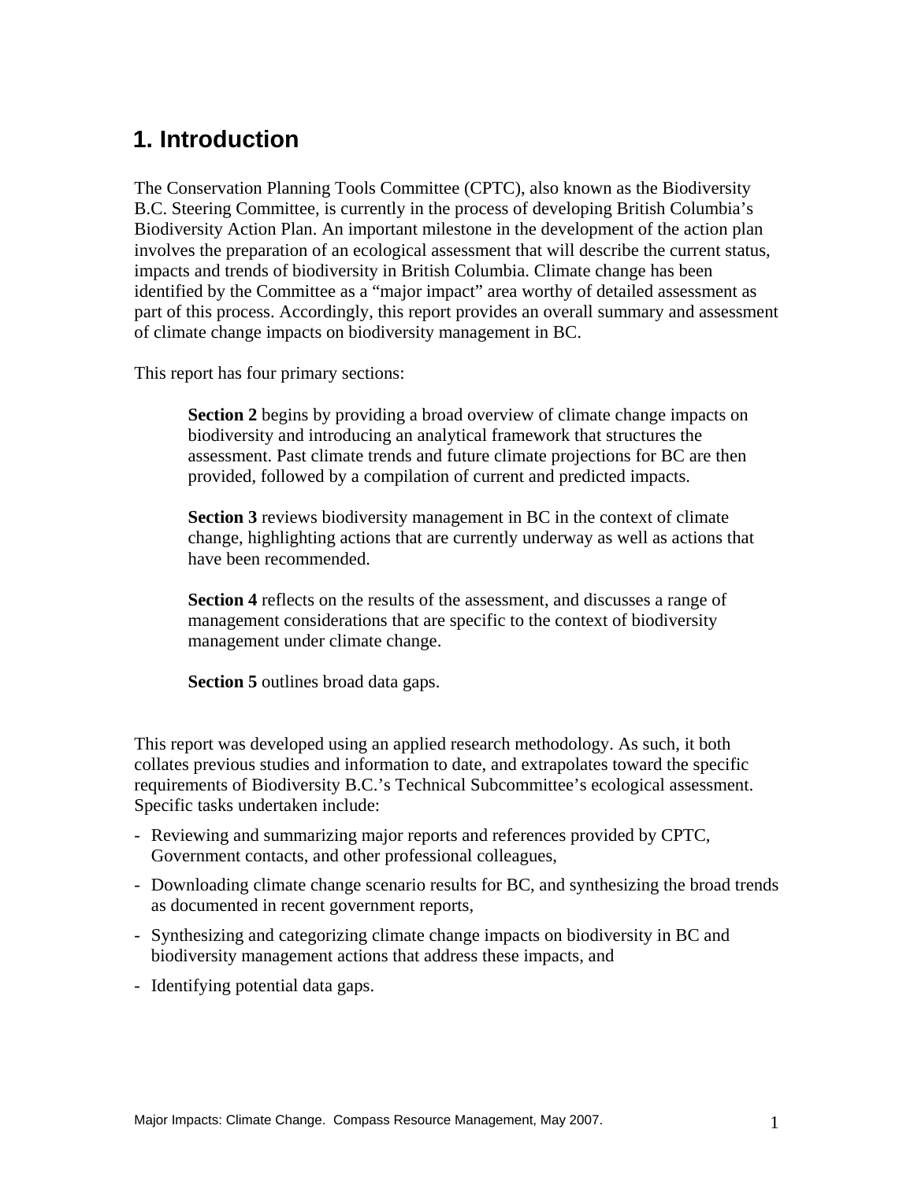# 1. Introduction

The Conservation Planning Tools Committee (CPTC), also known as the Biodiversity B.C. Steering Committee, is currently in the process of developing British Columbia's Biodiversity Action Plan. An important milestone in the development of the action plan involves the preparation of an ecological assessment that will describe the current status, impacts and trends of biodiversity in British Columbia. Climate change has been identified by the Committee as a "major impact" area worthy of detailed assessment as part of this process. Accordingly, this report provides an overall summary and assessment of climate change impacts on biodiversity management in BC.

This report has four primary sections:

> **Section 2** begins by providing a broad overview of climate change impacts on biodiversity and introducing an analytical framework that structures the assessment. Past climate trends and future climate projections for BC are then provided, followed by a compilation of current and predicted impacts.
>
> **Section 3** reviews biodiversity management in BC in the context of climate change, highlighting actions that are currently underway as well as actions that have been recommended.
>
> **Section 4** reflects on the results of the assessment, and discusses a range of management considerations that are specific to the context of biodiversity management under climate change.
>
> **Section 5** outlines broad data gaps.

This report was developed using an applied research methodology. As such, it both collates previous studies and information to date, and extrapolates toward the specific requirements of Biodiversity B.C.'s Technical Subcommittee's ecological assessment. Specific tasks undertaken include:

- Reviewing and summarizing major reports and references provided by CPTC, Government contacts, and other professional colleagues,
- Downloading climate change scenario results for BC, and synthesizing the broad trends as documented in recent government reports,
- Synthesizing and categorizing climate change impacts on biodiversity in BC and biodiversity management actions that address these impacts, and
- Identifying potential data gaps.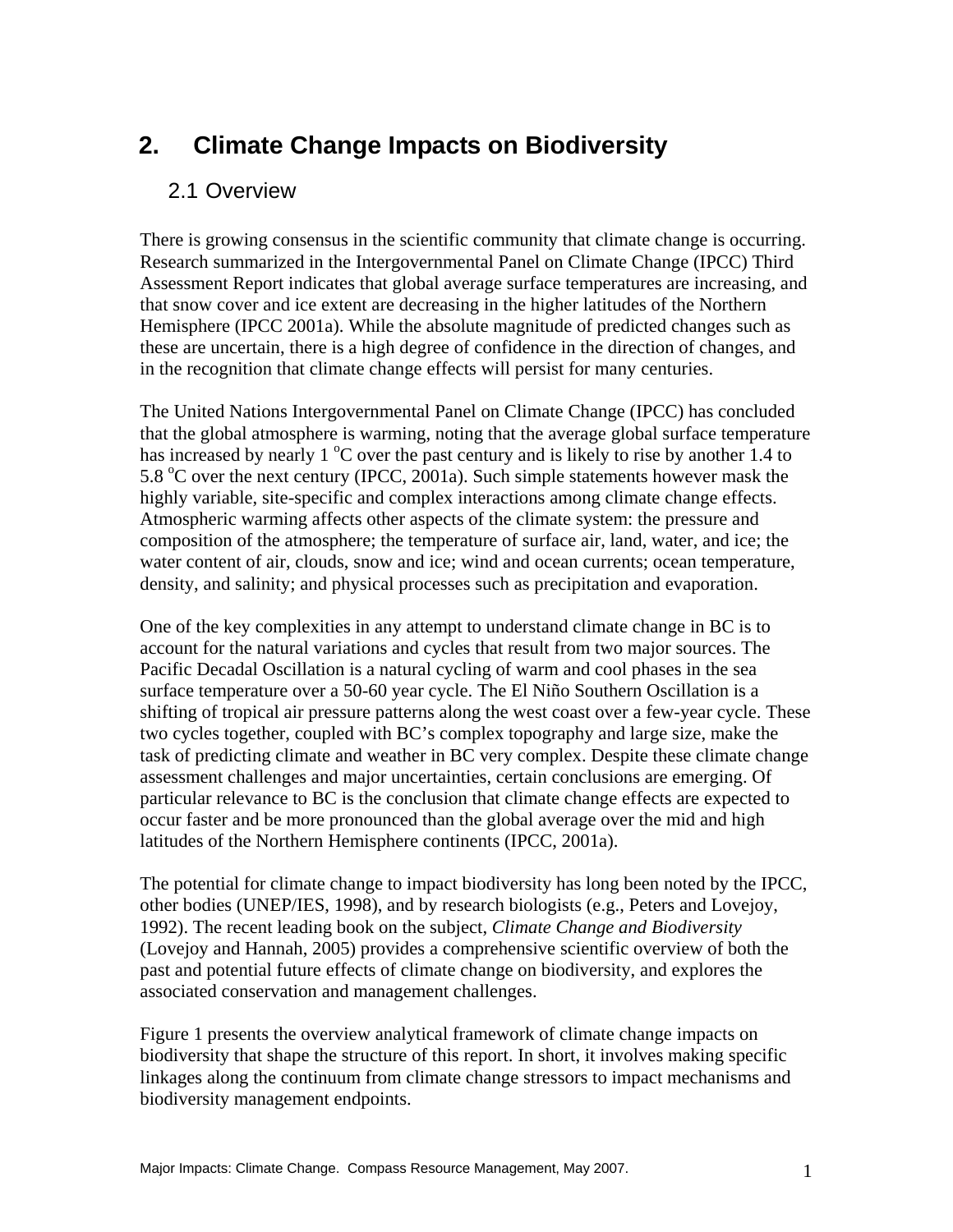# 2. Climate Change Impacts on Biodiversity

## 2.1 Overview

There is growing consensus in the scientific community that climate change is occurring. Research summarized in the Intergovernmental Panel on Climate Change (IPCC) Third Assessment Report indicates that global average surface temperatures are increasing, and that snow cover and ice extent are decreasing in the higher latitudes of the Northern Hemisphere (IPCC 2001a). While the absolute magnitude of predicted changes such as these are uncertain, there is a high degree of confidence in the direction of changes, and in the recognition that climate change effects will persist for many centuries.

The United Nations Intergovernmental Panel on Climate Change (IPCC) has concluded that the global atmosphere is warming, noting that the average global surface temperature has increased by nearly 1 $^{o}$C over the past century and is likely to rise by another 1.4 to 5.8 $^{o}$C over the next century (IPCC, 2001a). Such simple statements however mask the highly variable, site-specific and complex interactions among climate change effects. Atmospheric warming affects other aspects of the climate system: the pressure and composition of the atmosphere; the temperature of surface air, land, water, and ice; the water content of air, clouds, snow and ice; wind and ocean currents; ocean temperature, density, and salinity; and physical processes such as precipitation and evaporation.

One of the key complexities in any attempt to understand climate change in BC is to account for the natural variations and cycles that result from two major sources. The Pacific Decadal Oscillation is a natural cycling of warm and cool phases in the sea surface temperature over a 50-60 year cycle. The El Niño Southern Oscillation is a shifting of tropical air pressure patterns along the west coast over a few-year cycle. These two cycles together, coupled with BC's complex topography and large size, make the task of predicting climate and weather in BC very complex. Despite these climate change assessment challenges and major uncertainties, certain conclusions are emerging. Of particular relevance to BC is the conclusion that climate change effects are expected to occur faster and be more pronounced than the global average over the mid and high latitudes of the Northern Hemisphere continents (IPCC, 2001a).

The potential for climate change to impact biodiversity has long been noted by the IPCC, other bodies (UNEP/IES, 1998), and by research biologists (e.g., Peters and Lovejoy, 1992). The recent leading book on the subject, *Climate Change and Biodiversity* (Lovejoy and Hannah, 2005) provides a comprehensive scientific overview of both the past and potential future effects of climate change on biodiversity, and explores the associated conservation and management challenges.

Figure 1 presents the overview analytical framework of climate change impacts on biodiversity that shape the structure of this report. In short, it involves making specific linkages along the continuum from climate change stressors to impact mechanisms and biodiversity management endpoints.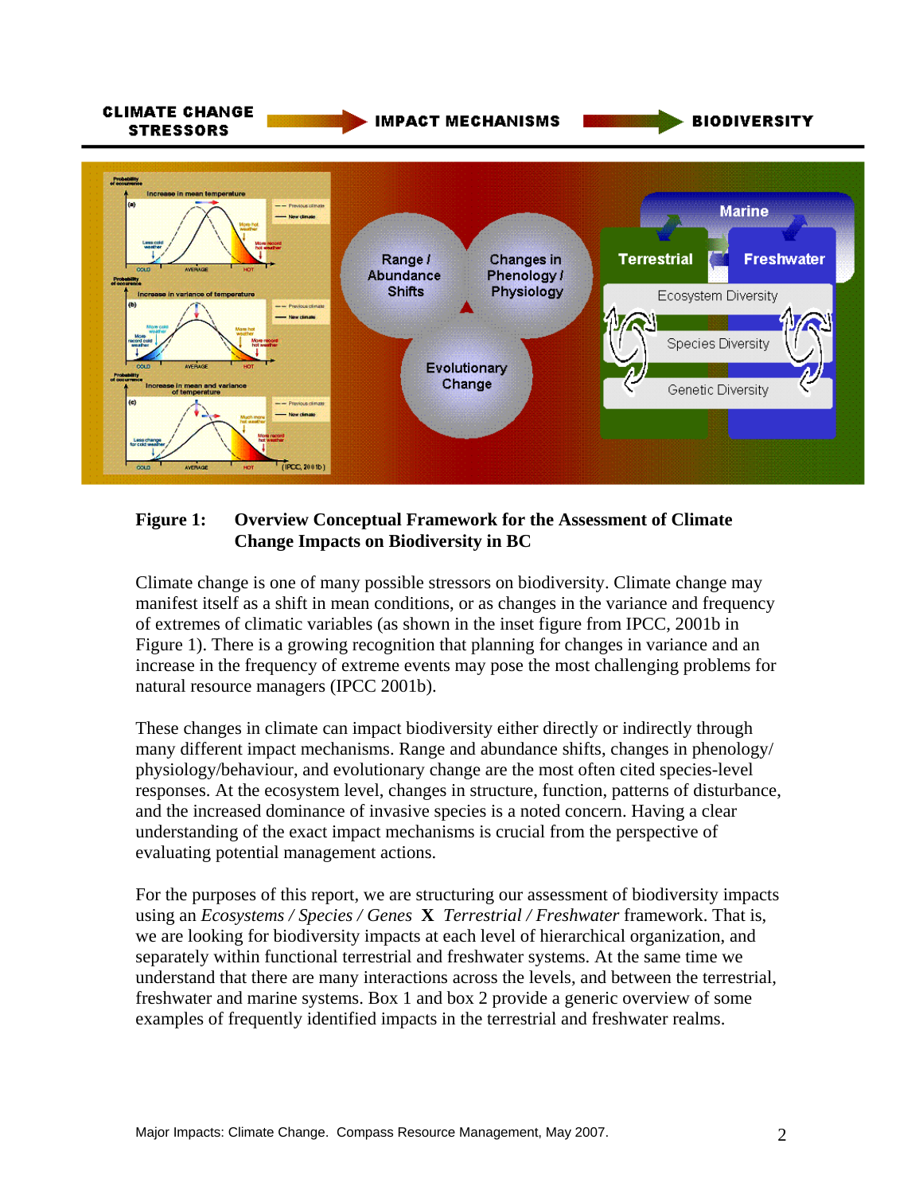**Figure 1: Overview Conceptual Framework for the Assessment of Climate Change Impacts on Biodiversity in BC**

Climate change is one of many possible stressors on biodiversity. Climate change may manifest itself as a shift in mean conditions, or as changes in the variance and frequency of extremes of climatic variables (as shown in the inset figure from IPCC, 2001b in Figure 1). There is a growing recognition that planning for changes in variance and an increase in the frequency of extreme events may pose the most challenging problems for natural resource managers (IPCC 2001b).

These changes in climate can impact biodiversity either directly or indirectly through many different impact mechanisms. Range and abundance shifts, changes in phenology/ physiology/behaviour, and evolutionary change are the most often cited species-level responses. At the ecosystem level, changes in structure, function, patterns of disturbance, and the increased dominance of invasive species is a noted concern. Having a clear understanding of the exact impact mechanisms is crucial from the perspective of evaluating potential management actions.

For the purposes of this report, we are structuring our assessment of biodiversity impacts using an *Ecosystems / Species / Genes* **X** *Terrestrial / Freshwater* framework. That is, we are looking for biodiversity impacts at each level of hierarchical organization, and separately within functional terrestrial and freshwater systems. At the same time we understand that there are many interactions across the levels, and between the terrestrial, freshwater and marine systems. Box 1 and box 2 provide a generic overview of some examples of frequently identified impacts in the terrestrial and freshwater realms.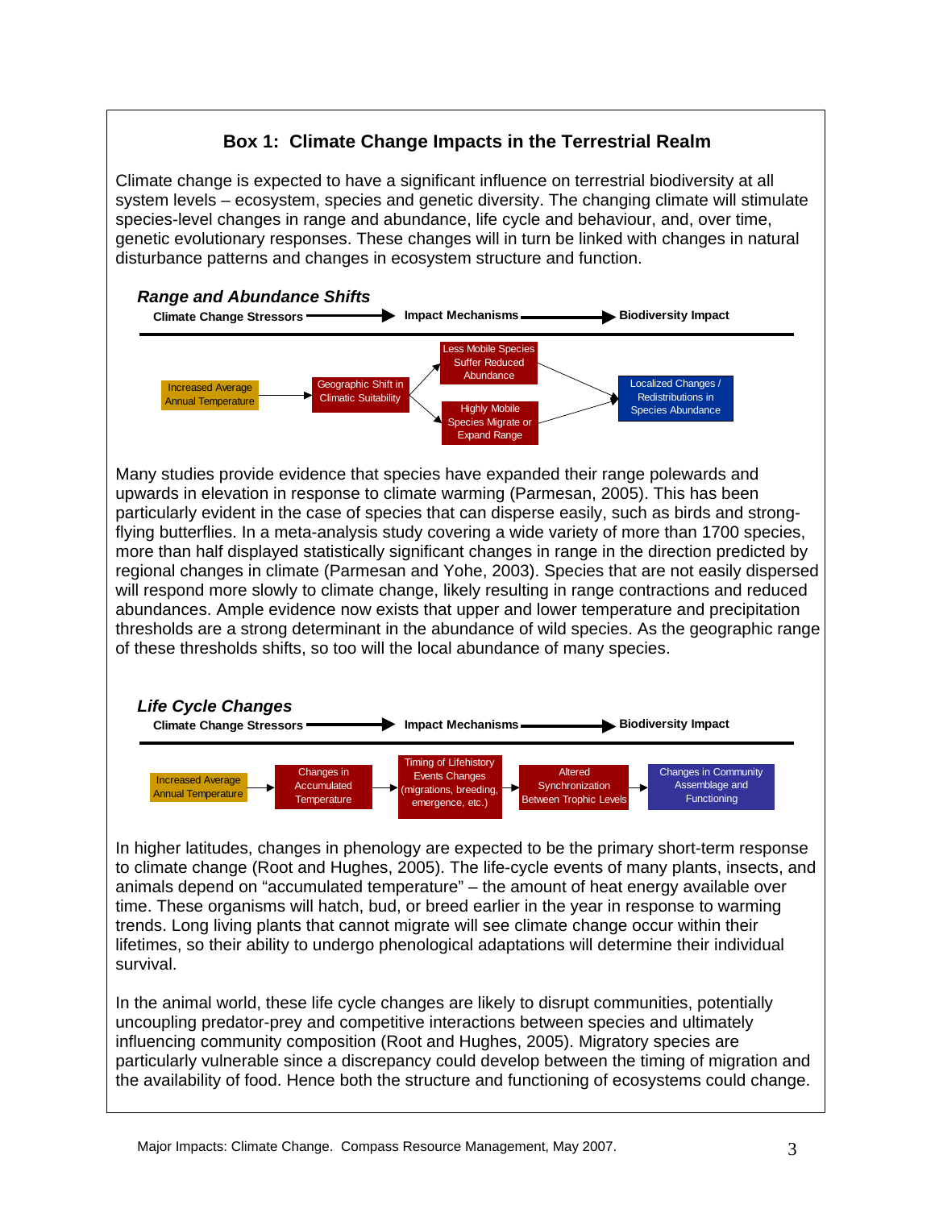## Box 1: Climate Change Impacts in the Terrestrial Realm

Climate change is expected to have a significant influence on terrestrial biodiversity at all system levels – ecosystem, species and genetic diversity. The changing climate will stimulate species-level changes in range and abundance, life cycle and behaviour, and, over time, genetic evolutionary responses. These changes will in turn be linked with changes in natural disturbance patterns and changes in ecosystem structure and function.

### *Range and Abundance Shifts*

**Climate Change Stressors → Impact Mechanisms → Biodiversity Impact**

Increased Average Annual Temperature → Geographic Shift in Climatic Suitability → Less Mobile Species Suffer Reduced Abundance / Highly Mobile Species Migrate or Expand Range → Localized Changes / Redistributions in Species Abundance

Many studies provide evidence that species have expanded their range polewards and upwards in elevation in response to climate warming (Parmesan, 2005). This has been particularly evident in the case of species that can disperse easily, such as birds and strong-flying butterflies. In a meta-analysis study covering a wide variety of more than 1700 species, more than half displayed statistically significant changes in range in the direction predicted by regional changes in climate (Parmesan and Yohe, 2003). Species that are not easily dispersed will respond more slowly to climate change, likely resulting in range contractions and reduced abundances. Ample evidence now exists that upper and lower temperature and precipitation thresholds are a strong determinant in the abundance of wild species. As the geographic range of these thresholds shifts, so too will the local abundance of many species.

### *Life Cycle Changes*

**Climate Change Stressors → Impact Mechanisms → Biodiversity Impact**

Increased Average Annual Temperature → Changes in Accumulated Temperature → Timing of Lifehistory Events Changes (migrations, breeding, emergence, etc.) → Altered Synchronization Between Trophic Levels → Changes in Community Assemblage and Functioning

In higher latitudes, changes in phenology are expected to be the primary short-term response to climate change (Root and Hughes, 2005). The life-cycle events of many plants, insects, and animals depend on "accumulated temperature" – the amount of heat energy available over time. These organisms will hatch, bud, or breed earlier in the year in response to warming trends. Long living plants that cannot migrate will see climate change occur within their lifetimes, so their ability to undergo phenological adaptations will determine their individual survival.

In the animal world, these life cycle changes are likely to disrupt communities, potentially uncoupling predator-prey and competitive interactions between species and ultimately influencing community composition (Root and Hughes, 2005). Migratory species are particularly vulnerable since a discrepancy could develop between the timing of migration and the availability of food. Hence both the structure and functioning of ecosystems could change.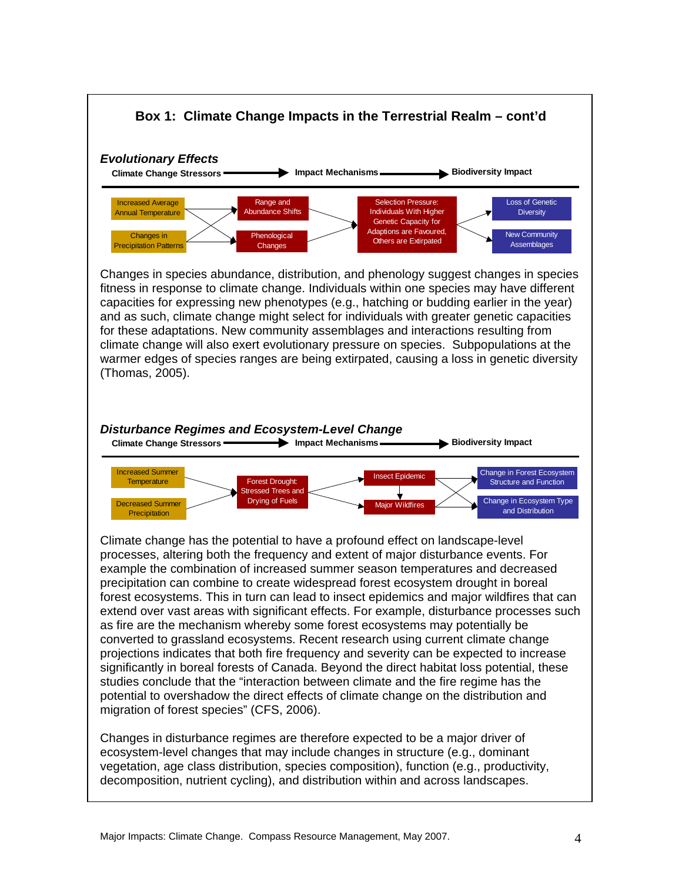## Box 1: Climate Change Impacts in the Terrestrial Realm – cont'd

### *Evolutionary Effects*

**Climate Change Stressors** → **Impact Mechanisms** → **Biodiversity Impact**

- Climate Change Stressors: Increased Average Annual Temperature; Changes in Precipitation Patterns
- Impact Mechanisms: Range and Abundance Shifts; Phenological Changes → Selection Pressure: Individuals With Higher Genetic Capacity for Adaptions are Favoured, Others are Extirpated
- Biodiversity Impact: Loss of Genetic Diversity; New Community Assemblages

Changes in species abundance, distribution, and phenology suggest changes in species fitness in response to climate change. Individuals within one species may have different capacities for expressing new phenotypes (e.g., hatching or budding earlier in the year) and as such, climate change might select for individuals with greater genetic capacities for these adaptations. New community assemblages and interactions resulting from climate change will also exert evolutionary pressure on species. Subpopulations at the warmer edges of species ranges are being extirpated, causing a loss in genetic diversity (Thomas, 2005).

### *Disturbance Regimes and Ecosystem-Level Change*

**Climate Change Stressors** → **Impact Mechanisms** → **Biodiversity Impact**

- Climate Change Stressors: Increased Summer Temperature; Decreased Summer Precipitation
- Impact Mechanisms: Forest Drought: Stressed Trees and Drying of Fuels → Insect Epidemic; Major Wildfires
- Biodiversity Impact: Change in Forest Ecosystem Structure and Function; Change in Ecosystem Type and Distribution

Climate change has the potential to have a profound effect on landscape-level processes, altering both the frequency and extent of major disturbance events. For example the combination of increased summer season temperatures and decreased precipitation can combine to create widespread forest ecosystem drought in boreal forest ecosystems. This in turn can lead to insect epidemics and major wildfires that can extend over vast areas with significant effects. For example, disturbance processes such as fire are the mechanism whereby some forest ecosystems may potentially be converted to grassland ecosystems. Recent research using current climate change projections indicates that both fire frequency and severity can be expected to increase significantly in boreal forests of Canada. Beyond the direct habitat loss potential, these studies conclude that the "interaction between climate and the fire regime has the potential to overshadow the direct effects of climate change on the distribution and migration of forest species" (CFS, 2006).

Changes in disturbance regimes are therefore expected to be a major driver of ecosystem-level changes that may include changes in structure (e.g., dominant vegetation, age class distribution, species composition), function (e.g., productivity, decomposition, nutrient cycling), and distribution within and across landscapes.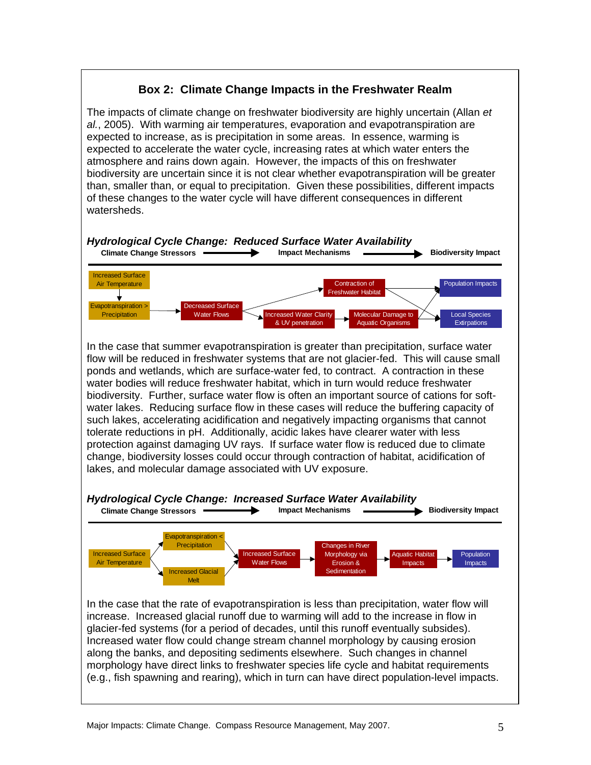### Box 2: Climate Change Impacts in the Freshwater Realm

The impacts of climate change on freshwater biodiversity are highly uncertain (Allan *et al.*, 2005). With warming air temperatures, evaporation and evapotranspiration are expected to increase, as is precipitation in some areas. In essence, warming is expected to accelerate the water cycle, increasing rates at which water enters the atmosphere and rains down again. However, the impacts of this on freshwater biodiversity are uncertain since it is not clear whether evapotranspiration will be greater than, smaller than, or equal to precipitation. Given these possibilities, different impacts of these changes to the water cycle will have different consequences in different watersheds.

***Hydrological Cycle Change: Reduced Surface Water Availability***

**Climate Change Stressors → Impact Mechanisms → Biodiversity Impact**

- Increased Surface Air Temperature → Evapotranspiration > Precipitation → Decreased Surface Water Flows
- Decreased Surface Water Flows → Contraction of Freshwater Habitat → Population Impacts; Local Species Extirpations
- Decreased Surface Water Flows → Increased Water Clarity & UV penetration → Molecular Damage to Aquatic Organisms → Population Impacts; Local Species Extirpations

In the case that summer evapotranspiration is greater than precipitation, surface water flow will be reduced in freshwater systems that are not glacier-fed. This will cause small ponds and wetlands, which are surface-water fed, to contract. A contraction in these water bodies will reduce freshwater habitat, which in turn would reduce freshwater biodiversity. Further, surface water flow is often an important source of cations for soft-water lakes. Reducing surface flow in these cases will reduce the buffering capacity of such lakes, accelerating acidification and negatively impacting organisms that cannot tolerate reductions in pH. Additionally, acidic lakes have clearer water with less protection against damaging UV rays. If surface water flow is reduced due to climate change, biodiversity losses could occur through contraction of habitat, acidification of lakes, and molecular damage associated with UV exposure.

***Hydrological Cycle Change: Increased Surface Water Availability***

**Climate Change Stressors → Impact Mechanisms → Biodiversity Impact**

- Increased Surface Air Temperature → Evapotranspiration < Precipitation; Increased Glacial Melt → Increased Surface Water Flows → Changes in River Morphology via Erosion & Sedimentation → Aquatic Habitat Impacts → Population Impacts

In the case that the rate of evapotranspiration is less than precipitation, water flow will increase. Increased glacial runoff due to warming will add to the increase in flow in glacier-fed systems (for a period of decades, until this runoff eventually subsides). Increased water flow could change stream channel morphology by causing erosion along the banks, and depositing sediments elsewhere. Such changes in channel morphology have direct links to freshwater species life cycle and habitat requirements (e.g., fish spawning and rearing), which in turn can have direct population-level impacts.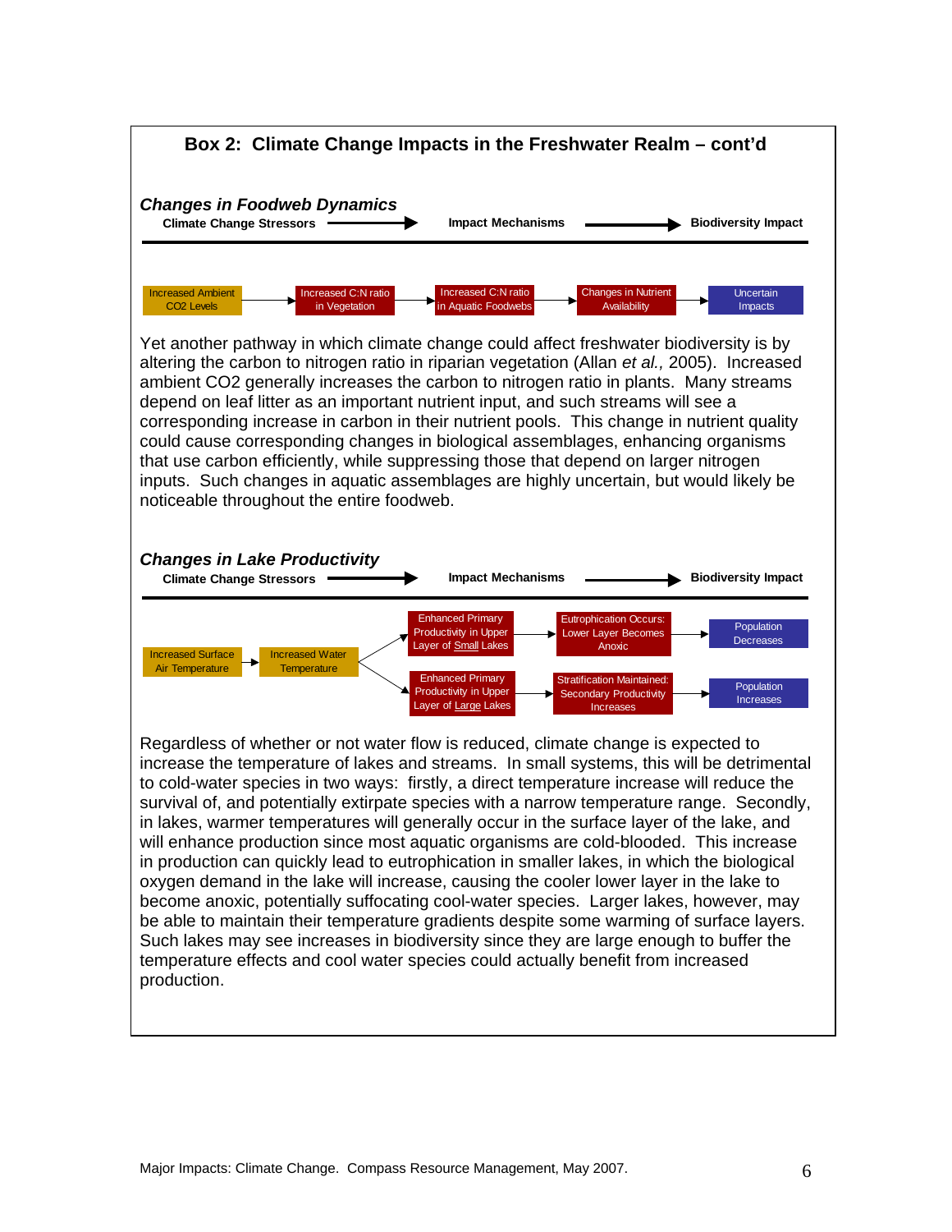## Box 2: Climate Change Impacts in the Freshwater Realm – cont'd

### *Changes in Foodweb Dynamics*

**Climate Change Stressors → Impact Mechanisms → Biodiversity Impact**

Increased Ambient CO2 Levels → Increased C:N ratio in Vegetation → Increased C:N ratio in Aquatic Foodwebs → Changes in Nutrient Availability → Uncertain Impacts

Yet another pathway in which climate change could affect freshwater biodiversity is by altering the carbon to nitrogen ratio in riparian vegetation (Allan *et al.,* 2005). Increased ambient CO2 generally increases the carbon to nitrogen ratio in plants. Many streams depend on leaf litter as an important nutrient input, and such streams will see a corresponding increase in carbon in their nutrient pools. This change in nutrient quality could cause corresponding changes in biological assemblages, enhancing organisms that use carbon efficiently, while suppressing those that depend on larger nitrogen inputs. Such changes in aquatic assemblages are highly uncertain, but would likely be noticeable throughout the entire foodweb.

### *Changes in Lake Productivity*

**Climate Change Stressors → Impact Mechanisms → Biodiversity Impact**

Increased Surface Air Temperature → Increased Water Temperature →
- Enhanced Primary Productivity in Upper Layer of Small Lakes → Eutrophication Occurs: Lower Layer Becomes Anoxic → Population Decreases
- Enhanced Primary Productivity in Upper Layer of Large Lakes → Stratification Maintained: Secondary Productivity Increases → Population Increases

Regardless of whether or not water flow is reduced, climate change is expected to increase the temperature of lakes and streams. In small systems, this will be detrimental to cold-water species in two ways: firstly, a direct temperature increase will reduce the survival of, and potentially extirpate species with a narrow temperature range. Secondly, in lakes, warmer temperatures will generally occur in the surface layer of the lake, and will enhance production since most aquatic organisms are cold-blooded. This increase in production can quickly lead to eutrophication in smaller lakes, in which the biological oxygen demand in the lake will increase, causing the cooler lower layer in the lake to become anoxic, potentially suffocating cool-water species. Larger lakes, however, may be able to maintain their temperature gradients despite some warming of surface layers. Such lakes may see increases in biodiversity since they are large enough to buffer the temperature effects and cool water species could actually benefit from increased production.

Major Impacts: Climate Change. Compass Resource Management, May 2007.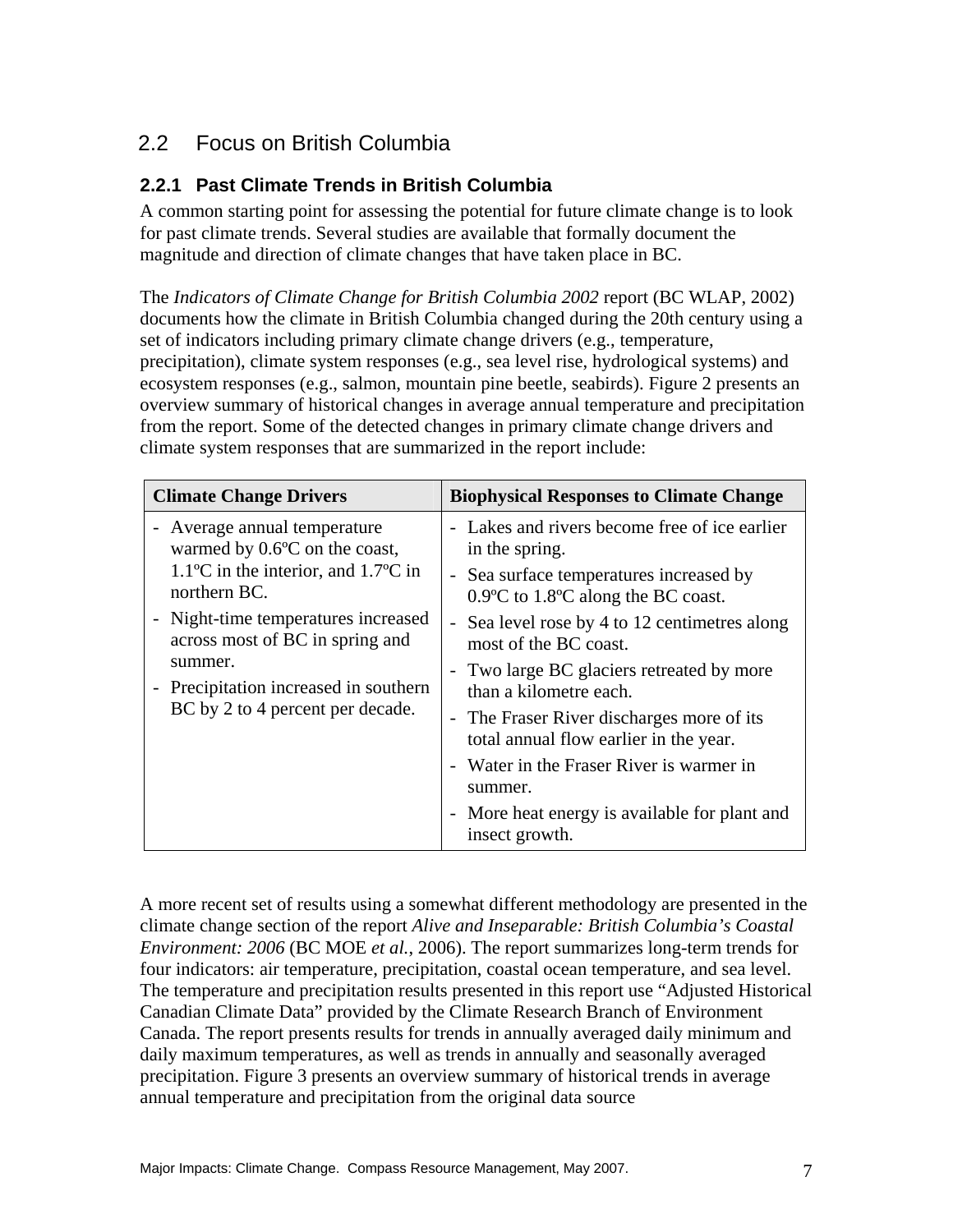## 2.2 Focus on British Columbia

### 2.2.1 Past Climate Trends in British Columbia

A common starting point for assessing the potential for future climate change is to look for past climate trends. Several studies are available that formally document the magnitude and direction of climate changes that have taken place in BC.

The *Indicators of Climate Change for British Columbia 2002* report (BC WLAP, 2002) documents how the climate in British Columbia changed during the 20th century using a set of indicators including primary climate change drivers (e.g., temperature, precipitation), climate system responses (e.g., sea level rise, hydrological systems) and ecosystem responses (e.g., salmon, mountain pine beetle, seabirds). Figure 2 presents an overview summary of historical changes in average annual temperature and precipitation from the report. Some of the detected changes in primary climate change drivers and climate system responses that are summarized in the report include:

| Climate Change Drivers | Biophysical Responses to Climate Change |
|---|---|
| - Average annual temperature warmed by 0.6ºC on the coast, 1.1ºC in the interior, and 1.7ºC in northern BC.<br>- Night-time temperatures increased across most of BC in spring and summer.<br>- Precipitation increased in southern BC by 2 to 4 percent per decade. | - Lakes and rivers become free of ice earlier in the spring.<br>- Sea surface temperatures increased by 0.9ºC to 1.8ºC along the BC coast.<br>- Sea level rose by 4 to 12 centimetres along most of the BC coast.<br>- Two large BC glaciers retreated by more than a kilometre each.<br>- The Fraser River discharges more of its total annual flow earlier in the year.<br>- Water in the Fraser River is warmer in summer.<br>- More heat energy is available for plant and insect growth. |

A more recent set of results using a somewhat different methodology are presented in the climate change section of the report *Alive and Inseparable: British Columbia's Coastal Environment: 2006* (BC MOE *et al.*, 2006). The report summarizes long-term trends for four indicators: air temperature, precipitation, coastal ocean temperature, and sea level. The temperature and precipitation results presented in this report use "Adjusted Historical Canadian Climate Data" provided by the Climate Research Branch of Environment Canada. The report presents results for trends in annually averaged daily minimum and daily maximum temperatures, as well as trends in annually and seasonally averaged precipitation. Figure 3 presents an overview summary of historical trends in average annual temperature and precipitation from the original data source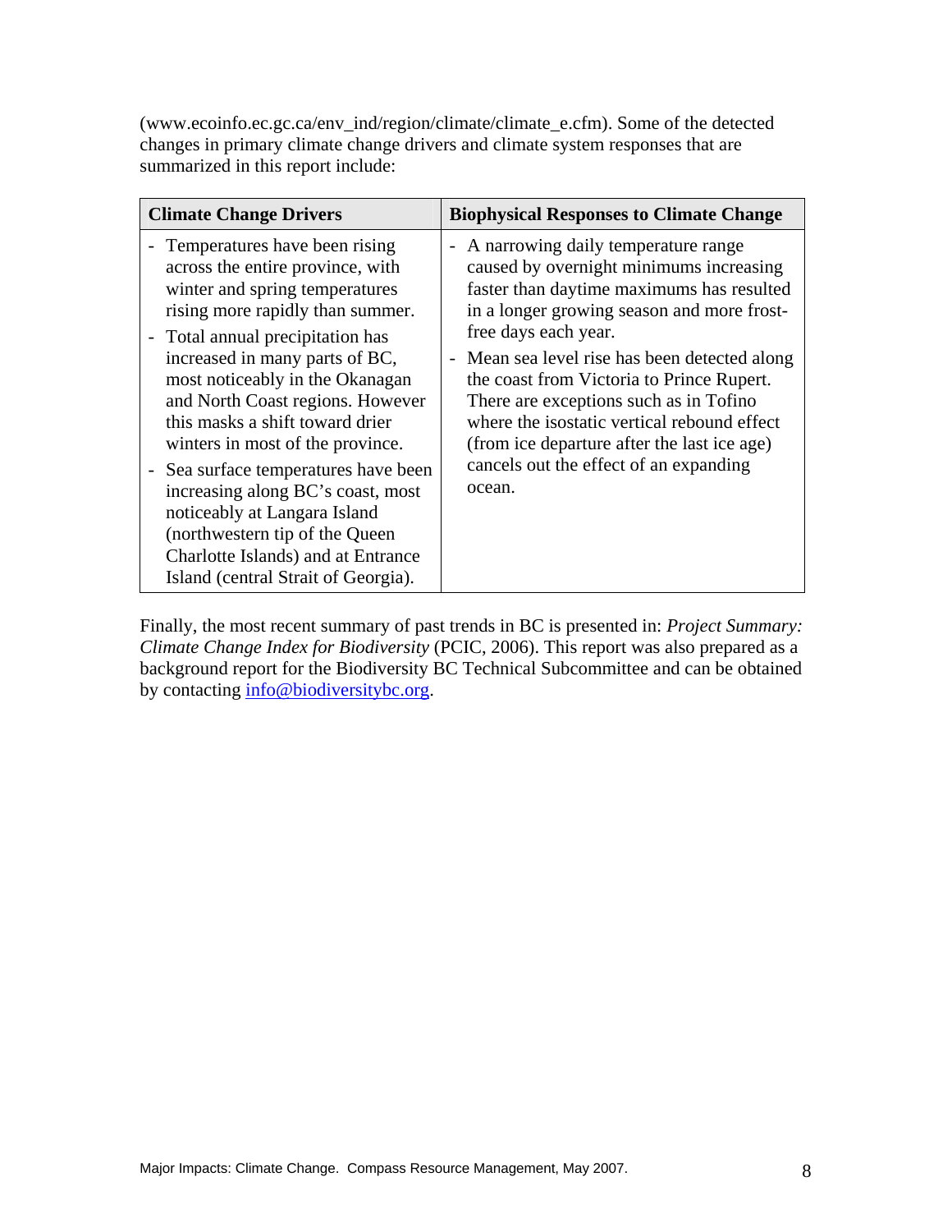(www.ecoinfo.ec.gc.ca/env_ind/region/climate/climate_e.cfm). Some of the detected changes in primary climate change drivers and climate system responses that are summarized in this report include:

| Climate Change Drivers | Biophysical Responses to Climate Change |
|---|---|
| - Temperatures have been rising across the entire province, with winter and spring temperatures rising more rapidly than summer.<br>- Total annual precipitation has increased in many parts of BC, most noticeably in the Okanagan and North Coast regions. However this masks a shift toward drier winters in most of the province.<br>- Sea surface temperatures have been increasing along BC's coast, most noticeably at Langara Island (northwestern tip of the Queen Charlotte Islands) and at Entrance Island (central Strait of Georgia). | - A narrowing daily temperature range caused by overnight minimums increasing faster than daytime maximums has resulted in a longer growing season and more frost-free days each year.<br>- Mean sea level rise has been detected along the coast from Victoria to Prince Rupert. There are exceptions such as in Tofino where the isostatic vertical rebound effect (from ice departure after the last ice age) cancels out the effect of an expanding ocean. |

Finally, the most recent summary of past trends in BC is presented in: *Project Summary: Climate Change Index for Biodiversity* (PCIC, 2006). This report was also prepared as a background report for the Biodiversity BC Technical Subcommittee and can be obtained by contacting info@biodiversitybc.org.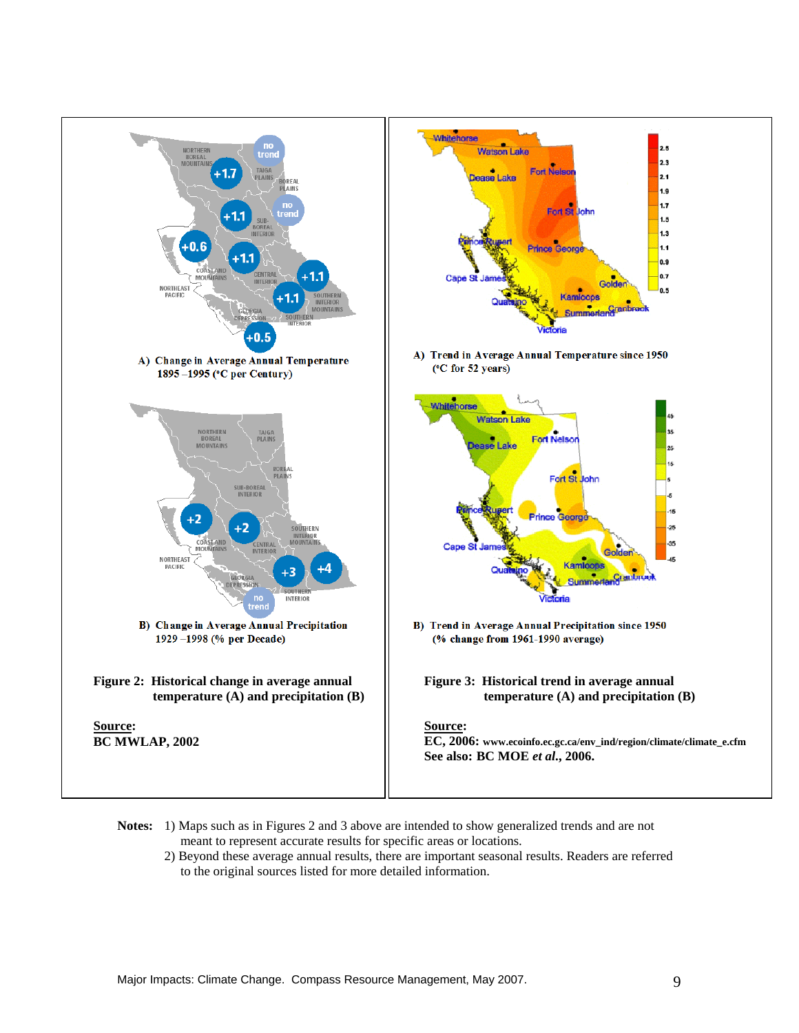A) Change in Average Annual Temperature 1895 –1995 (°C per Century)

B) Change in Average Annual Precipitation 1929 –1998 (% per Decade)

**Figure 2: Historical change in average annual temperature (A) and precipitation (B)**

**Source:**
**BC MWLAP, 2002**

A) Trend in Average Annual Temperature since 1950 (°C for 52 years)

B) Trend in Average Annual Precipitation since 1950 (% change from 1961-1990 average)

**Figure 3: Historical trend in average annual temperature (A) and precipitation (B)**

**Source:**
**EC, 2006:** www.ecoinfo.ec.gc.ca/env_ind/region/climate/climate_e.cfm
**See also: BC MOE *et al*., 2006.**

**Notes:** 1) Maps such as in Figures 2 and 3 above are intended to show generalized trends and are not meant to represent accurate results for specific areas or locations.
2) Beyond these average annual results, there are important seasonal results. Readers are referred to the original sources listed for more detailed information.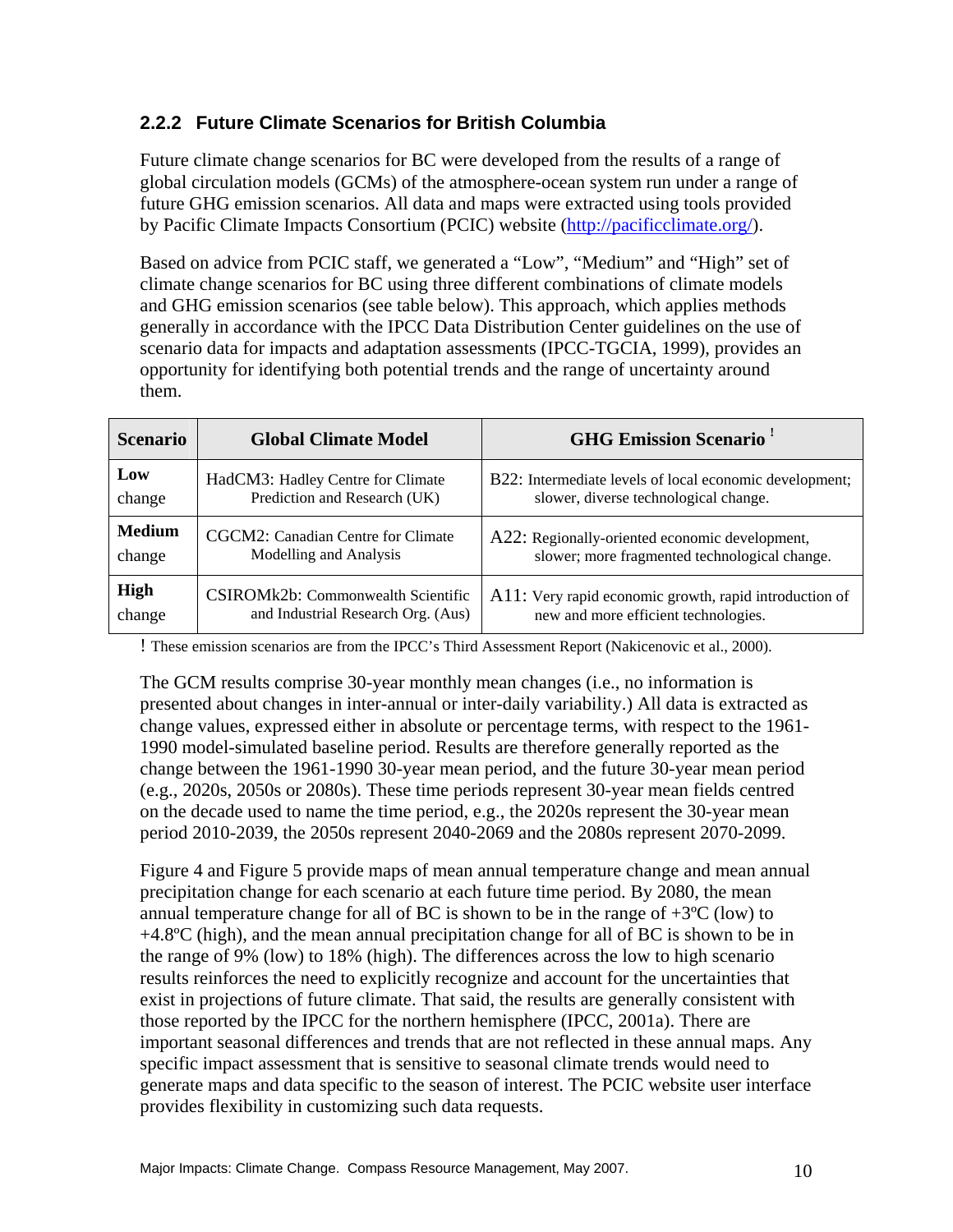### 2.2.2 Future Climate Scenarios for British Columbia

Future climate change scenarios for BC were developed from the results of a range of global circulation models (GCMs) of the atmosphere-ocean system run under a range of future GHG emission scenarios. All data and maps were extracted using tools provided by Pacific Climate Impacts Consortium (PCIC) website (http://pacificclimate.org/).

Based on advice from PCIC staff, we generated a "Low", "Medium" and "High" set of climate change scenarios for BC using three different combinations of climate models and GHG emission scenarios (see table below). This approach, which applies methods generally in accordance with the IPCC Data Distribution Center guidelines on the use of scenario data for impacts and adaptation assessments (IPCC-TGCIA, 1999), provides an opportunity for identifying both potential trends and the range of uncertainty around them.

| Scenario | Global Climate Model | GHG Emission Scenario ! |
|---|---|---|
| **Low** change | HadCM3: Hadley Centre for Climate Prediction and Research (UK) | B22: Intermediate levels of local economic development; slower, diverse technological change. |
| **Medium** change | CGCM2: Canadian Centre for Climate Modelling and Analysis | A22: Regionally-oriented economic development, slower; more fragmented technological change. |
| **High** change | CSIROMk2b: Commonwealth Scientific and Industrial Research Org. (Aus) | A11: Very rapid economic growth, rapid introduction of new and more efficient technologies. |

! These emission scenarios are from the IPCC's Third Assessment Report (Nakicenovic et al., 2000).

The GCM results comprise 30-year monthly mean changes (i.e., no information is presented about changes in inter-annual or inter-daily variability.) All data is extracted as change values, expressed either in absolute or percentage terms, with respect to the 1961-1990 model-simulated baseline period. Results are therefore generally reported as the change between the 1961-1990 30-year mean period, and the future 30-year mean period (e.g., 2020s, 2050s or 2080s). These time periods represent 30-year mean fields centred on the decade used to name the time period, e.g., the 2020s represent the 30-year mean period 2010-2039, the 2050s represent 2040-2069 and the 2080s represent 2070-2099.

Figure 4 and Figure 5 provide maps of mean annual temperature change and mean annual precipitation change for each scenario at each future time period. By 2080, the mean annual temperature change for all of BC is shown to be in the range of +3ºC (low) to +4.8ºC (high), and the mean annual precipitation change for all of BC is shown to be in the range of 9% (low) to 18% (high). The differences across the low to high scenario results reinforces the need to explicitly recognize and account for the uncertainties that exist in projections of future climate. That said, the results are generally consistent with those reported by the IPCC for the northern hemisphere (IPCC, 2001a). There are important seasonal differences and trends that are not reflected in these annual maps. Any specific impact assessment that is sensitive to seasonal climate trends would need to generate maps and data specific to the season of interest. The PCIC website user interface provides flexibility in customizing such data requests.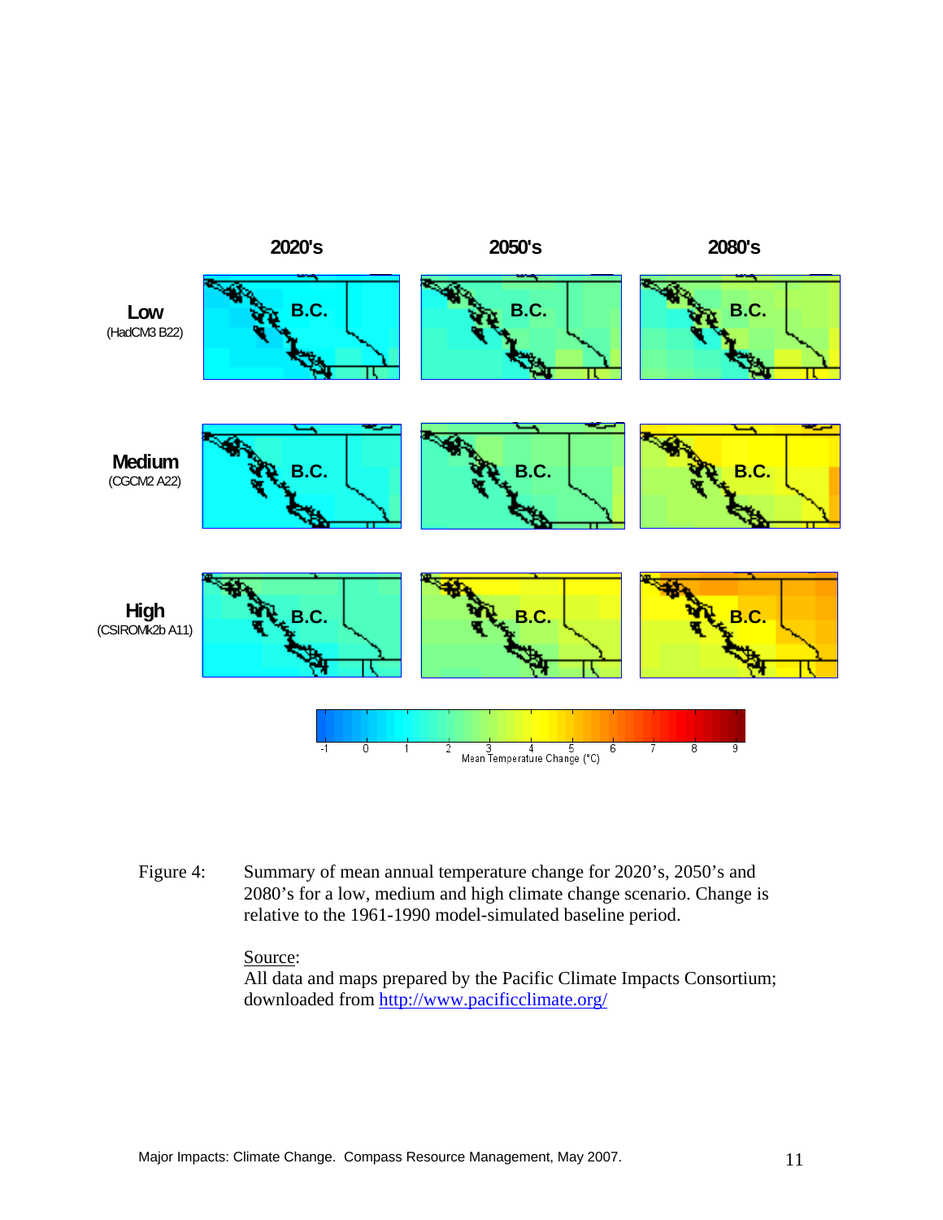Figure 4: Summary of mean annual temperature change for 2020's, 2050's and 2080's for a low, medium and high climate change scenario. Change is relative to the 1961-1990 model-simulated baseline period.

Source:
All data and maps prepared by the Pacific Climate Impacts Consortium; downloaded from http://www.pacificclimate.org/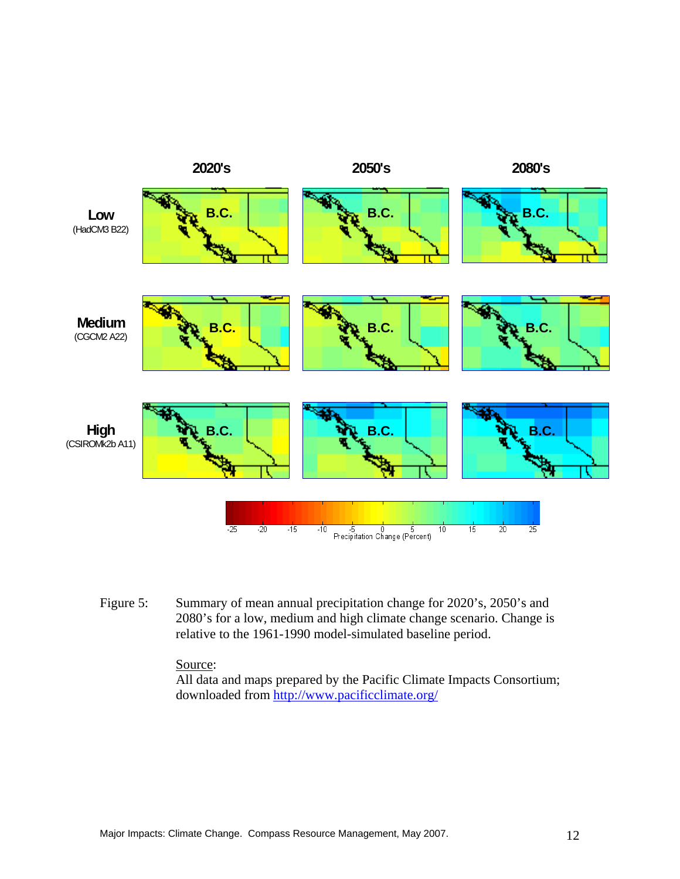Figure 5: Summary of mean annual precipitation change for 2020's, 2050's and 2080's for a low, medium and high climate change scenario. Change is relative to the 1961-1990 model-simulated baseline period.

Source:
All data and maps prepared by the Pacific Climate Impacts Consortium; downloaded from http://www.pacificclimate.org/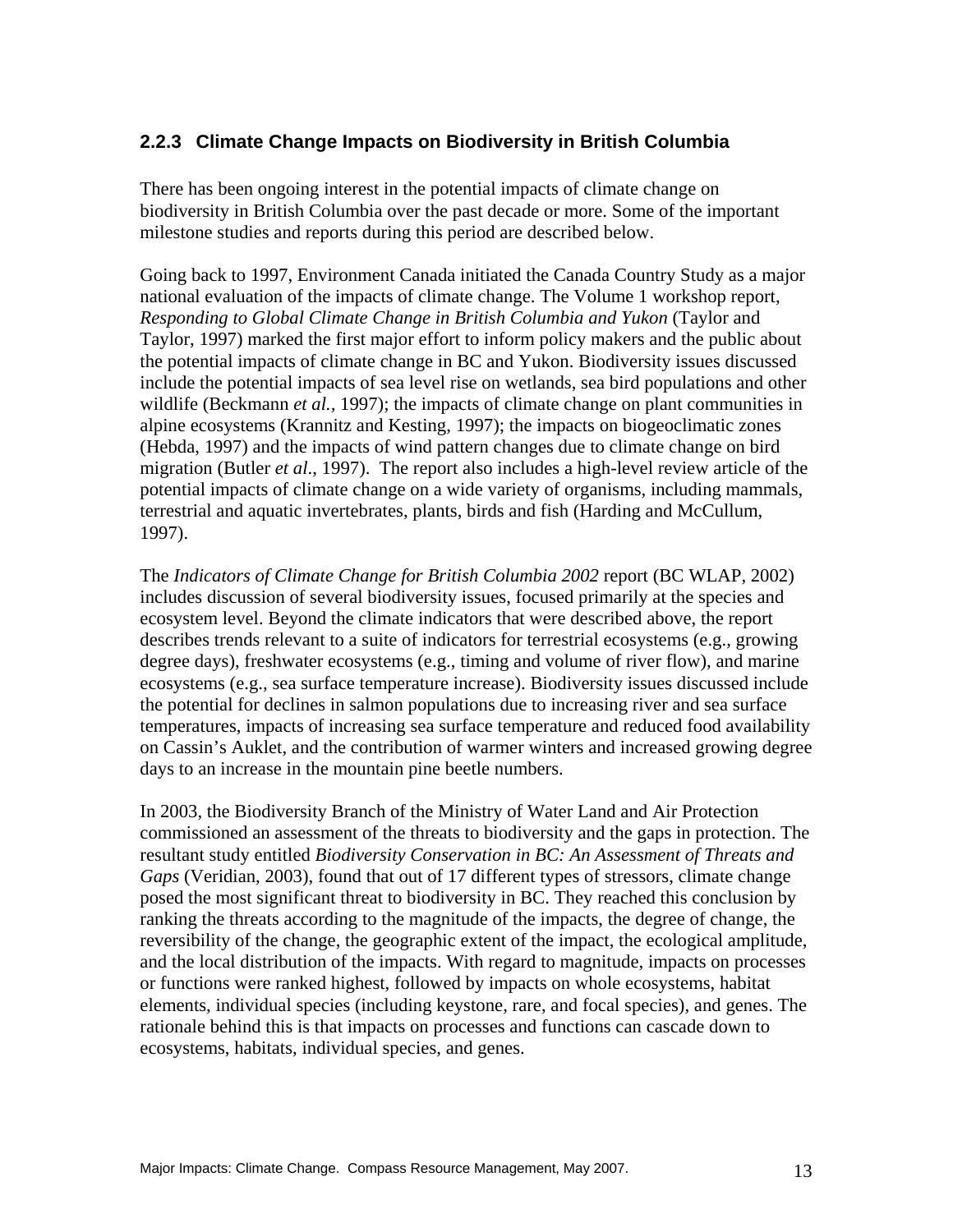### 2.2.3 Climate Change Impacts on Biodiversity in British Columbia

There has been ongoing interest in the potential impacts of climate change on biodiversity in British Columbia over the past decade or more. Some of the important milestone studies and reports during this period are described below.

Going back to 1997, Environment Canada initiated the Canada Country Study as a major national evaluation of the impacts of climate change. The Volume 1 workshop report, *Responding to Global Climate Change in British Columbia and Yukon* (Taylor and Taylor, 1997) marked the first major effort to inform policy makers and the public about the potential impacts of climate change in BC and Yukon. Biodiversity issues discussed include the potential impacts of sea level rise on wetlands, sea bird populations and other wildlife (Beckmann *et al.*, 1997); the impacts of climate change on plant communities in alpine ecosystems (Krannitz and Kesting, 1997); the impacts on biogeoclimatic zones (Hebda, 1997) and the impacts of wind pattern changes due to climate change on bird migration (Butler *et al*., 1997). The report also includes a high-level review article of the potential impacts of climate change on a wide variety of organisms, including mammals, terrestrial and aquatic invertebrates, plants, birds and fish (Harding and McCullum, 1997).

The *Indicators of Climate Change for British Columbia 2002* report (BC WLAP, 2002) includes discussion of several biodiversity issues, focused primarily at the species and ecosystem level. Beyond the climate indicators that were described above, the report describes trends relevant to a suite of indicators for terrestrial ecosystems (e.g., growing degree days), freshwater ecosystems (e.g., timing and volume of river flow), and marine ecosystems (e.g., sea surface temperature increase). Biodiversity issues discussed include the potential for declines in salmon populations due to increasing river and sea surface temperatures, impacts of increasing sea surface temperature and reduced food availability on Cassin's Auklet, and the contribution of warmer winters and increased growing degree days to an increase in the mountain pine beetle numbers.

In 2003, the Biodiversity Branch of the Ministry of Water Land and Air Protection commissioned an assessment of the threats to biodiversity and the gaps in protection. The resultant study entitled *Biodiversity Conservation in BC: An Assessment of Threats and Gaps* (Veridian, 2003), found that out of 17 different types of stressors, climate change posed the most significant threat to biodiversity in BC. They reached this conclusion by ranking the threats according to the magnitude of the impacts, the degree of change, the reversibility of the change, the geographic extent of the impact, the ecological amplitude, and the local distribution of the impacts. With regard to magnitude, impacts on processes or functions were ranked highest, followed by impacts on whole ecosystems, habitat elements, individual species (including keystone, rare, and focal species), and genes. The rationale behind this is that impacts on processes and functions can cascade down to ecosystems, habitats, individual species, and genes.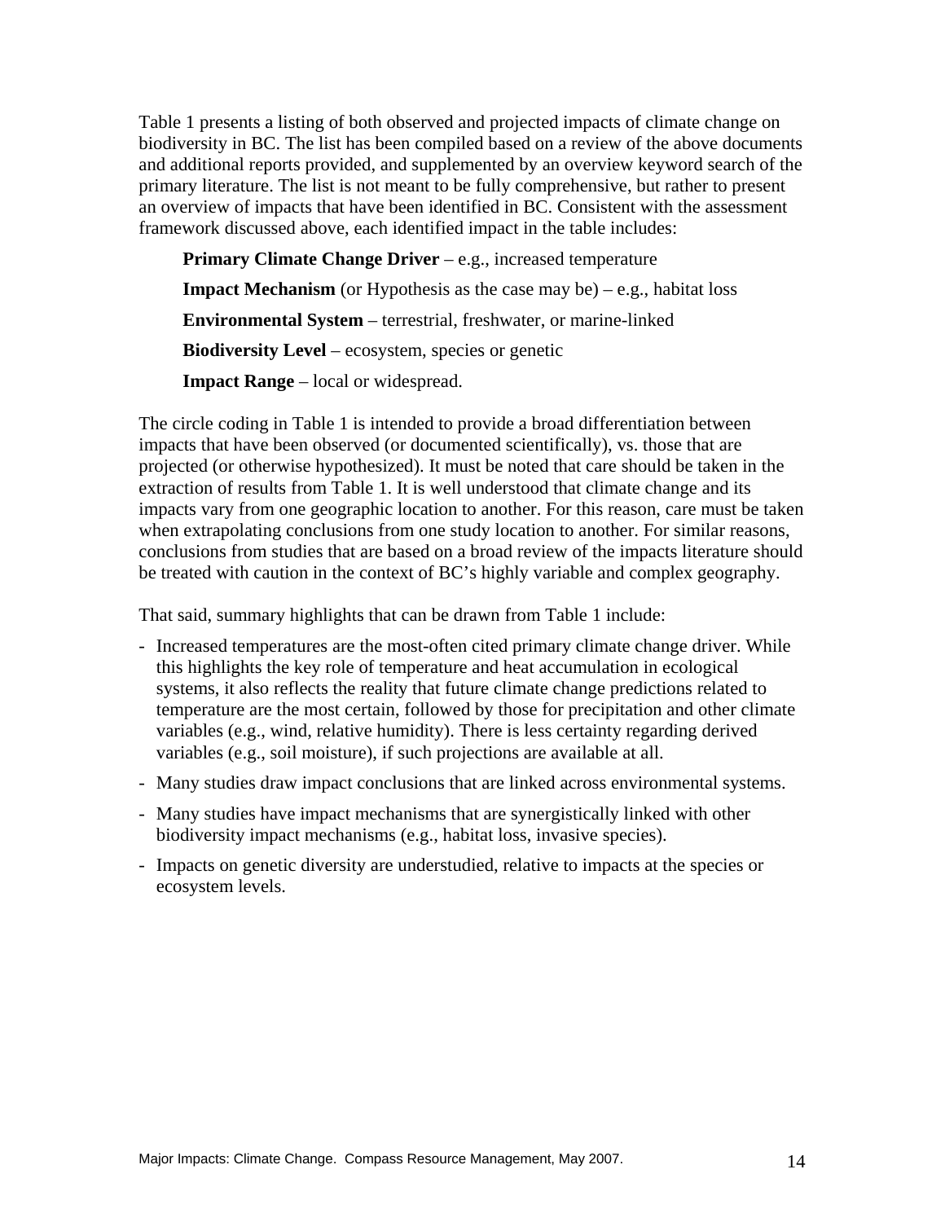Table 1 presents a listing of both observed and projected impacts of climate change on biodiversity in BC. The list has been compiled based on a review of the above documents and additional reports provided, and supplemented by an overview keyword search of the primary literature. The list is not meant to be fully comprehensive, but rather to present an overview of impacts that have been identified in BC. Consistent with the assessment framework discussed above, each identified impact in the table includes:

**Primary Climate Change Driver** – e.g., increased temperature

**Impact Mechanism** (or Hypothesis as the case may be) – e.g., habitat loss

**Environmental System** – terrestrial, freshwater, or marine-linked

**Biodiversity Level** – ecosystem, species or genetic

**Impact Range** – local or widespread.

The circle coding in Table 1 is intended to provide a broad differentiation between impacts that have been observed (or documented scientifically), vs. those that are projected (or otherwise hypothesized). It must be noted that care should be taken in the extraction of results from Table 1. It is well understood that climate change and its impacts vary from one geographic location to another. For this reason, care must be taken when extrapolating conclusions from one study location to another. For similar reasons, conclusions from studies that are based on a broad review of the impacts literature should be treated with caution in the context of BC's highly variable and complex geography.

That said, summary highlights that can be drawn from Table 1 include:

- Increased temperatures are the most-often cited primary climate change driver. While this highlights the key role of temperature and heat accumulation in ecological systems, it also reflects the reality that future climate change predictions related to temperature are the most certain, followed by those for precipitation and other climate variables (e.g., wind, relative humidity). There is less certainty regarding derived variables (e.g., soil moisture), if such projections are available at all.
- Many studies draw impact conclusions that are linked across environmental systems.
- Many studies have impact mechanisms that are synergistically linked with other biodiversity impact mechanisms (e.g., habitat loss, invasive species).
- Impacts on genetic diversity are understudied, relative to impacts at the species or ecosystem levels.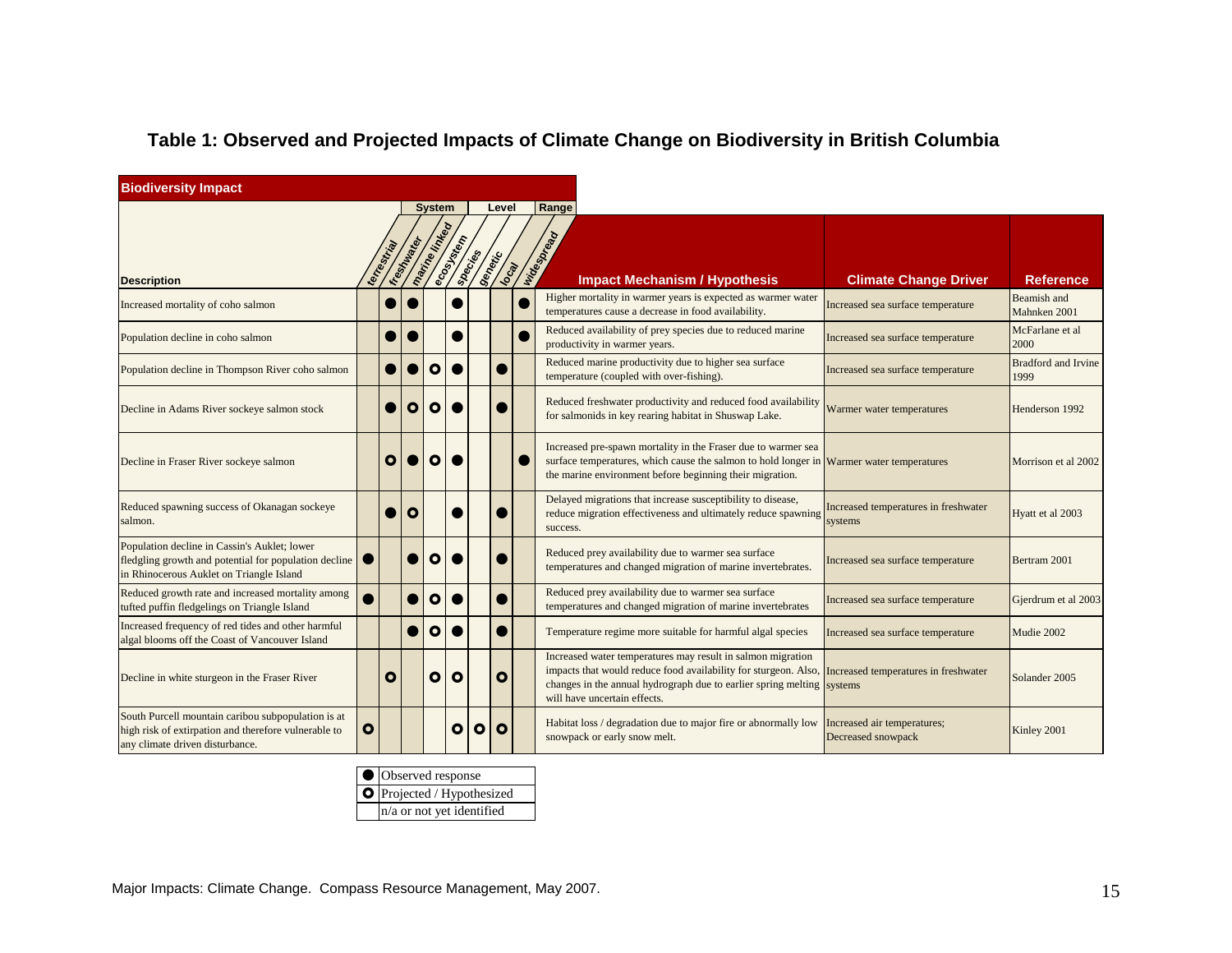## Table 1: Observed and Projected Impacts of Climate Change on Biodiversity in British Columbia

| Biodiversity Impact | | | | | | | | | | | |
|---|---|---|---|---|---|---|---|---|---|---|---|
| | System | | | Level | | | Range | | | | |
| Description | terrestrial | freshwater | marine linked | ecosystem | species | genetic | local | widespread | Impact Mechanism / Hypothesis | Climate Change Driver | Reference |
| Increased mortality of coho salmon | | ● | ● | | ● | | | ● | Higher mortality in warmer years is expected as warmer water temperatures cause a decrease in food availability. | Increased sea surface temperature | Beamish and Mahnken 2001 |
| Population decline in coho salmon | | ● | ● | | ● | | | ● | Reduced availability of prey species due to reduced marine productivity in warmer years. | Increased sea surface temperature | McFarlane et al 2000 |
| Population decline in Thompson River coho salmon | | ● | ● | ○ | ● | | ● | | Reduced marine productivity due to higher sea surface temperature (coupled with over-fishing). | Increased sea surface temperature | Bradford and Irvine 1999 |
| Decline in Adams River sockeye salmon stock | | ● | ○ | ○ | ● | | ● | | Reduced freshwater productivity and reduced food availability for salmonids in key rearing habitat in Shuswap Lake. | Warmer water temperatures | Henderson 1992 |
| Decline in Fraser River sockeye salmon | | ○ | ● | ○ | ● | | | ● | Increased pre-spawn mortality in the Fraser due to warmer sea surface temperatures, which cause the salmon to hold longer in the marine environment before beginning their migration. | Warmer water temperatures | Morrison et al 2002 |
| Reduced spawning success of Okanagan sockeye salmon. | | ● | ○ | | ● | | ● | | Delayed migrations that increase susceptibility to disease, reduce migration effectiveness and ultimately reduce spawning success. | Increased temperatures in freshwater systems | Hyatt et al 2003 |
| Population decline in Cassin's Auklet; lower fledgling growth and potential for population decline in Rhinocerous Auklet on Triangle Island | ● | | ● | ○ | ● | | ● | | Reduced prey availability due to warmer sea surface temperatures and changed migration of marine invertebrates. | Increased sea surface temperature | Bertram 2001 |
| Reduced growth rate and increased mortality among tufted puffin fledgelings on Triangle Island | ● | | ● | ○ | ● | | ● | | Reduced prey availability due to warmer sea surface temperatures and changed migration of marine invertebrates | Increased sea surface temperature | Gjerdrum et al 2003 |
| Increased frequency of red tides and other harmful algal blooms off the Coast of Vancouver Island | | | ● | ○ | ● | | ● | | Temperature regime more suitable for harmful algal species | Increased sea surface temperature | Mudie 2002 |
| Decline in white sturgeon in the Fraser River | | ○ | | ○ | ○ | | ○ | | Increased water temperatures may result in salmon migration impacts that would reduce food availability for sturgeon. Also, changes in the annual hydrograph due to earlier spring melting will have uncertain effects. | Increased temperatures in freshwater systems | Solander 2005 |
| South Purcell mountain caribou subpopulation is at high risk of extirpation and therefore vulnerable to any climate driven disturbance. | ○ | | | | ○ | ○ | ○ | | Habitat loss / degradation due to major fire or abnormally low snowpack or early snow melt. | Increased air temperatures; Decreased snowpack | Kinley 2001 |

| | |
|---|---|
| ● | Observed response |
| ○ | Projected / Hypothesized |
| | n/a or not yet identified |

Major Impacts: Climate Change. Compass Resource Management, May 2007.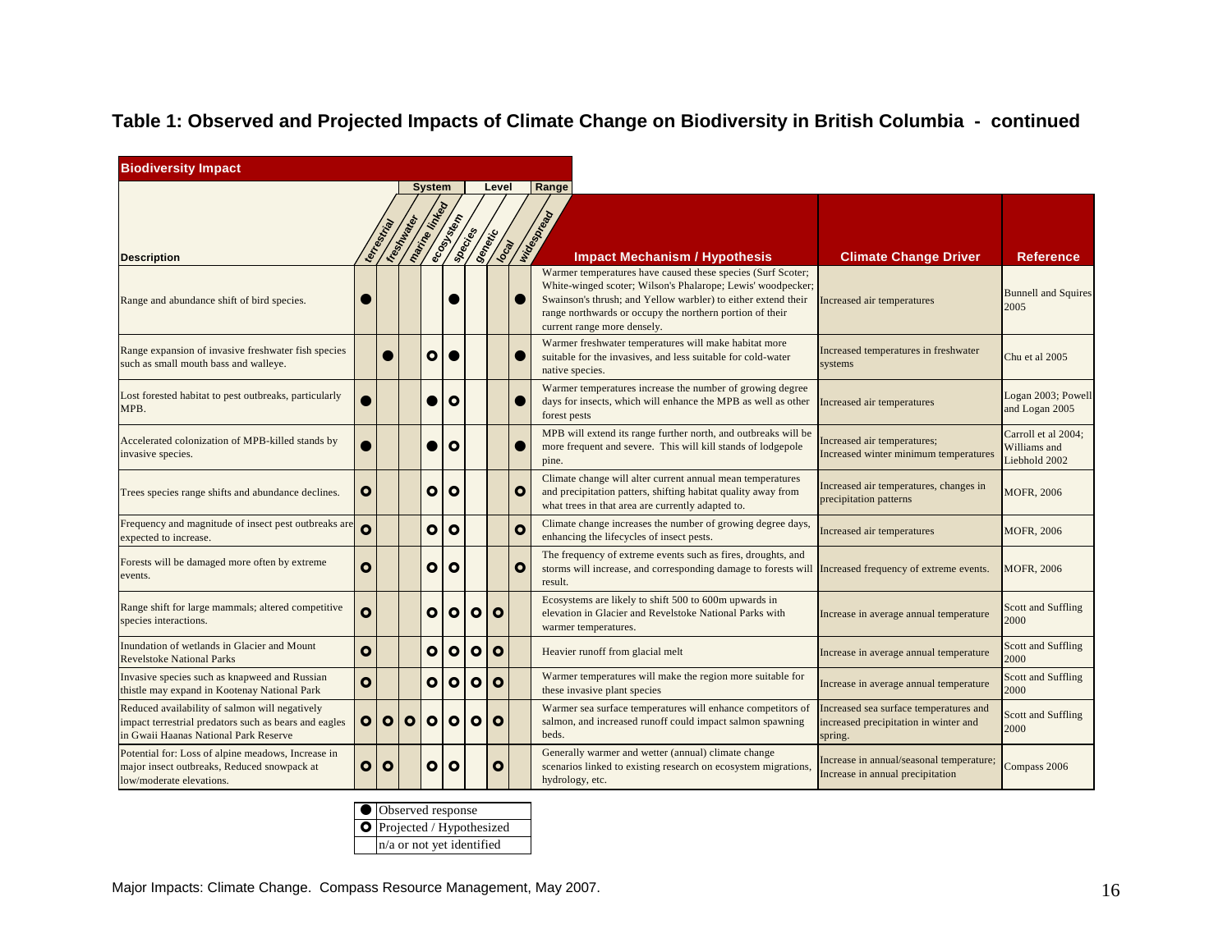## Table 1: Observed and Projected Impacts of Climate Change on Biodiversity in British Columbia - continued

| Biodiversity Impact | System | | | Level | | | Range | | | | |
|---|---|---|---|---|---|---|---|---|---|---|---|
| Description | terrestrial | freshwater | marine linked | ecosystem | species | genetic | local | widespread | Impact Mechanism / Hypothesis | Climate Change Driver | Reference |
| Range and abundance shift of bird species. | ● | | | | ● | | | ● | Warmer temperatures have caused these species (Surf Scoter; White-winged scoter; Wilson's Phalarope; Lewis' woodpecker; Swainson's thrush; and Yellow warbler) to either extend their range northwards or occupy the northern portion of their current range more densely. | Increased air temperatures | Bunnell and Squires 2005 |
| Range expansion of invasive freshwater fish species such as small mouth bass and walleye. | | ● | | ○ | ● | | | ● | Warmer freshwater temperatures will make habitat more suitable for the invasives, and less suitable for cold-water native species. | Increased temperatures in freshwater systems | Chu et al 2005 |
| Lost forested habitat to pest outbreaks, particularly MPB. | ● | | | ● | ○ | | | ● | Warmer temperatures increase the number of growing degree days for insects, which will enhance the MPB as well as other forest pests | Increased air temperatures | Logan 2003; Powell and Logan 2005 |
| Accelerated colonization of MPB-killed stands by invasive species. | ● | | | ● | ○ | | | ● | MPB will extend its range further north, and outbreaks will be more frequent and severe. This will kill stands of lodgepole pine. | Increased air temperatures; Increased winter minimum temperatures | Carroll et al 2004; Williams and Liebhold 2002 |
| Trees species range shifts and abundance declines. | ○ | | | ○ | ○ | | | ○ | Climate change will alter current annual mean temperatures and precipitation patterns, shifting habitat quality away from what trees in that area are currently adapted to. | Increased air temperatures, changes in precipitation patterns | MOFR, 2006 |
| Frequency and magnitude of insect pest outbreaks are expected to increase. | ○ | | | ○ | ○ | | | ○ | Climate change increases the number of growing degree days, enhancing the lifecycles of insect pests. | Increased air temperatures | MOFR, 2006 |
| Forests will be damaged more often by extreme events. | ○ | | | ○ | ○ | | | ○ | The frequency of extreme events such as fires, droughts, and storms will increase, and corresponding damage to forests will result. | Increased frequency of extreme events. | MOFR, 2006 |
| Range shift for large mammals; altered competitive species interactions. | ○ | | | ○ | ○ | ○ | ○ | | Ecosystems are likely to shift 500 to 600m upwards in elevation in Glacier and Revelstoke National Parks with warmer temperatures. | Increase in average annual temperature | Scott and Suffling 2000 |
| Inundation of wetlands in Glacier and Mount Revelstoke National Parks | ○ | | | ○ | ○ | ○ | ○ | | Heavier runoff from glacial melt | Increase in average annual temperature | Scott and Suffling 2000 |
| Invasive species such as knapweed and Russian thistle may expand in Kootenay National Park | ○ | | | ○ | ○ | ○ | ○ | | Warmer temperatures will make the region more suitable for these invasive plant species | Increase in average annual temperature | Scott and Suffling 2000 |
| Reduced availability of salmon will negatively impact terrestrial predators such as bears and eagles in Gwaii Haanas National Park Reserve | ○ | ○ | ○ | ○ | ○ | ○ | ○ | | Warmer sea surface temperatures will enhance competitors of salmon, and increased runoff could impact salmon spawning beds. | Increased sea surface temperatures and increased precipitation in winter and spring. | Scott and Suffling 2000 |
| Potential for: Loss of alpine meadows, Increase in major insect outbreaks, Reduced snowpack at low/moderate elevations. | ○ | ○ | | ○ | ○ | | ○ | | Generally warmer and wetter (annual) climate change scenarios linked to existing research on ecosystem migrations, hydrology, etc. | Increase in annual/seasonal temperature; Increase in annual precipitation | Compass 2006 |

| | |
|---|---|
| ● | Observed response |
| ○ | Projected / Hypothesized |
| | n/a or not yet identified |

Major Impacts: Climate Change. Compass Resource Management, May 2007.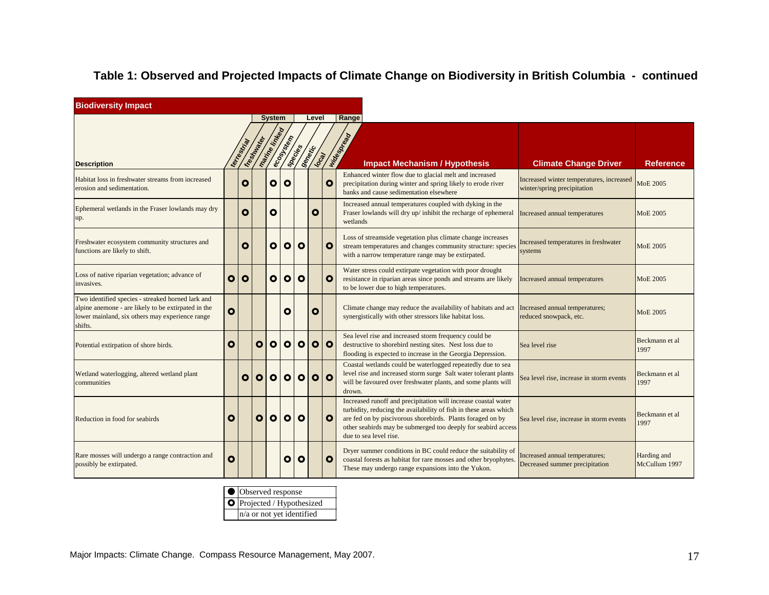## Table 1: Observed and Projected Impacts of Climate Change on Biodiversity in British Columbia - continued

| Biodiversity Impact | | | | | | | | | | | |
|---|---|---|---|---|---|---|---|---|---|---|---|
| | System | | | Level | | | Range | | | | |
| Description | terrestrial | freshwater | marine linked | ecosystem | species | genetic | local | widespread | Impact Mechanism / Hypothesis | Climate Change Driver | Reference |
| Habitat loss in freshwater streams from increased erosion and sedimentation. | | O | | O | O | | | O | Enhanced winter flow due to glacial melt and increased precipitation during winter and spring likely to erode river banks and cause sedimentation elsewhere | Increased winter temperatures, increased winter/spring precipitation | MoE 2005 |
| Ephemeral wetlands in the Fraser lowlands may dry up. | | O | | O | | | O | | Increased annual temperatures coupled with dyking in the Fraser lowlands will dry up/ inhibit the recharge of ephemeral wetlands | Increased annual temperatures | MoE 2005 |
| Freshwater ecosystem community structures and functions are likely to shift. | | O | | O | O | O | | O | Loss of streamside vegetation plus climate change increases stream temperatures and changes community structure: species with a narrow temperature range may be extirpated. | Increased temperatures in freshwater systems | MoE 2005 |
| Loss of native riparian vegetation; advance of invasives. | O | O | | O | O | O | | O | Water stress could extirpate vegetation with poor drought resistance in riparian areas since ponds and streams are likely to be lower due to high temperatures. | Increased annual temperatures | MoE 2005 |
| Two identified species - streaked horned lark and alpine anemone - are likely to be extirpated in the lower mainland, six others may experience range shifts. | O | | | | O | | O | | Climate change may reduce the availability of habitats and act synergistically with other stressors like habitat loss. | Increased annual temperatures; reduced snowpack, etc. | MoE 2005 |
| Potential extirpation of shore birds. | O | | O | O | O | O | O | O | Sea level rise and increased storm frequency could be destructive to shorebird nesting sites. Nest loss due to flooding is expected to increase in the Georgia Depression. | Sea level rise | Beckmann et al 1997 |
| Wetland waterlogging, altered wetland plant communities | | O | O | O | O | O | O | O | Coastal wetlands could be waterlogged repeatedly due to sea level rise and increased storm surge Salt water tolerant plants will be favoured over freshwater plants, and some plants will drown. | Sea level rise, increase in storm events | Beckmann et al 1997 |
| Reduction in food for seabirds | O | | O | O | O | O | | O | Increased runoff and precipitation will increase coastal water turbidity, reducing the availability of fish in these areas which are fed on by piscivorous shorebirds. Plants foraged on by other seabirds may be submerged too deeply for seabird access due to sea level rise. | Sea level rise, increase in storm events | Beckmann et al 1997 |
| Rare mosses will undergo a range contraction and possibly be extirpated. | O | | | | O | O | | O | Dryer summer conditions in BC could reduce the suitability of coastal forests as habitat for rare mosses and other bryophytes. These may undergo range expansions into the Yukon. | Increased annual temperatures; Decreased summer precipitation | Harding and McCullum 1997 |

| Symbol | Meaning |
|---|---|
| ● | Observed response |
| O | Projected / Hypothesized |
| | n/a or not yet identified |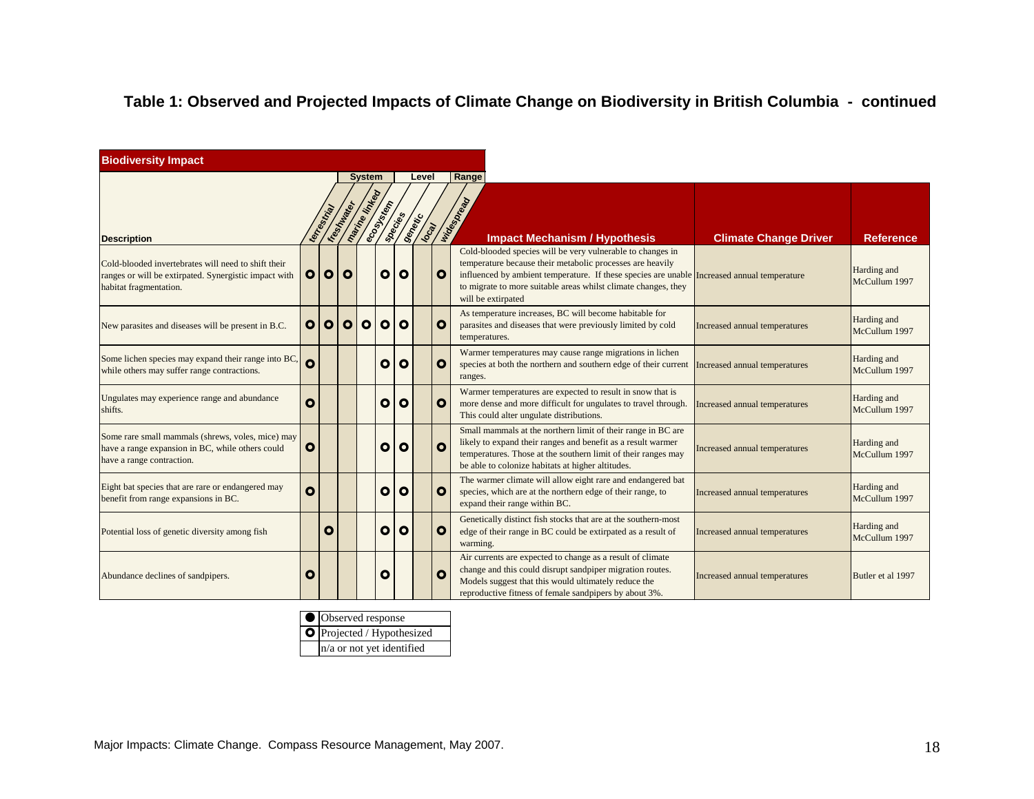## Table 1: Observed and Projected Impacts of Climate Change on Biodiversity in British Columbia - continued

| Biodiversity Impact | | | | | | | | | | | |
|---|---|---|---|---|---|---|---|---|---|---|---|
| | System | | | Level | | | Range | | | | |
| Description | terrestrial | freshwater | marine linked | ecosystem | species | genetic | local | widespread | Impact Mechanism / Hypothesis | Climate Change Driver | Reference |
| Cold-blooded invertebrates will need to shift their ranges or will be extirpated. Synergistic impact with habitat fragmentation. | ○ | ○ | ○ | | ○ | ○ | | ○ | Cold-blooded species will be very vulnerable to changes in temperature because their metabolic processes are heavily influenced by ambient temperature. If these species are unable to migrate to more suitable areas whilst climate changes, they will be extirpated | Increased annual temperature | Harding and McCullum 1997 |
| New parasites and diseases will be present in B.C. | ○ | ○ | ○ | ○ | ○ | ○ | | ○ | As temperature increases, BC will become habitable for parasites and diseases that were previously limited by cold temperatures. | Increased annual temperatures | Harding and McCullum 1997 |
| Some lichen species may expand their range into BC, while others may suffer range contractions. | ○ | | | | ○ | ○ | | ○ | Warmer temperatures may cause range migrations in lichen species at both the northern and southern edge of their current ranges. | Increased annual temperatures | Harding and McCullum 1997 |
| Ungulates may experience range and abundance shifts. | ○ | | | | ○ | ○ | | ○ | Warmer temperatures are expected to result in snow that is more dense and more difficult for ungulates to travel through. This could alter ungulate distributions. | Increased annual temperatures | Harding and McCullum 1997 |
| Some rare small mammals (shrews, voles, mice) may have a range expansion in BC, while others could have a range contraction. | ○ | | | | ○ | ○ | | ○ | Small mammals at the northern limit of their range in BC are likely to expand their ranges and benefit as a result warmer temperatures. Those at the southern limit of their ranges may be able to colonize habitats at higher altitudes. | Increased annual temperatures | Harding and McCullum 1997 |
| Eight bat species that are rare or endangered may benefit from range expansions in BC. | ○ | | | | ○ | ○ | | ○ | The warmer climate will allow eight rare and endangered bat species, which are at the northern edge of their range, to expand their range within BC. | Increased annual temperatures | Harding and McCullum 1997 |
| Potential loss of genetic diversity among fish | | ○ | | | ○ | ○ | | ○ | Genetically distinct fish stocks that are at the southern-most edge of their range in BC could be extirpated as a result of warming. | Increased annual temperatures | Harding and McCullum 1997 |
| Abundance declines of sandpipers. | ○ | | | | ○ | | | ○ | Air currents are expected to change as a result of climate change and this could disrupt sandpiper migration routes. Models suggest that this would ultimately reduce the reproductive fitness of female sandpipers by about 3%. | Increased annual temperatures | Butler et al 1997 |

| Symbol | Meaning |
|---|---|
| ● | Observed response |
| ○ | Projected / Hypothesized |
| | n/a or not yet identified |

Major Impacts: Climate Change. Compass Resource Management, May 2007.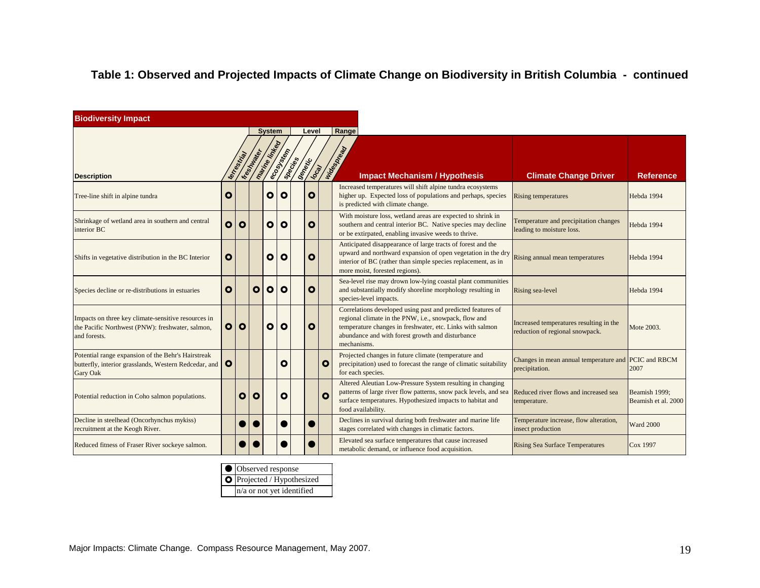## Table 1: Observed and Projected Impacts of Climate Change on Biodiversity in British Columbia - continued

| Biodiversity Impact | System | | | Level | | | Range | | | | |
|---|---|---|---|---|---|---|---|---|---|---|---|
| Description | terrestrial | freshwater | marine linked | ecosystem | species | genetic | local | widespread | Impact Mechanism / Hypothesis | Climate Change Driver | Reference |
| Tree-line shift in alpine tundra | ○ | | | ○ | ○ | | ○ | | Increased temperatures will shift alpine tundra ecosystems higher up. Expected loss of populations and perhaps, species is predicted with climate change. | Rising temperatures | Hebda 1994 |
| Shrinkage of wetland area in southern and central interior BC | ○ | ○ | | ○ | ○ | | ○ | | With moisture loss, wetland areas are expected to shrink in southern and central interior BC. Native species may decline or be extirpated, enabling invasive weeds to thrive. | Temperature and precipitation changes leading to moisture loss. | Hebda 1994 |
| Shifts in vegetative distribution in the BC Interior | ○ | | | ○ | ○ | | ○ | | Anticipated disappearance of large tracts of forest and the upward and northward expansion of open vegetation in the dry interior of BC (rather than simple species replacement, as in more moist, forested regions). | Rising annual mean temperatures | Hebda 1994 |
| Species decline or re-distributions in estuaries | ○ | | ○ | ○ | ○ | | ○ | | Sea-level rise may drown low-lying coastal plant communities and substantially modify shoreline morphology resulting in species-level impacts. | Rising sea-level | Hebda 1994 |
| Impacts on three key climate-sensitive resources in the Pacific Northwest (PNW): freshwater, salmon, and forests. | ○ | ○ | | ○ | ○ | | ○ | | Correlations developed using past and predicted features of regional climate in the PNW, i.e., snowpack, flow and temperature changes in freshwater, etc. Links with salmon abundance and with forest growth and disturbance mechanisms. | Increased temperatures resulting in the reduction of regional snowpack. | Mote 2003. |
| Potential range expansion of the Behr's Hairstreak butterfly, interior grasslands, Western Redcedar, and Gary Oak | ○ | | | | ○ | | | ○ | Projected changes in future climate (temperature and precipitation) used to forecast the range of climatic suitability for each species. | Changes in mean annual temperature and precipitation. | PCIC and RBCM 2007 |
| Potential reduction in Coho salmon populations. | | ○ | ○ | | ○ | | | ○ | Altered Aleutian Low-Pressure System resulting in changing patterns of large river flow patterns, snow pack levels, and sea surface temperatures. Hypothesized impacts to habitat and food availability. | Reduced river flows and increased sea temperature. | Beamish 1999; Beamish et al. 2000 |
| Decline in steelhead (Oncorhynchus mykiss) recruitment at the Keogh River. | | ● | ● | | ● | | ● | | Declines in survival during both freshwater and marine life stages correlated with changes in climatic factors. | Temperature increase, flow alteration, insect production | Ward 2000 |
| Reduced fitness of Fraser River sockeye salmon. | | ● | ● | | ● | | ● | | Elevated sea surface temperatures that cause increased metabolic demand, or influence food acquisition. | Rising Sea Surface Temperatures | Cox 1997 |

| Symbol | Meaning |
|---|---|
| ● | Observed response |
| ○ | Projected / Hypothesized |
| | n/a or not yet identified |

Major Impacts: Climate Change. Compass Resource Management, May 2007.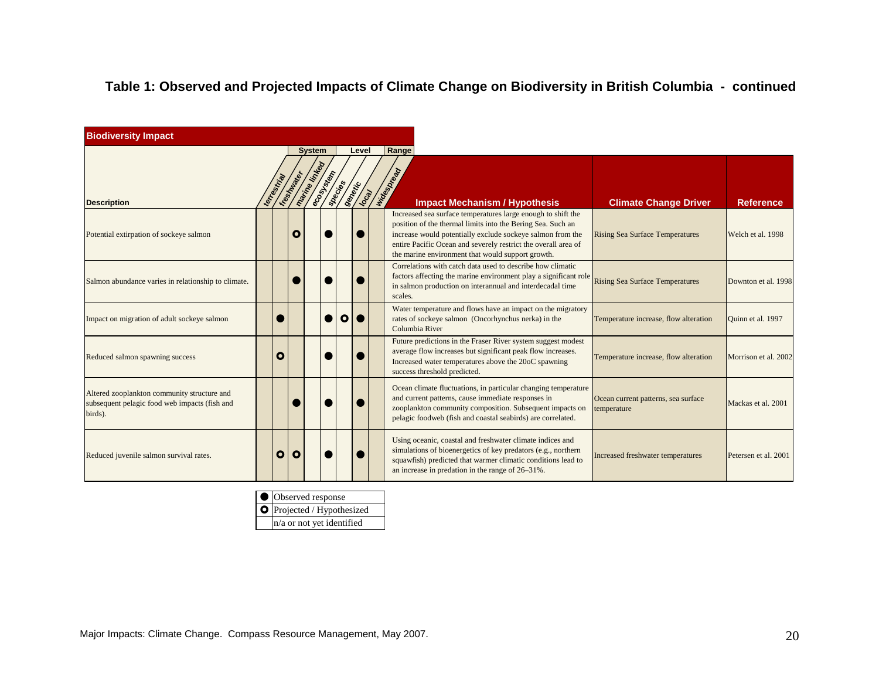## Table 1: Observed and Projected Impacts of Climate Change on Biodiversity in British Columbia - continued

| Biodiversity Impact | | | | | | | | | | | |
|---|---|---|---|---|---|---|---|---|---|---|---|
| | System | | | Level | | | Range | | | | |
| Description | terrestrial | freshwater | marine linked | ecosystem | species | genetic | local | widespread | Impact Mechanism / Hypothesis | Climate Change Driver | Reference |
| Potential extirpation of sockeye salmon | | | ○ | | ● | | ● | | Increased sea surface temperatures large enough to shift the position of the thermal limits into the Bering Sea. Such an increase would potentially exclude sockeye salmon from the entire Pacific Ocean and severely restrict the overall area of the marine environment that would support growth. | Rising Sea Surface Temperatures | Welch et al. 1998 |
| Salmon abundance varies in relationship to climate. | | | ● | | ● | | ● | | Correlations with catch data used to describe how climatic factors affecting the marine environment play a significant role in salmon production on interannual and interdecadal time scales. | Rising Sea Surface Temperatures | Downton et al. 1998 |
| Impact on migration of adult sockeye salmon | | ● | | | ● | ○ | ● | | Water temperature and flows have an impact on the migratory rates of sockeye salmon (Oncorhynchus nerka) in the Columbia River | Temperature increase, flow alteration | Quinn et al. 1997 |
| Reduced salmon spawning success | | ○ | | | ● | | ● | | Future predictions in the Fraser River system suggest modest average flow increases but significant peak flow increases. Increased water temperatures above the 20oC spawning success threshold predicted. | Temperature increase, flow alteration | Morrison et al. 2002 |
| Altered zooplankton community structure and subsequent pelagic food web impacts (fish and birds). | | | ● | | ● | | ● | | Ocean climate fluctuations, in particular changing temperature and current patterns, cause immediate responses in zooplankton community composition. Subsequent impacts on pelagic foodweb (fish and coastal seabirds) are correlated. | Ocean current patterns, sea surface temperature | Mackas et al. 2001 |
| Reduced juvenile salmon survival rates. | | ○ | ○ | | ● | | ● | | Using oceanic, coastal and freshwater climate indices and simulations of bioenergetics of key predators (e.g., northern squawfish) predicted that warmer climatic conditions lead to an increase in predation in the range of 26–31%. | Increased freshwater temperatures | Petersen et al. 2001 |

| | |
|---|---|
| ● | Observed response |
| ○ | Projected / Hypothesized |
| | n/a or not yet identified |

Major Impacts: Climate Change. Compass Resource Management, May 2007.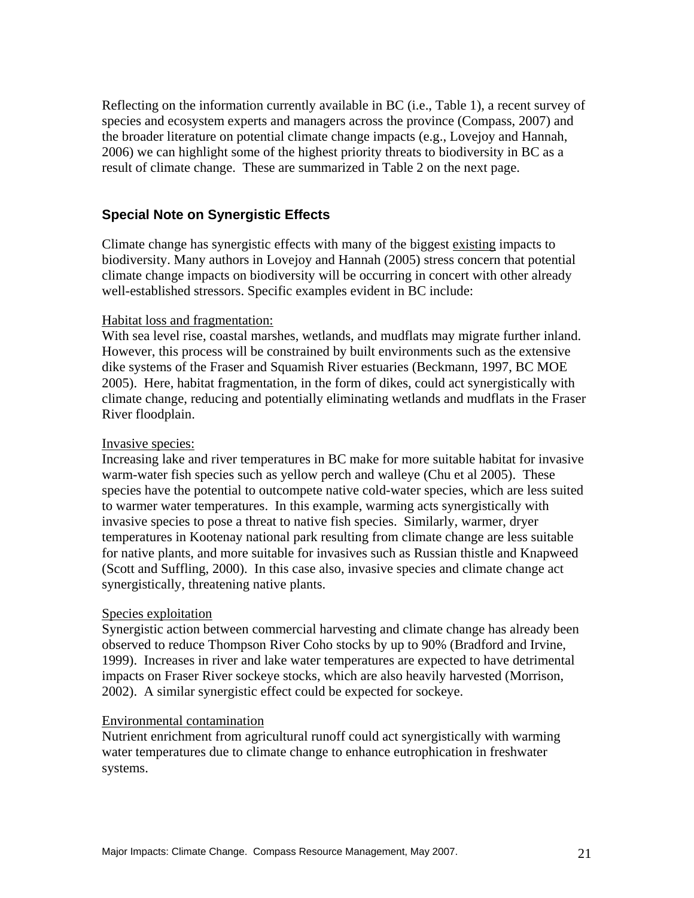Reflecting on the information currently available in BC (i.e., Table 1), a recent survey of species and ecosystem experts and managers across the province (Compass, 2007) and the broader literature on potential climate change impacts (e.g., Lovejoy and Hannah, 2006) we can highlight some of the highest priority threats to biodiversity in BC as a result of climate change. These are summarized in Table 2 on the next page.

### Special Note on Synergistic Effects

Climate change has synergistic effects with many of the biggest existing impacts to biodiversity. Many authors in Lovejoy and Hannah (2005) stress concern that potential climate change impacts on biodiversity will be occurring in concert with other already well-established stressors. Specific examples evident in BC include:

Habitat loss and fragmentation:
With sea level rise, coastal marshes, wetlands, and mudflats may migrate further inland. However, this process will be constrained by built environments such as the extensive dike systems of the Fraser and Squamish River estuaries (Beckmann, 1997, BC MOE 2005). Here, habitat fragmentation, in the form of dikes, could act synergistically with climate change, reducing and potentially eliminating wetlands and mudflats in the Fraser River floodplain.

Invasive species:
Increasing lake and river temperatures in BC make for more suitable habitat for invasive warm-water fish species such as yellow perch and walleye (Chu et al 2005). These species have the potential to outcompete native cold-water species, which are less suited to warmer water temperatures. In this example, warming acts synergistically with invasive species to pose a threat to native fish species. Similarly, warmer, dryer temperatures in Kootenay national park resulting from climate change are less suitable for native plants, and more suitable for invasives such as Russian thistle and Knapweed (Scott and Suffling, 2000). In this case also, invasive species and climate change act synergistically, threatening native plants.

Species exploitation
Synergistic action between commercial harvesting and climate change has already been observed to reduce Thompson River Coho stocks by up to 90% (Bradford and Irvine, 1999). Increases in river and lake water temperatures are expected to have detrimental impacts on Fraser River sockeye stocks, which are also heavily harvested (Morrison, 2002). A similar synergistic effect could be expected for sockeye.

Environmental contamination
Nutrient enrichment from agricultural runoff could act synergistically with warming water temperatures due to climate change to enhance eutrophication in freshwater systems.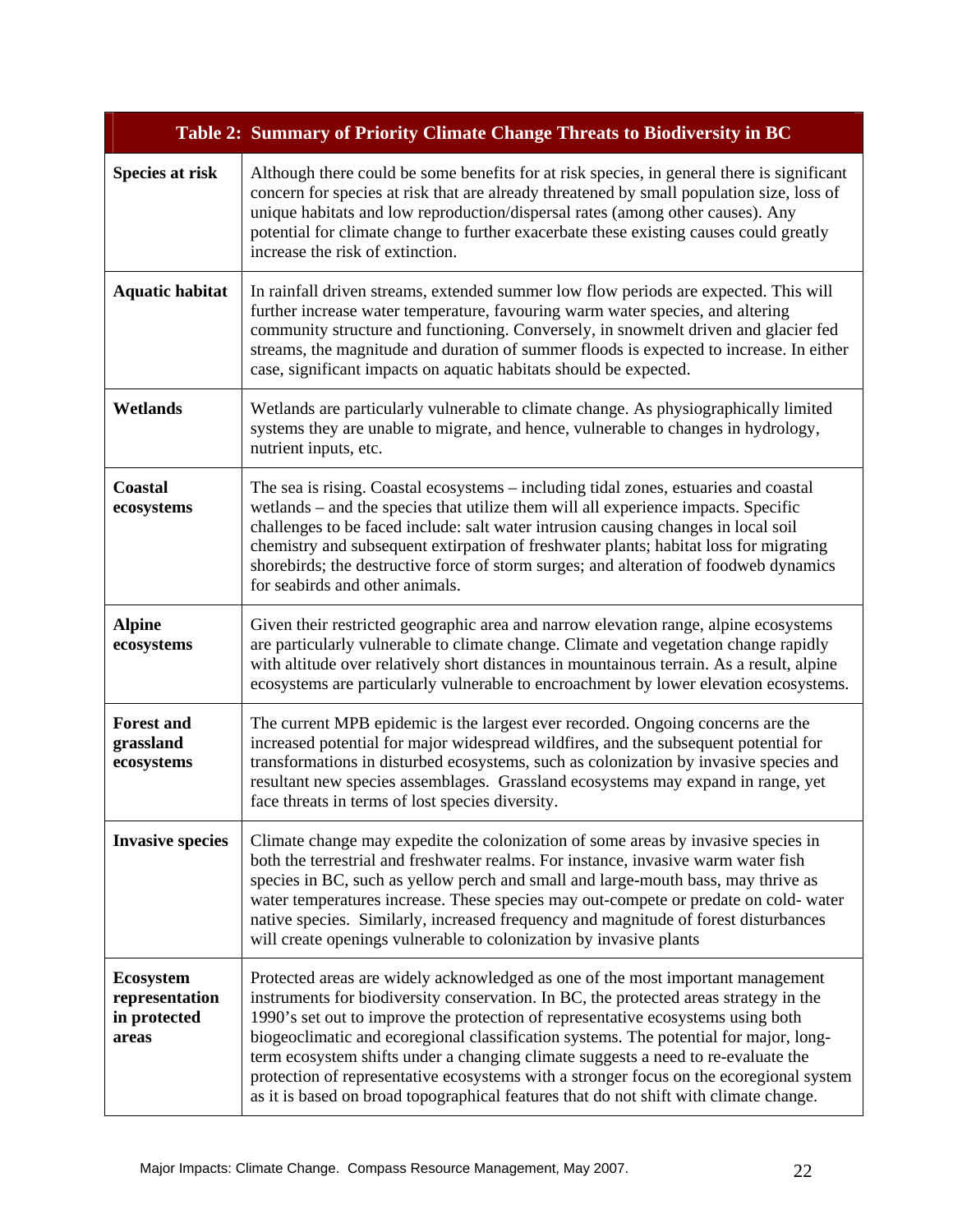| Table 2: Summary of Priority Climate Change Threats to Biodiversity in BC | |
|---|---|
| **Species at risk** | Although there could be some benefits for at risk species, in general there is significant concern for species at risk that are already threatened by small population size, loss of unique habitats and low reproduction/dispersal rates (among other causes). Any potential for climate change to further exacerbate these existing causes could greatly increase the risk of extinction. |
| **Aquatic habitat** | In rainfall driven streams, extended summer low flow periods are expected. This will further increase water temperature, favouring warm water species, and altering community structure and functioning. Conversely, in snowmelt driven and glacier fed streams, the magnitude and duration of summer floods is expected to increase. In either case, significant impacts on aquatic habitats should be expected. |
| **Wetlands** | Wetlands are particularly vulnerable to climate change. As physiographically limited systems they are unable to migrate, and hence, vulnerable to changes in hydrology, nutrient inputs, etc. |
| **Coastal ecosystems** | The sea is rising. Coastal ecosystems – including tidal zones, estuaries and coastal wetlands – and the species that utilize them will all experience impacts. Specific challenges to be faced include: salt water intrusion causing changes in local soil chemistry and subsequent extirpation of freshwater plants; habitat loss for migrating shorebirds; the destructive force of storm surges; and alteration of foodweb dynamics for seabirds and other animals. |
| **Alpine ecosystems** | Given their restricted geographic area and narrow elevation range, alpine ecosystems are particularly vulnerable to climate change. Climate and vegetation change rapidly with altitude over relatively short distances in mountainous terrain. As a result, alpine ecosystems are particularly vulnerable to encroachment by lower elevation ecosystems. |
| **Forest and grassland ecosystems** | The current MPB epidemic is the largest ever recorded. Ongoing concerns are the increased potential for major widespread wildfires, and the subsequent potential for transformations in disturbed ecosystems, such as colonization by invasive species and resultant new species assemblages. Grassland ecosystems may expand in range, yet face threats in terms of lost species diversity. |
| **Invasive species** | Climate change may expedite the colonization of some areas by invasive species in both the terrestrial and freshwater realms. For instance, invasive warm water fish species in BC, such as yellow perch and small and large-mouth bass, may thrive as water temperatures increase. These species may out-compete or predate on cold- water native species. Similarly, increased frequency and magnitude of forest disturbances will create openings vulnerable to colonization by invasive plants |
| **Ecosystem representation in protected areas** | Protected areas are widely acknowledged as one of the most important management instruments for biodiversity conservation. In BC, the protected areas strategy in the 1990's set out to improve the protection of representative ecosystems using both biogeoclimatic and ecoregional classification systems. The potential for major, long-term ecosystem shifts under a changing climate suggests a need to re-evaluate the protection of representative ecosystems with a stronger focus on the ecoregional system as it is based on broad topographical features that do not shift with climate change. |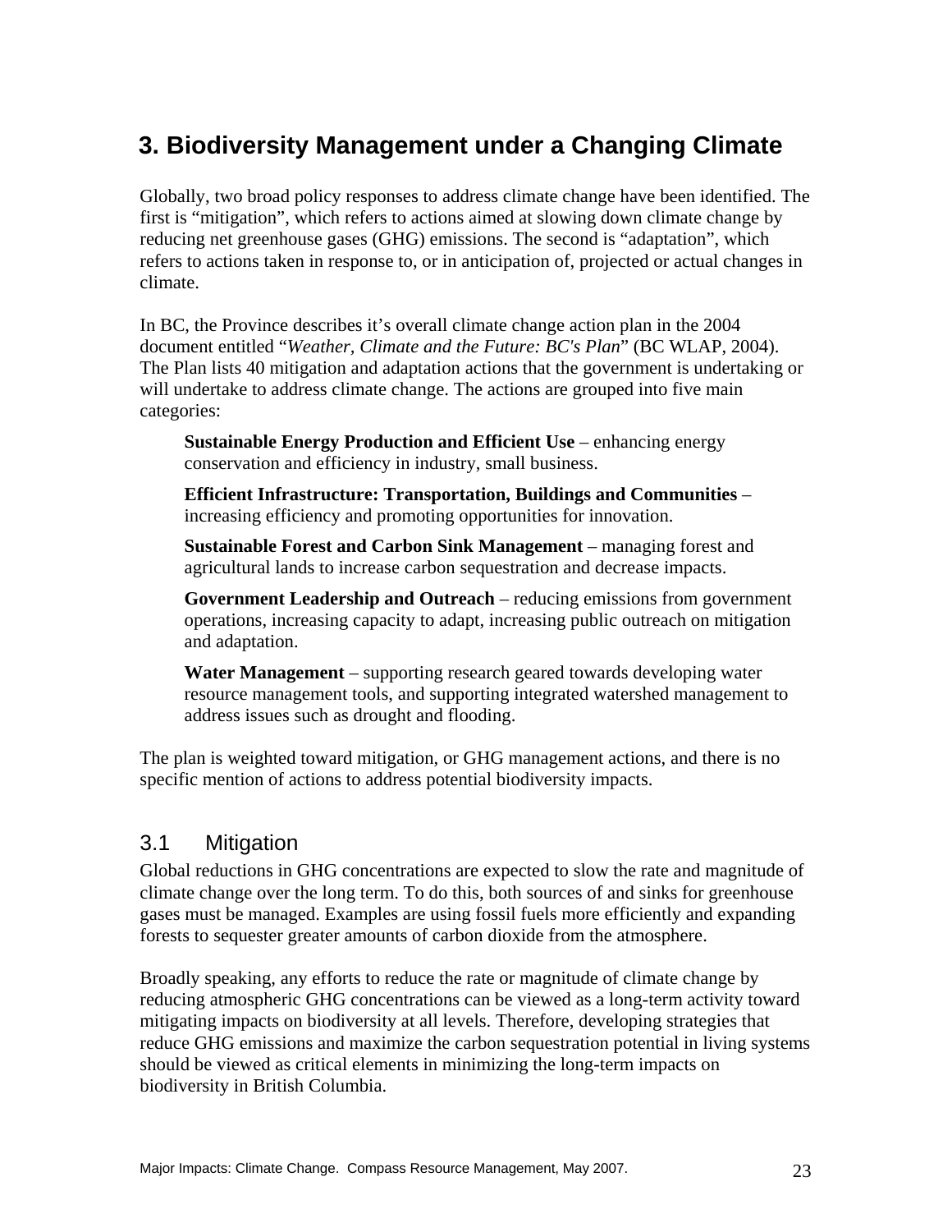# 3. Biodiversity Management under a Changing Climate

Globally, two broad policy responses to address climate change have been identified. The first is "mitigation", which refers to actions aimed at slowing down climate change by reducing net greenhouse gases (GHG) emissions. The second is "adaptation", which refers to actions taken in response to, or in anticipation of, projected or actual changes in climate.

In BC, the Province describes it's overall climate change action plan in the 2004 document entitled "*Weather, Climate and the Future: BC's Plan*" (BC WLAP, 2004). The Plan lists 40 mitigation and adaptation actions that the government is undertaking or will undertake to address climate change. The actions are grouped into five main categories:

> **Sustainable Energy Production and Efficient Use** – enhancing energy conservation and efficiency in industry, small business.
>
> **Efficient Infrastructure: Transportation, Buildings and Communities** – increasing efficiency and promoting opportunities for innovation.
>
> **Sustainable Forest and Carbon Sink Management** – managing forest and agricultural lands to increase carbon sequestration and decrease impacts.
>
> **Government Leadership and Outreach** – reducing emissions from government operations, increasing capacity to adapt, increasing public outreach on mitigation and adaptation.
>
> **Water Management** – supporting research geared towards developing water resource management tools, and supporting integrated watershed management to address issues such as drought and flooding.

The plan is weighted toward mitigation, or GHG management actions, and there is no specific mention of actions to address potential biodiversity impacts.

## 3.1 Mitigation

Global reductions in GHG concentrations are expected to slow the rate and magnitude of climate change over the long term. To do this, both sources of and sinks for greenhouse gases must be managed. Examples are using fossil fuels more efficiently and expanding forests to sequester greater amounts of carbon dioxide from the atmosphere.

Broadly speaking, any efforts to reduce the rate or magnitude of climate change by reducing atmospheric GHG concentrations can be viewed as a long-term activity toward mitigating impacts on biodiversity at all levels. Therefore, developing strategies that reduce GHG emissions and maximize the carbon sequestration potential in living systems should be viewed as critical elements in minimizing the long-term impacts on biodiversity in British Columbia.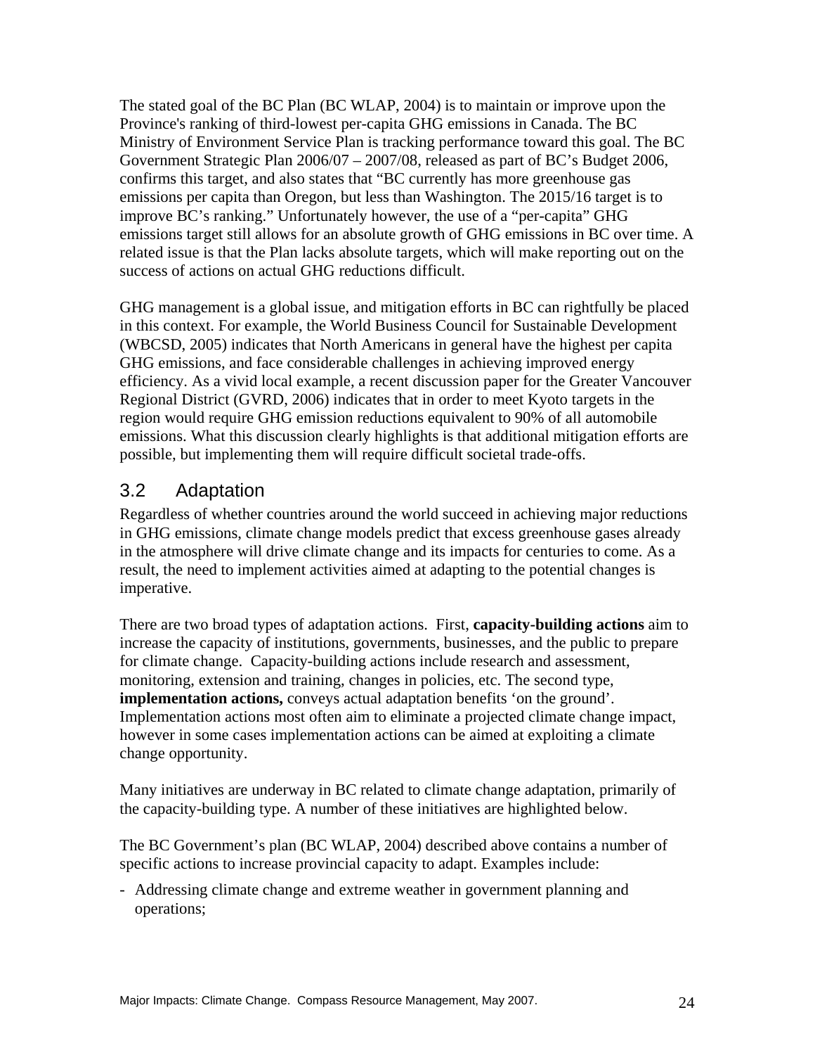The stated goal of the BC Plan (BC WLAP, 2004) is to maintain or improve upon the Province's ranking of third-lowest per-capita GHG emissions in Canada. The BC Ministry of Environment Service Plan is tracking performance toward this goal. The BC Government Strategic Plan 2006/07 – 2007/08, released as part of BC's Budget 2006, confirms this target, and also states that "BC currently has more greenhouse gas emissions per capita than Oregon, but less than Washington. The 2015/16 target is to improve BC's ranking." Unfortunately however, the use of a "per-capita" GHG emissions target still allows for an absolute growth of GHG emissions in BC over time. A related issue is that the Plan lacks absolute targets, which will make reporting out on the success of actions on actual GHG reductions difficult.

GHG management is a global issue, and mitigation efforts in BC can rightfully be placed in this context. For example, the World Business Council for Sustainable Development (WBCSD, 2005) indicates that North Americans in general have the highest per capita GHG emissions, and face considerable challenges in achieving improved energy efficiency. As a vivid local example, a recent discussion paper for the Greater Vancouver Regional District (GVRD, 2006) indicates that in order to meet Kyoto targets in the region would require GHG emission reductions equivalent to 90% of all automobile emissions. What this discussion clearly highlights is that additional mitigation efforts are possible, but implementing them will require difficult societal trade-offs.

## 3.2 Adaptation

Regardless of whether countries around the world succeed in achieving major reductions in GHG emissions, climate change models predict that excess greenhouse gases already in the atmosphere will drive climate change and its impacts for centuries to come. As a result, the need to implement activities aimed at adapting to the potential changes is imperative.

There are two broad types of adaptation actions. First, **capacity-building actions** aim to increase the capacity of institutions, governments, businesses, and the public to prepare for climate change. Capacity-building actions include research and assessment, monitoring, extension and training, changes in policies, etc. The second type, **implementation actions,** conveys actual adaptation benefits 'on the ground'. Implementation actions most often aim to eliminate a projected climate change impact, however in some cases implementation actions can be aimed at exploiting a climate change opportunity.

Many initiatives are underway in BC related to climate change adaptation, primarily of the capacity-building type. A number of these initiatives are highlighted below.

The BC Government's plan (BC WLAP, 2004) described above contains a number of specific actions to increase provincial capacity to adapt. Examples include:

- Addressing climate change and extreme weather in government planning and operations;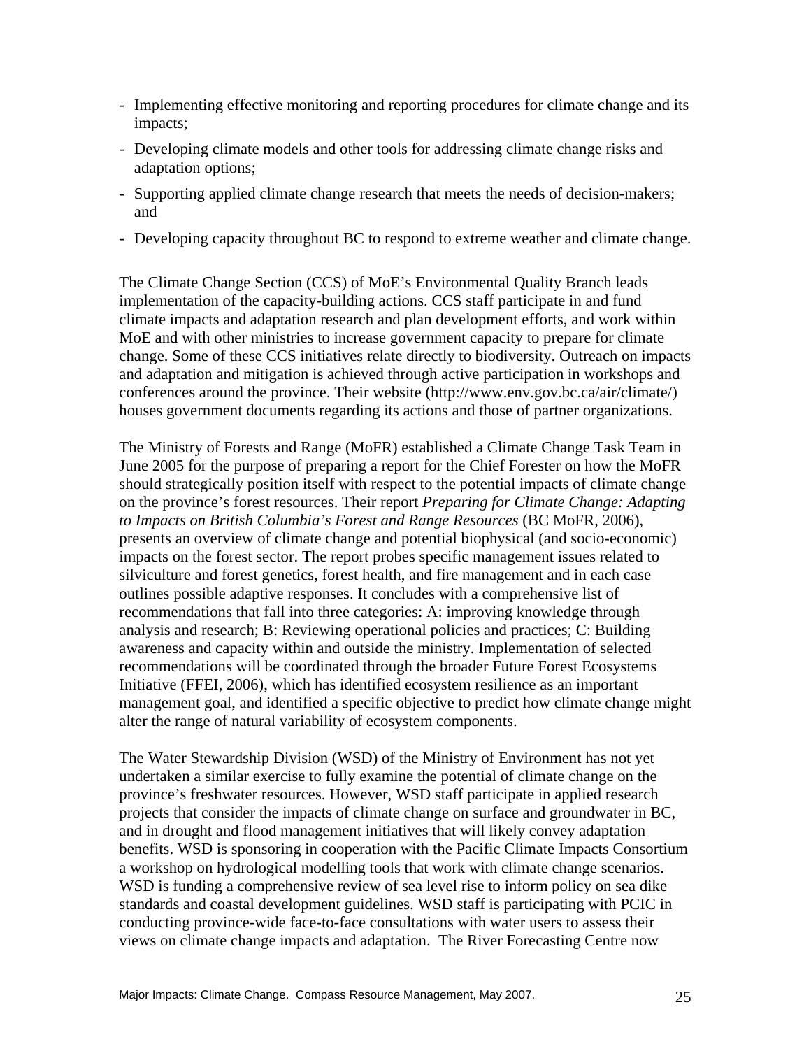- Implementing effective monitoring and reporting procedures for climate change and its impacts;
- Developing climate models and other tools for addressing climate change risks and adaptation options;
- Supporting applied climate change research that meets the needs of decision-makers; and
- Developing capacity throughout BC to respond to extreme weather and climate change.

The Climate Change Section (CCS) of MoE's Environmental Quality Branch leads implementation of the capacity-building actions. CCS staff participate in and fund climate impacts and adaptation research and plan development efforts, and work within MoE and with other ministries to increase government capacity to prepare for climate change. Some of these CCS initiatives relate directly to biodiversity. Outreach on impacts and adaptation and mitigation is achieved through active participation in workshops and conferences around the province. Their website (http://www.env.gov.bc.ca/air/climate/) houses government documents regarding its actions and those of partner organizations.

The Ministry of Forests and Range (MoFR) established a Climate Change Task Team in June 2005 for the purpose of preparing a report for the Chief Forester on how the MoFR should strategically position itself with respect to the potential impacts of climate change on the province's forest resources. Their report *Preparing for Climate Change: Adapting to Impacts on British Columbia's Forest and Range Resources* (BC MoFR, 2006), presents an overview of climate change and potential biophysical (and socio-economic) impacts on the forest sector. The report probes specific management issues related to silviculture and forest genetics, forest health, and fire management and in each case outlines possible adaptive responses. It concludes with a comprehensive list of recommendations that fall into three categories: A: improving knowledge through analysis and research; B: Reviewing operational policies and practices; C: Building awareness and capacity within and outside the ministry. Implementation of selected recommendations will be coordinated through the broader Future Forest Ecosystems Initiative (FFEI, 2006), which has identified ecosystem resilience as an important management goal, and identified a specific objective to predict how climate change might alter the range of natural variability of ecosystem components.

The Water Stewardship Division (WSD) of the Ministry of Environment has not yet undertaken a similar exercise to fully examine the potential of climate change on the province's freshwater resources. However, WSD staff participate in applied research projects that consider the impacts of climate change on surface and groundwater in BC, and in drought and flood management initiatives that will likely convey adaptation benefits. WSD is sponsoring in cooperation with the Pacific Climate Impacts Consortium a workshop on hydrological modelling tools that work with climate change scenarios. WSD is funding a comprehensive review of sea level rise to inform policy on sea dike standards and coastal development guidelines. WSD staff is participating with PCIC in conducting province-wide face-to-face consultations with water users to assess their views on climate change impacts and adaptation. The River Forecasting Centre now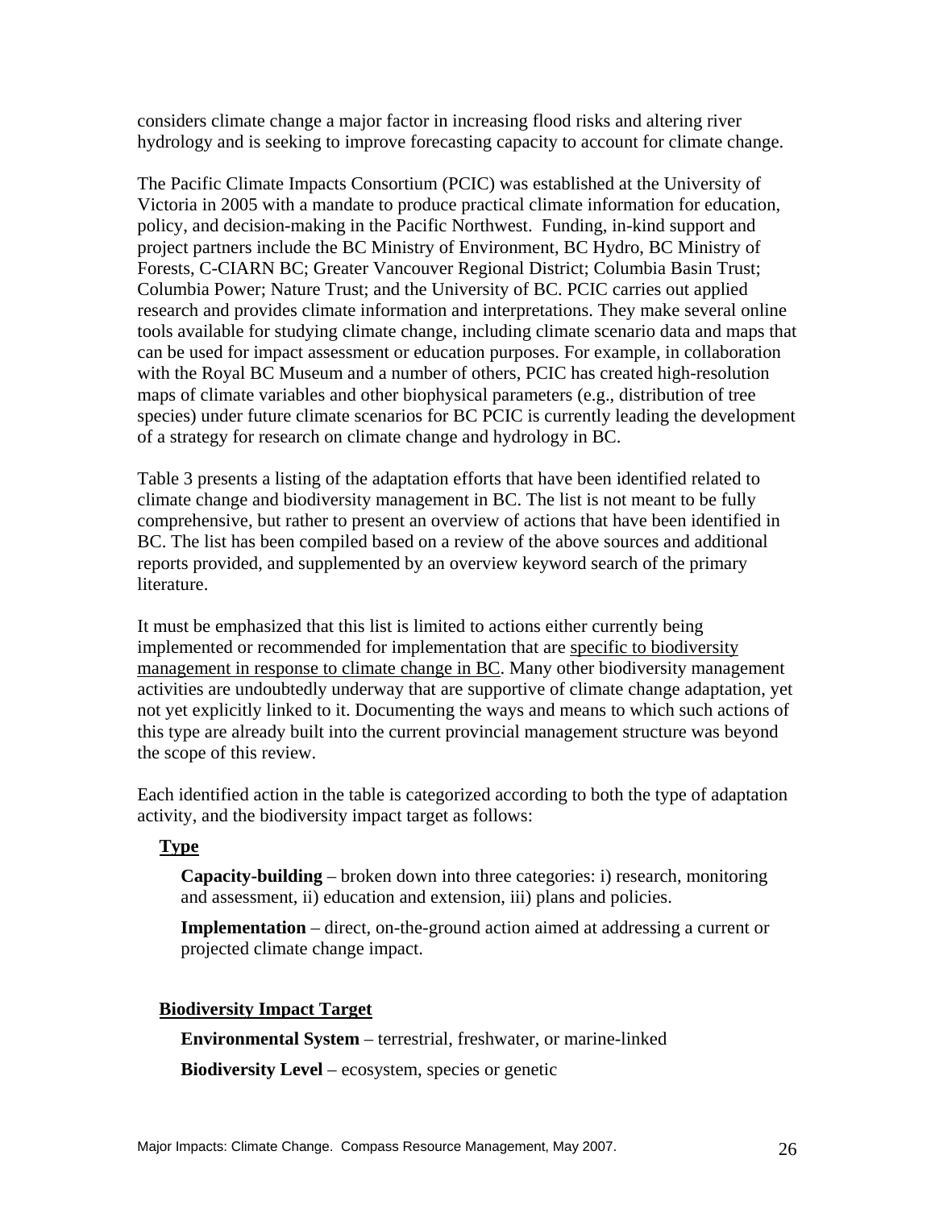considers climate change a major factor in increasing flood risks and altering river hydrology and is seeking to improve forecasting capacity to account for climate change.

The Pacific Climate Impacts Consortium (PCIC) was established at the University of Victoria in 2005 with a mandate to produce practical climate information for education, policy, and decision-making in the Pacific Northwest. Funding, in-kind support and project partners include the BC Ministry of Environment, BC Hydro, BC Ministry of Forests, C-CIARN BC; Greater Vancouver Regional District; Columbia Basin Trust; Columbia Power; Nature Trust; and the University of BC. PCIC carries out applied research and provides climate information and interpretations. They make several online tools available for studying climate change, including climate scenario data and maps that can be used for impact assessment or education purposes. For example, in collaboration with the Royal BC Museum and a number of others, PCIC has created high-resolution maps of climate variables and other biophysical parameters (e.g., distribution of tree species) under future climate scenarios for BC PCIC is currently leading the development of a strategy for research on climate change and hydrology in BC.

Table 3 presents a listing of the adaptation efforts that have been identified related to climate change and biodiversity management in BC. The list is not meant to be fully comprehensive, but rather to present an overview of actions that have been identified in BC. The list has been compiled based on a review of the above sources and additional reports provided, and supplemented by an overview keyword search of the primary literature.

It must be emphasized that this list is limited to actions either currently being implemented or recommended for implementation that are <u>specific to biodiversity management in response to climate change in BC</u>. Many other biodiversity management activities are undoubtedly underway that are supportive of climate change adaptation, yet not yet explicitly linked to it. Documenting the ways and means to which such actions of this type are already built into the current provincial management structure was beyond the scope of this review.

Each identified action in the table is categorized according to both the type of adaptation activity, and the biodiversity impact target as follows:

**<u>Type</u>**

**Capacity-building** – broken down into three categories: i) research, monitoring and assessment, ii) education and extension, iii) plans and policies.

**Implementation** – direct, on-the-ground action aimed at addressing a current or projected climate change impact.

**<u>Biodiversity Impact Target</u>**

**Environmental System** – terrestrial, freshwater, or marine-linked

**Biodiversity Level** – ecosystem, species or genetic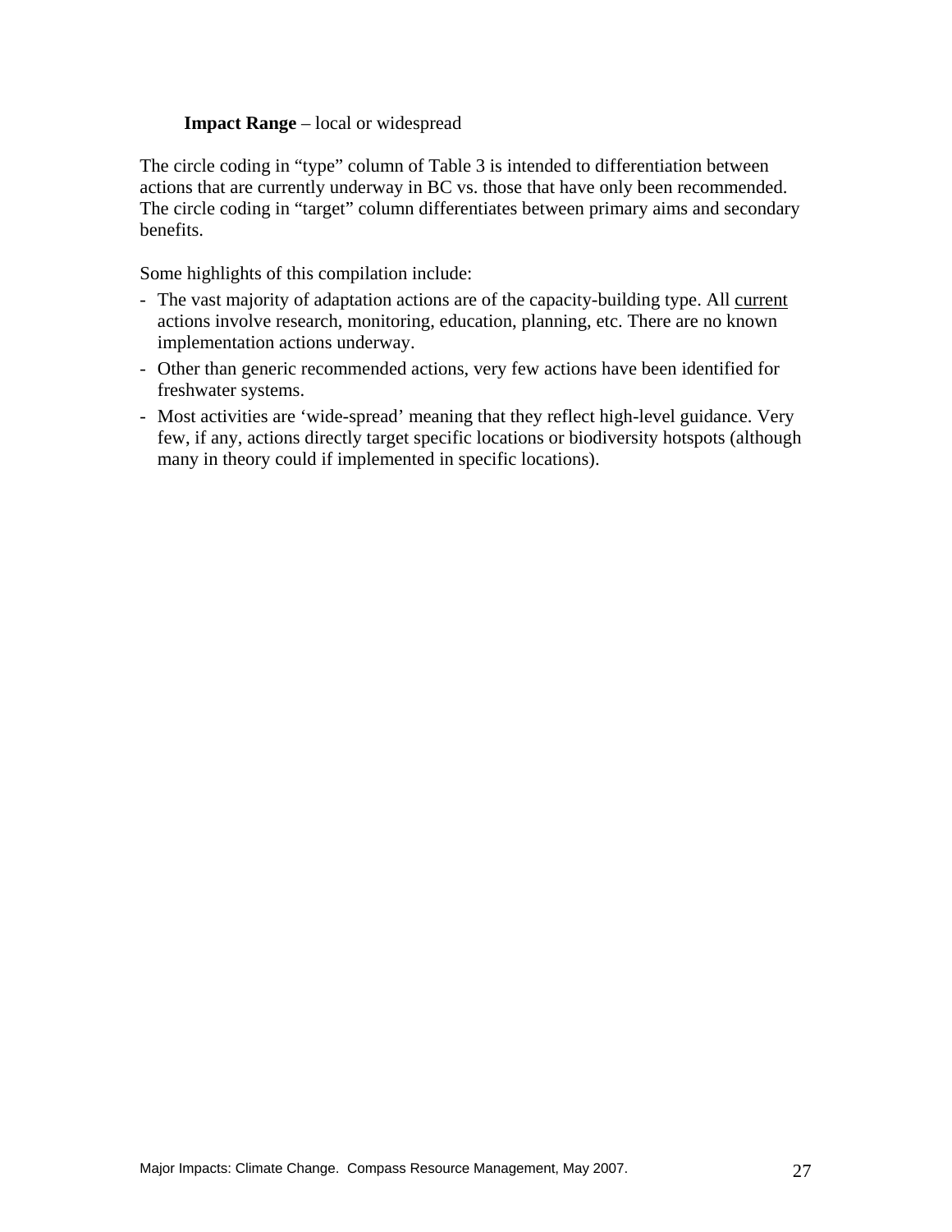**Impact Range** – local or widespread

The circle coding in "type" column of Table 3 is intended to differentiation between actions that are currently underway in BC vs. those that have only been recommended. The circle coding in "target" column differentiates between primary aims and secondary benefits.

Some highlights of this compilation include:

- The vast majority of adaptation actions are of the capacity-building type. All <u>current</u> actions involve research, monitoring, education, planning, etc. There are no known implementation actions underway.
- Other than generic recommended actions, very few actions have been identified for freshwater systems.
- Most activities are 'wide-spread' meaning that they reflect high-level guidance. Very few, if any, actions directly target specific locations or biodiversity hotspots (although many in theory could if implemented in specific locations).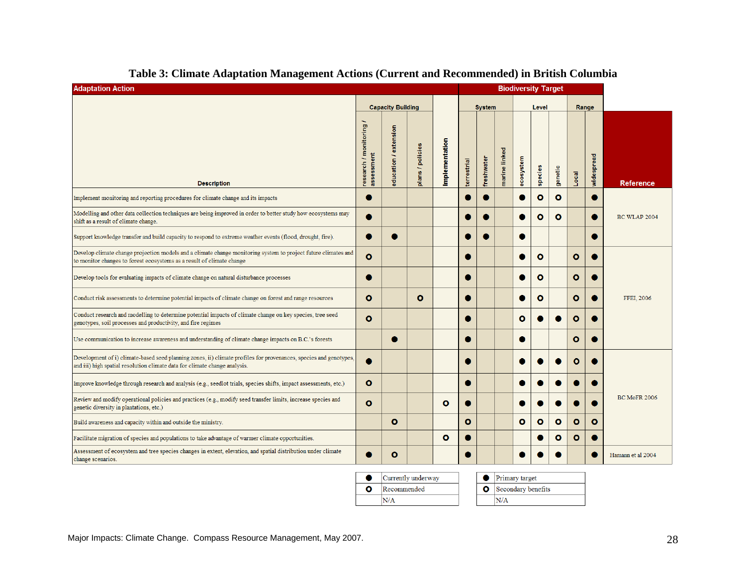**Table 3: Climate Adaptation Management Actions (Current and Recommended) in British Columbia**

| Adaptation Action | Capacity Building | | | | Biodiversity Target | | | | | | | | |
|---|---|---|---|---|---|---|---|---|---|---|---|---|---|
| | Capacity Building | | | | System | | | Level | | | Range | | |
| Description | research / monitoring / assessment | education / extension | plans / policies | Implementation | terrestrial | freshwater | marine linked | ecosystem | species | genetic | Local | widespread | Reference |
| Implement monitoring and reporting procedures for climate change and its impacts | ● | | | | ● | ● | | ● | ○ | ○ | | ● | |
| Modelling and other data collection techniques are being improved in order to better study how ecosystems may shift as a result of climate change. | ● | | | | ● | ● | | ● | ○ | ○ | | ● | BC WLAP 2004 |
| Support knowledge transfer and build capacity to respond to extreme weather events (flood, drought, fire). | ● | ● | | | ● | ● | | ● | | | | ● | |
| Develop climate change projection models and a climate change monitoring system to project future climates and to monitor changes to forest ecosystems as a result of climate change | ○ | | | | ● | | | ● | ○ | | ○ | ● | |
| Develop tools for evaluating impacts of climate change on natural disturbance processes | ● | | | | ● | | | ● | ○ | | ○ | ● | |
| Conduct risk assessments to determine potential impacts of climate change on forest and range resources | ○ | | ○ | | ● | | | ● | ○ | | ○ | ● | FFEI, 2006 |
| Conduct research and modelling to determine potential impacts of climate change on key species, tree seed genotypes, soil processes and productivity, and fire regimes | ○ | | | | ● | | | ○ | ● | ● | ○ | ● | |
| Use communication to increase awareness and understanding of climate change impacts on B.C.'s forests | | ● | | | ● | | | ● | | | ○ | ● | |
| Development of i) climate-based seed planning zones, ii) climate profiles for provenances, species and genotypes, and iii) high spatial resolution climate data for climate change analysis. | ● | | | | ● | | | ● | ● | ● | ○ | ● | |
| Improve knowledge through research and analysis (e.g., seedlot trials, species shifts, impact assessments, etc.) | ○ | | | | ● | | | ● | ● | ● | ● | ● | |
| Review and modify operational policies and practices (e.g., modify seed transfer limits, increase species and genetic diversity in plantations, etc.) | ○ | | | ○ | ● | | | ● | ● | ● | ● | ● | BC MoFR 2006 |
| Build awareness and capacity within and outside the ministry. | | ○ | | | ○ | | | ○ | ○ | ○ | ○ | ○ | |
| Facilitate migration of species and populations to take advantage of warmer climate opportunities. | | | | ○ | ● | | | | ● | ○ | ○ | ● | |
| Assessment of ecosystem and tree species changes in extent, elevation, and spatial distribution under climate change scenarios. | ● | ○ | | | ● | | | ● | ● | ● | | ● | Hamann et al 2004 |

| | |
|---|---|
| ● | Currently underway |
| ○ | Recommended |
| | N/A |

| | |
|---|---|
| ● | Primary target |
| ○ | Secondary benefits |
| | N/A |

Major Impacts: Climate Change. Compass Resource Management, May 2007.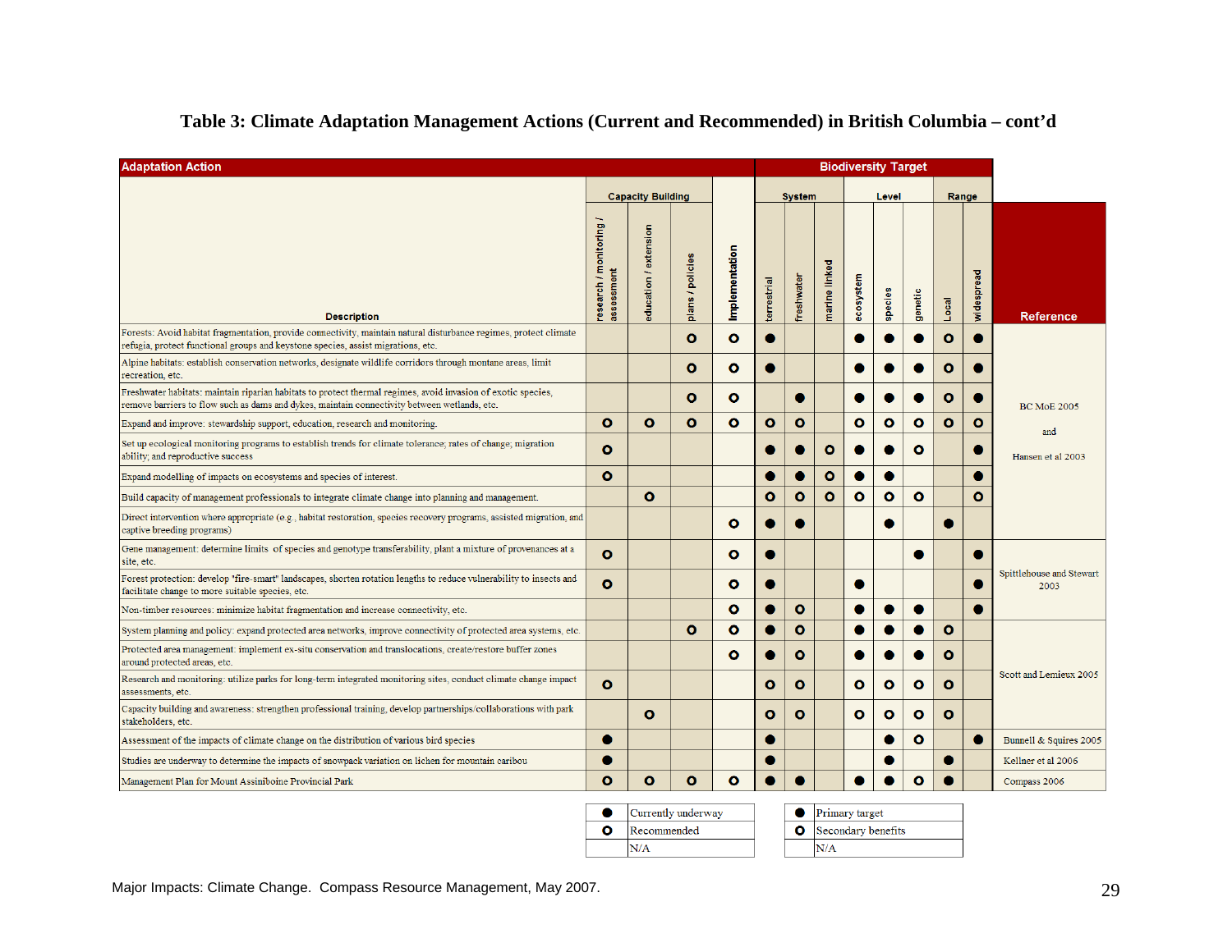## Table 3: Climate Adaptation Management Actions (Current and Recommended) in British Columbia – cont'd

| Adaptation Action | Capacity Building | | | Implementation | Biodiversity Target: System | | | Level | | | Range | | Reference |
|---|---|---|---|---|---|---|---|---|---|---|---|---|---|
| Description | research / monitoring / assessment | education / extension | plans / policies | Implementation | terrestrial | freshwater | marine linked | ecosystem | species | genetic | Local | widespread | Reference |
| Forests: Avoid habitat fragmentation, provide connectivity, maintain natural disturbance regimes, protect climate refugia, protect functional groups and keystone species, assist migrations, etc. | | | O | O | ● | | | ● | ● | ● | O | ● | BC MoE 2005 and Hansen et al 2003 |
| Alpine habitats: establish conservation networks, designate wildlife corridors through montane areas, limit recreation, etc. | | | O | O | ● | | | ● | ● | ● | O | ● | BC MoE 2005 and Hansen et al 2003 |
| Freshwater habitats: maintain riparian habitats to protect thermal regimes, avoid invasion of exotic species, remove barriers to flow such as dams and dykes, maintain connectivity between wetlands, etc. | | | O | O | | ● | | ● | ● | ● | O | ● | BC MoE 2005 and Hansen et al 2003 |
| Expand and improve: stewardship support, education, research and monitoring. | O | O | O | O | O | O | | O | O | O | O | O | BC MoE 2005 and Hansen et al 2003 |
| Set up ecological monitoring programs to establish trends for climate tolerance; rates of change; migration ability; and reproductive success | O | | | | ● | ● | O | ● | ● | O | | ● | BC MoE 2005 and Hansen et al 2003 |
| Expand modelling of impacts on ecosystems and species of interest. | O | | | | ● | ● | O | ● | ● | | | ● | BC MoE 2005 and Hansen et al 2003 |
| Build capacity of management professionals to integrate climate change into planning and management. | | O | | | O | O | O | O | O | O | | O | BC MoE 2005 and Hansen et al 2003 |
| Direct intervention where appropriate (e.g., habitat restoration, species recovery programs, assisted migration, and captive breeding programs) | | | | O | ● | ● | | | ● | | ● | | BC MoE 2005 and Hansen et al 2003 |
| Gene management: determine limits of species and genotype transferability, plant a mixture of provenances at a site, etc. | O | | | O | ● | | | | | ● | | ● | Spittlehouse and Stewart 2003 |
| Forest protection: develop "fire-smart" landscapes, shorten rotation lengths to reduce vulnerability to insects and facilitate change to more suitable species, etc. | O | | | O | ● | | | ● | | | | ● | Spittlehouse and Stewart 2003 |
| Non-timber resources: minimize habitat fragmentation and increase connectivity, etc. | | | | O | ● | O | | ● | ● | ● | | ● | Spittlehouse and Stewart 2003 |
| System planning and policy: expand protected area networks, improve connectivity of protected area systems, etc. | | | O | O | ● | O | | ● | ● | ● | O | | Scott and Lemieux 2005 |
| Protected area management: implement ex-situ conservation and translocations, create/restore buffer zones around protected areas, etc. | | | | O | ● | O | | ● | ● | ● | O | | Scott and Lemieux 2005 |
| Research and monitoring: utilize parks for long-term integrated monitoring sites, conduct climate change impact assessments, etc. | O | | | | O | O | | O | O | O | O | | Scott and Lemieux 2005 |
| Capacity building and awareness: strengthen professional training, develop partnerships/collaborations with park stakeholders, etc. | | O | | | O | O | | O | O | O | O | | Scott and Lemieux 2005 |
| Assessment of the impacts of climate change on the distribution of various bird species | ● | | | | ● | | | | ● | O | | ● | Bunnell & Squires 2005 |
| Studies are underway to determine the impacts of snowpack variation on lichen for mountain caribou | ● | | | | ● | | | | ● | | ● | | Kellner et al 2006 |
| Management Plan for Mount Assiniboine Provincial Park | O | O | O | O | ● | ● | | ● | ● | O | ● | | Compass 2006 |

| Symbol | Meaning |
|---|---|
| ● | Currently underway |
| O | Recommended |
| | N/A |

| Symbol | Meaning |
|---|---|
| ● | Primary target |
| O | Secondary benefits |
| | N/A |

Major Impacts: Climate Change. Compass Resource Management, May 2007.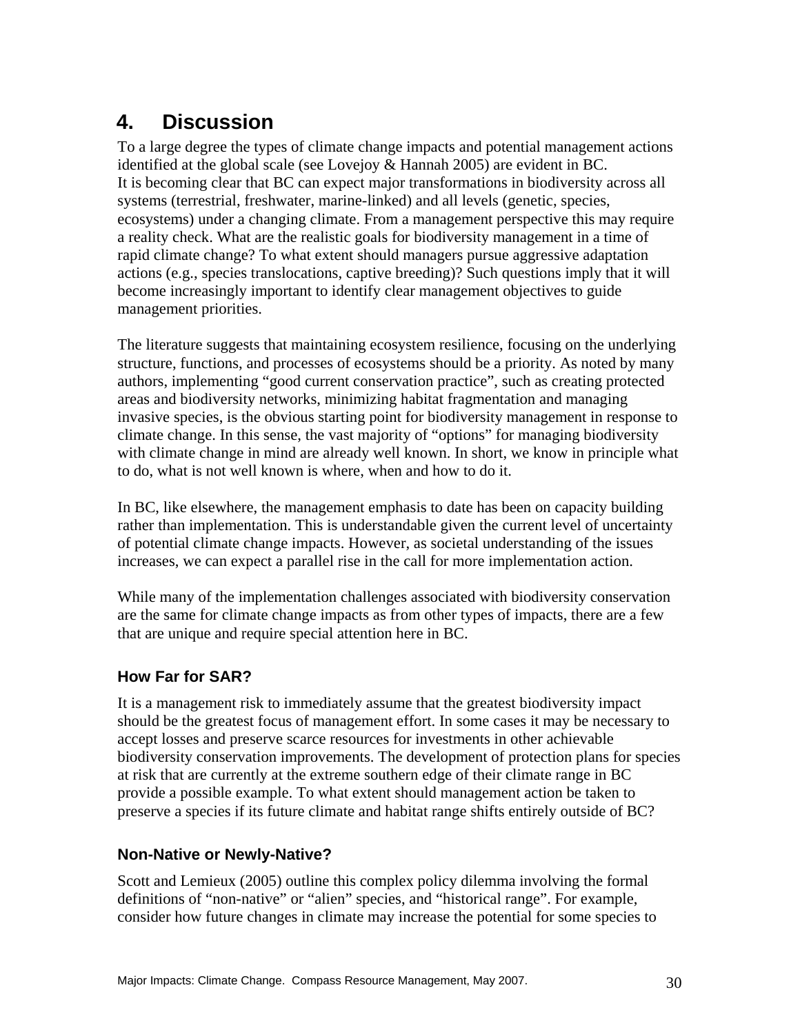# 4. Discussion

To a large degree the types of climate change impacts and potential management actions identified at the global scale (see Lovejoy & Hannah 2005) are evident in BC. It is becoming clear that BC can expect major transformations in biodiversity across all systems (terrestrial, freshwater, marine-linked) and all levels (genetic, species, ecosystems) under a changing climate. From a management perspective this may require a reality check. What are the realistic goals for biodiversity management in a time of rapid climate change? To what extent should managers pursue aggressive adaptation actions (e.g., species translocations, captive breeding)? Such questions imply that it will become increasingly important to identify clear management objectives to guide management priorities.

The literature suggests that maintaining ecosystem resilience, focusing on the underlying structure, functions, and processes of ecosystems should be a priority. As noted by many authors, implementing "good current conservation practice", such as creating protected areas and biodiversity networks, minimizing habitat fragmentation and managing invasive species, is the obvious starting point for biodiversity management in response to climate change. In this sense, the vast majority of "options" for managing biodiversity with climate change in mind are already well known. In short, we know in principle what to do, what is not well known is where, when and how to do it.

In BC, like elsewhere, the management emphasis to date has been on capacity building rather than implementation. This is understandable given the current level of uncertainty of potential climate change impacts. However, as societal understanding of the issues increases, we can expect a parallel rise in the call for more implementation action.

While many of the implementation challenges associated with biodiversity conservation are the same for climate change impacts as from other types of impacts, there are a few that are unique and require special attention here in BC.

### How Far for SAR?

It is a management risk to immediately assume that the greatest biodiversity impact should be the greatest focus of management effort. In some cases it may be necessary to accept losses and preserve scarce resources for investments in other achievable biodiversity conservation improvements. The development of protection plans for species at risk that are currently at the extreme southern edge of their climate range in BC provide a possible example. To what extent should management action be taken to preserve a species if its future climate and habitat range shifts entirely outside of BC?

### Non-Native or Newly-Native?

Scott and Lemieux (2005) outline this complex policy dilemma involving the formal definitions of "non-native" or "alien" species, and "historical range". For example, consider how future changes in climate may increase the potential for some species to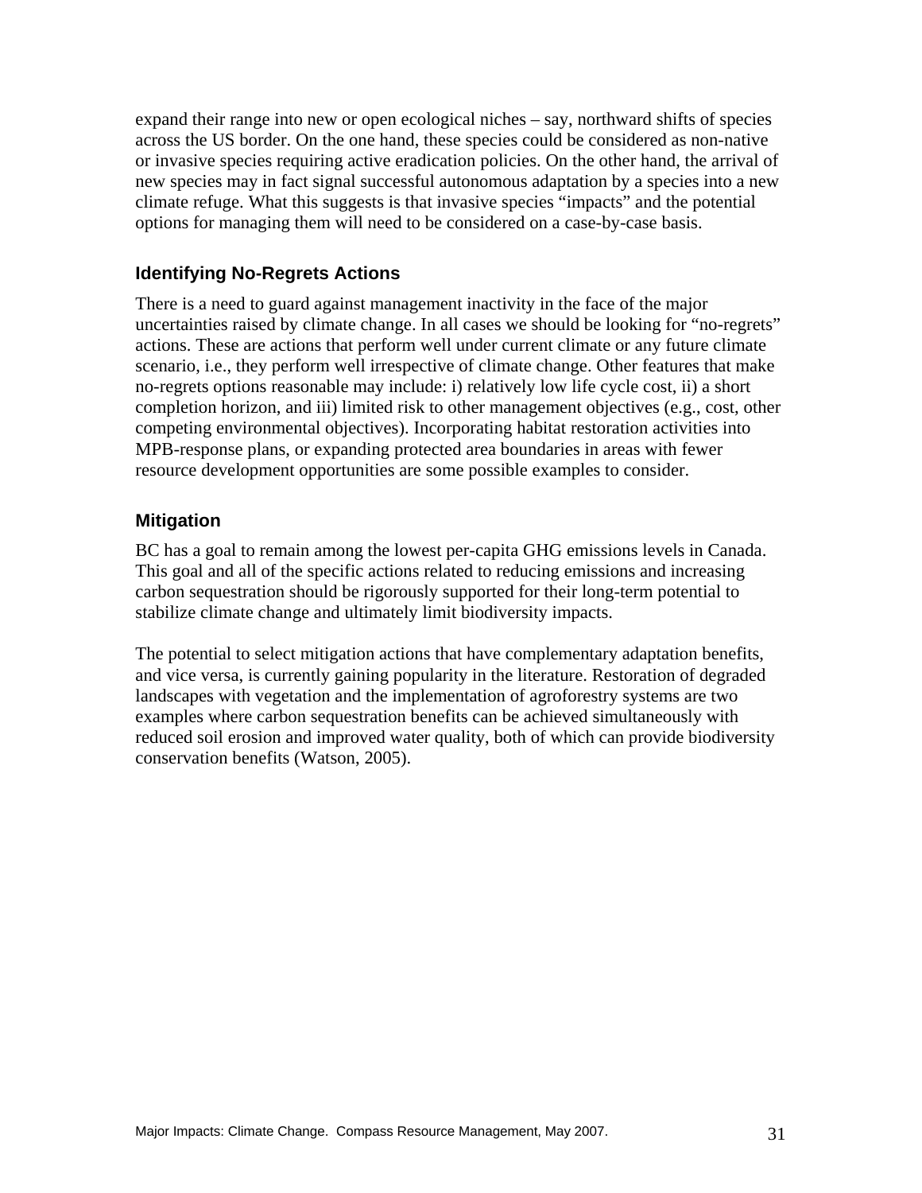expand their range into new or open ecological niches – say, northward shifts of species across the US border. On the one hand, these species could be considered as non-native or invasive species requiring active eradication policies. On the other hand, the arrival of new species may in fact signal successful autonomous adaptation by a species into a new climate refuge. What this suggests is that invasive species "impacts" and the potential options for managing them will need to be considered on a case-by-case basis.

### Identifying No-Regrets Actions

There is a need to guard against management inactivity in the face of the major uncertainties raised by climate change. In all cases we should be looking for "no-regrets" actions. These are actions that perform well under current climate or any future climate scenario, i.e., they perform well irrespective of climate change. Other features that make no-regrets options reasonable may include: i) relatively low life cycle cost, ii) a short completion horizon, and iii) limited risk to other management objectives (e.g., cost, other competing environmental objectives). Incorporating habitat restoration activities into MPB-response plans, or expanding protected area boundaries in areas with fewer resource development opportunities are some possible examples to consider.

### Mitigation

BC has a goal to remain among the lowest per-capita GHG emissions levels in Canada. This goal and all of the specific actions related to reducing emissions and increasing carbon sequestration should be rigorously supported for their long-term potential to stabilize climate change and ultimately limit biodiversity impacts.

The potential to select mitigation actions that have complementary adaptation benefits, and vice versa, is currently gaining popularity in the literature. Restoration of degraded landscapes with vegetation and the implementation of agroforestry systems are two examples where carbon sequestration benefits can be achieved simultaneously with reduced soil erosion and improved water quality, both of which can provide biodiversity conservation benefits (Watson, 2005).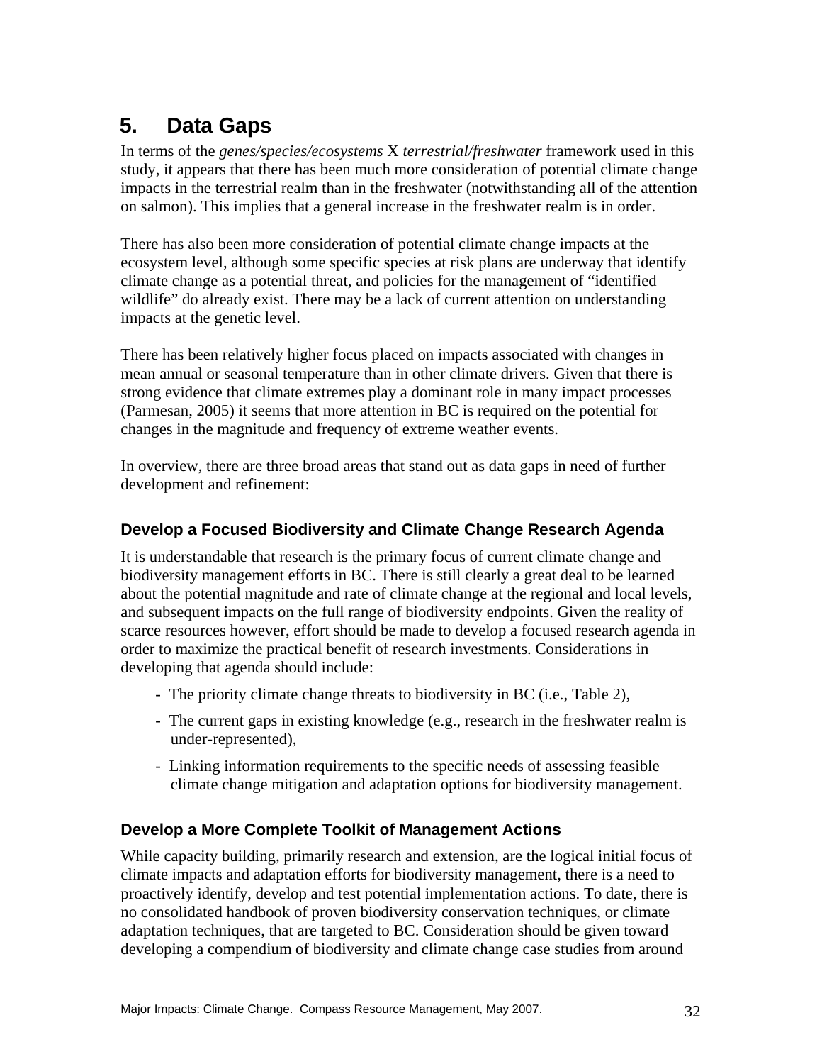# 5. Data Gaps

In terms of the *genes/species/ecosystems* X *terrestrial/freshwater* framework used in this study, it appears that there has been much more consideration of potential climate change impacts in the terrestrial realm than in the freshwater (notwithstanding all of the attention on salmon). This implies that a general increase in the freshwater realm is in order.

There has also been more consideration of potential climate change impacts at the ecosystem level, although some specific species at risk plans are underway that identify climate change as a potential threat, and policies for the management of "identified wildlife" do already exist. There may be a lack of current attention on understanding impacts at the genetic level.

There has been relatively higher focus placed on impacts associated with changes in mean annual or seasonal temperature than in other climate drivers. Given that there is strong evidence that climate extremes play a dominant role in many impact processes (Parmesan, 2005) it seems that more attention in BC is required on the potential for changes in the magnitude and frequency of extreme weather events.

In overview, there are three broad areas that stand out as data gaps in need of further development and refinement:

### Develop a Focused Biodiversity and Climate Change Research Agenda

It is understandable that research is the primary focus of current climate change and biodiversity management efforts in BC. There is still clearly a great deal to be learned about the potential magnitude and rate of climate change at the regional and local levels, and subsequent impacts on the full range of biodiversity endpoints. Given the reality of scarce resources however, effort should be made to develop a focused research agenda in order to maximize the practical benefit of research investments. Considerations in developing that agenda should include:

- The priority climate change threats to biodiversity in BC (i.e., Table 2),
- The current gaps in existing knowledge (e.g., research in the freshwater realm is under-represented),
- Linking information requirements to the specific needs of assessing feasible climate change mitigation and adaptation options for biodiversity management.

### Develop a More Complete Toolkit of Management Actions

While capacity building, primarily research and extension, are the logical initial focus of climate impacts and adaptation efforts for biodiversity management, there is a need to proactively identify, develop and test potential implementation actions. To date, there is no consolidated handbook of proven biodiversity conservation techniques, or climate adaptation techniques, that are targeted to BC. Consideration should be given toward developing a compendium of biodiversity and climate change case studies from around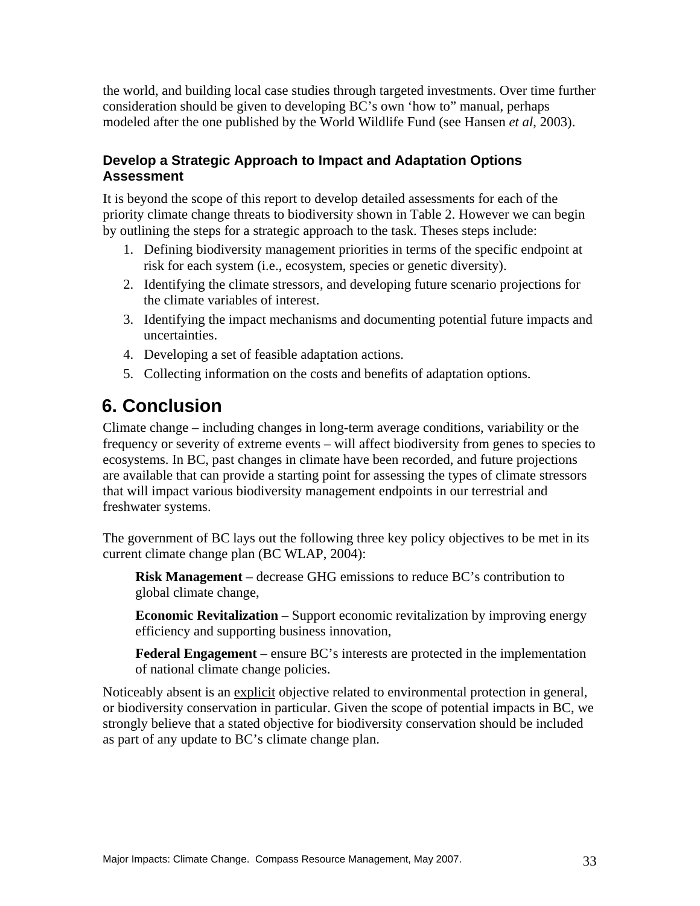the world, and building local case studies through targeted investments. Over time further consideration should be given to developing BC's own 'how to" manual, perhaps modeled after the one published by the World Wildlife Fund (see Hansen *et al*, 2003).

### Develop a Strategic Approach to Impact and Adaptation Options Assessment

It is beyond the scope of this report to develop detailed assessments for each of the priority climate change threats to biodiversity shown in Table 2. However we can begin by outlining the steps for a strategic approach to the task. Theses steps include:

1. Defining biodiversity management priorities in terms of the specific endpoint at risk for each system (i.e., ecosystem, species or genetic diversity).
2. Identifying the climate stressors, and developing future scenario projections for the climate variables of interest.
3. Identifying the impact mechanisms and documenting potential future impacts and uncertainties.
4. Developing a set of feasible adaptation actions.
5. Collecting information on the costs and benefits of adaptation options.

# 6. Conclusion

Climate change – including changes in long-term average conditions, variability or the frequency or severity of extreme events – will affect biodiversity from genes to species to ecosystems. In BC, past changes in climate have been recorded, and future projections are available that can provide a starting point for assessing the types of climate stressors that will impact various biodiversity management endpoints in our terrestrial and freshwater systems.

The government of BC lays out the following three key policy objectives to be met in its current climate change plan (BC WLAP, 2004):

> **Risk Management** – decrease GHG emissions to reduce BC's contribution to global climate change,
>
> **Economic Revitalization** – Support economic revitalization by improving energy efficiency and supporting business innovation,
>
> **Federal Engagement** – ensure BC's interests are protected in the implementation of national climate change policies.

Noticeably absent is an explicit objective related to environmental protection in general, or biodiversity conservation in particular. Given the scope of potential impacts in BC, we strongly believe that a stated objective for biodiversity conservation should be included as part of any update to BC's climate change plan.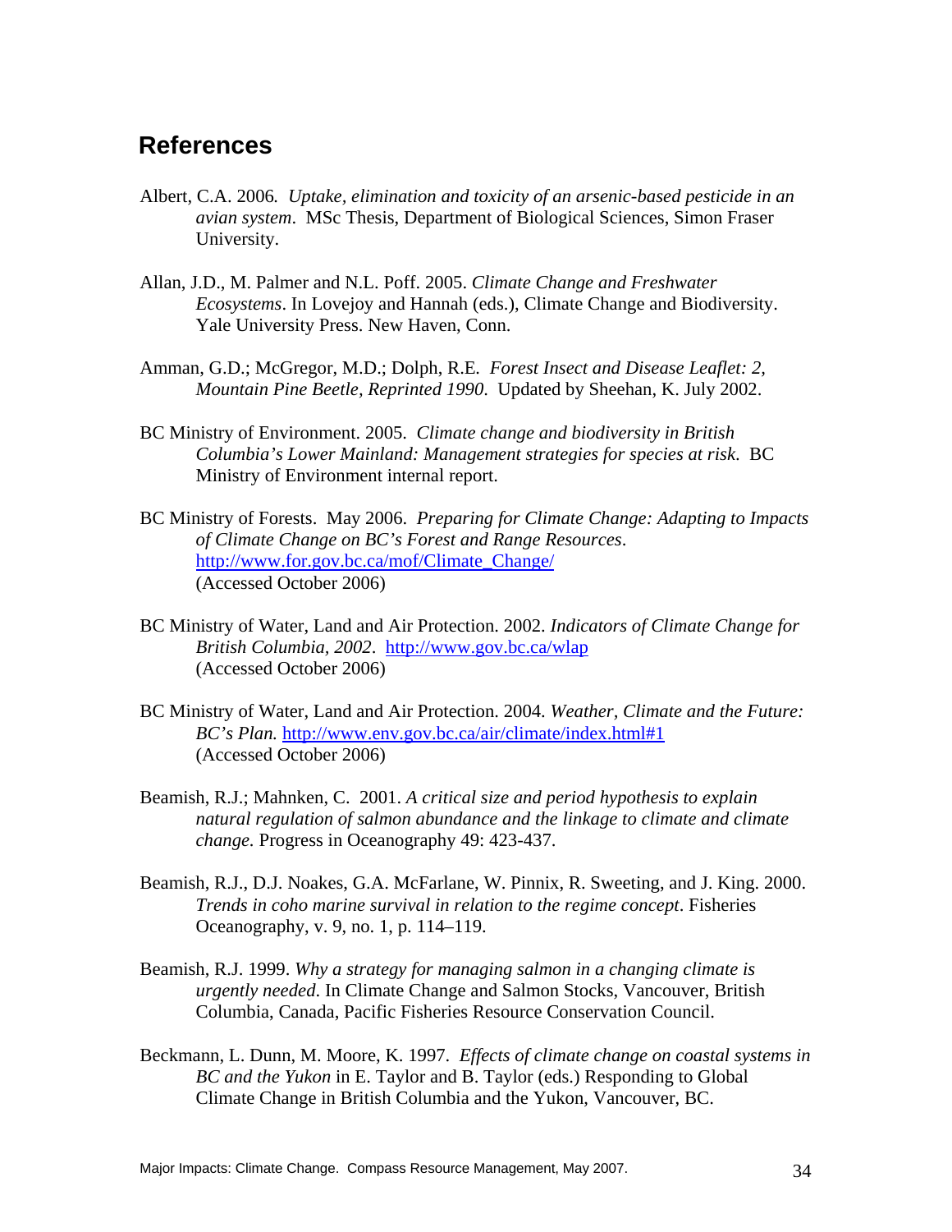## References

Albert, C.A. 2006. *Uptake, elimination and toxicity of an arsenic-based pesticide in an avian system*. MSc Thesis, Department of Biological Sciences, Simon Fraser University.

Allan, J.D., M. Palmer and N.L. Poff. 2005. *Climate Change and Freshwater Ecosystems*. In Lovejoy and Hannah (eds.), Climate Change and Biodiversity. Yale University Press. New Haven, Conn.

Amman, G.D.; McGregor, M.D.; Dolph, R.E. *Forest Insect and Disease Leaflet: 2, Mountain Pine Beetle, Reprinted 1990*. Updated by Sheehan, K. July 2002.

BC Ministry of Environment. 2005. *Climate change and biodiversity in British Columbia's Lower Mainland: Management strategies for species at risk*. BC Ministry of Environment internal report.

BC Ministry of Forests. May 2006. *Preparing for Climate Change: Adapting to Impacts of Climate Change on BC's Forest and Range Resources*. http://www.for.gov.bc.ca/mof/Climate_Change/ (Accessed October 2006)

BC Ministry of Water, Land and Air Protection. 2002. *Indicators of Climate Change for British Columbia, 2002*. http://www.gov.bc.ca/wlap (Accessed October 2006)

BC Ministry of Water, Land and Air Protection. 2004. *Weather, Climate and the Future: BC's Plan.* http://www.env.gov.bc.ca/air/climate/index.html#1 (Accessed October 2006)

Beamish, R.J.; Mahnken, C. 2001. *A critical size and period hypothesis to explain natural regulation of salmon abundance and the linkage to climate and climate change.* Progress in Oceanography 49: 423-437.

Beamish, R.J., D.J. Noakes, G.A. McFarlane, W. Pinnix, R. Sweeting, and J. King. 2000. *Trends in coho marine survival in relation to the regime concept*. Fisheries Oceanography, v. 9, no. 1, p. 114–119.

Beamish, R.J. 1999. *Why a strategy for managing salmon in a changing climate is urgently needed*. In Climate Change and Salmon Stocks, Vancouver, British Columbia, Canada, Pacific Fisheries Resource Conservation Council.

Beckmann, L. Dunn, M. Moore, K. 1997. *Effects of climate change on coastal systems in BC and the Yukon* in E. Taylor and B. Taylor (eds.) Responding to Global Climate Change in British Columbia and the Yukon, Vancouver, BC.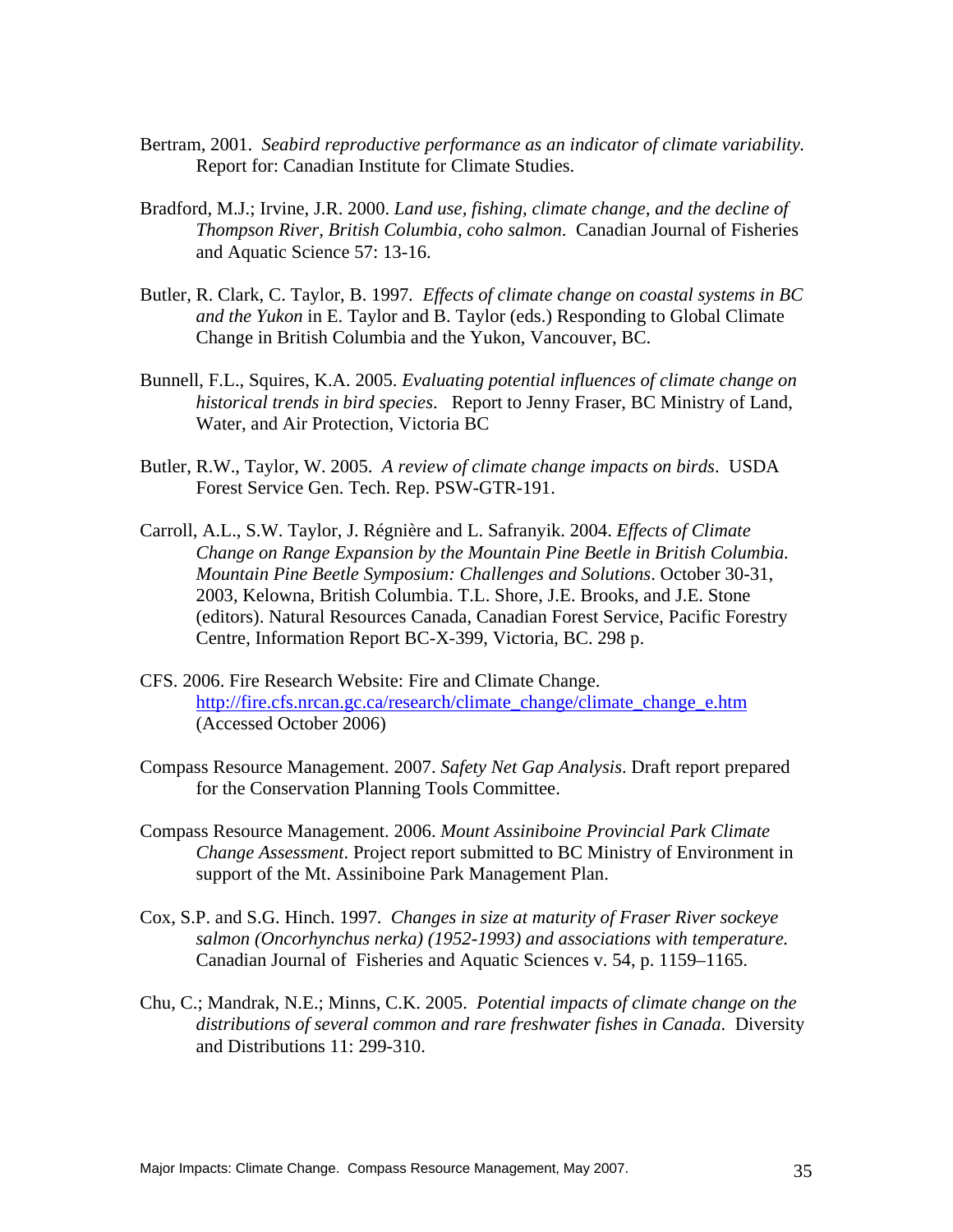Bertram, 2001. *Seabird reproductive performance as an indicator of climate variability*. Report for: Canadian Institute for Climate Studies.

Bradford, M.J.; Irvine, J.R. 2000. *Land use, fishing, climate change, and the decline of Thompson River, British Columbia, coho salmon*. Canadian Journal of Fisheries and Aquatic Science 57: 13-16.

Butler, R. Clark, C. Taylor, B. 1997. *Effects of climate change on coastal systems in BC and the Yukon* in E. Taylor and B. Taylor (eds.) Responding to Global Climate Change in British Columbia and the Yukon, Vancouver, BC.

Bunnell, F.L., Squires, K.A. 2005. *Evaluating potential influences of climate change on historical trends in bird species*. Report to Jenny Fraser, BC Ministry of Land, Water, and Air Protection, Victoria BC

Butler, R.W., Taylor, W. 2005. *A review of climate change impacts on birds*. USDA Forest Service Gen. Tech. Rep. PSW-GTR-191.

Carroll, A.L., S.W. Taylor, J. Régnière and L. Safranyik. 2004. *Effects of Climate Change on Range Expansion by the Mountain Pine Beetle in British Columbia. Mountain Pine Beetle Symposium: Challenges and Solutions*. October 30-31, 2003, Kelowna, British Columbia. T.L. Shore, J.E. Brooks, and J.E. Stone (editors). Natural Resources Canada, Canadian Forest Service, Pacific Forestry Centre, Information Report BC-X-399, Victoria, BC. 298 p.

CFS. 2006. Fire Research Website: Fire and Climate Change. http://fire.cfs.nrcan.gc.ca/research/climate_change/climate_change_e.htm (Accessed October 2006)

Compass Resource Management. 2007. *Safety Net Gap Analysis*. Draft report prepared for the Conservation Planning Tools Committee.

Compass Resource Management. 2006. *Mount Assiniboine Provincial Park Climate Change Assessment*. Project report submitted to BC Ministry of Environment in support of the Mt. Assiniboine Park Management Plan.

Cox, S.P. and S.G. Hinch. 1997. *Changes in size at maturity of Fraser River sockeye salmon (Oncorhynchus nerka) (1952-1993) and associations with temperature.* Canadian Journal of Fisheries and Aquatic Sciences v. 54, p. 1159–1165.

Chu, C.; Mandrak, N.E.; Minns, C.K. 2005. *Potential impacts of climate change on the distributions of several common and rare freshwater fishes in Canada*. Diversity and Distributions 11: 299-310.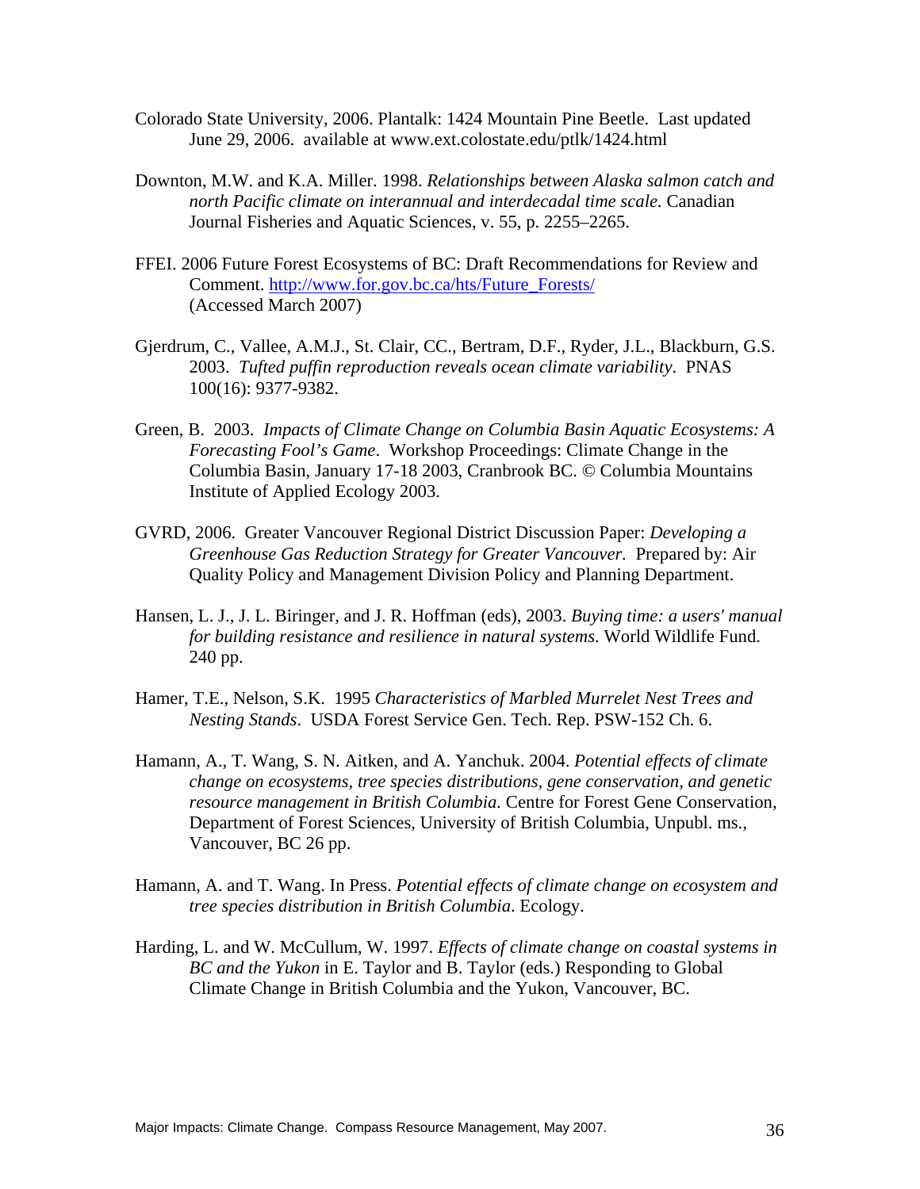Colorado State University, 2006. Plantalk: 1424 Mountain Pine Beetle. Last updated June 29, 2006. available at www.ext.colostate.edu/ptlk/1424.html

Downton, M.W. and K.A. Miller. 1998. *Relationships between Alaska salmon catch and north Pacific climate on interannual and interdecadal time scale.* Canadian Journal Fisheries and Aquatic Sciences, v. 55, p. 2255–2265.

FFEI. 2006 Future Forest Ecosystems of BC: Draft Recommendations for Review and Comment. http://www.for.gov.bc.ca/hts/Future_Forests/ (Accessed March 2007)

Gjerdrum, C., Vallee, A.M.J., St. Clair, CC., Bertram, D.F., Ryder, J.L., Blackburn, G.S. 2003. *Tufted puffin reproduction reveals ocean climate variability*. PNAS 100(16): 9377-9382.

Green, B. 2003. *Impacts of Climate Change on Columbia Basin Aquatic Ecosystems: A Forecasting Fool's Game*. Workshop Proceedings: Climate Change in the Columbia Basin, January 17-18 2003, Cranbrook BC. © Columbia Mountains Institute of Applied Ecology 2003.

GVRD, 2006. Greater Vancouver Regional District Discussion Paper: *Developing a Greenhouse Gas Reduction Strategy for Greater Vancouver.* Prepared by: Air Quality Policy and Management Division Policy and Planning Department.

Hansen, L. J., J. L. Biringer, and J. R. Hoffman (eds), 2003. *Buying time: a users' manual for building resistance and resilience in natural systems.* World Wildlife Fund. 240 pp.

Hamer, T.E., Nelson, S.K. 1995 *Characteristics of Marbled Murrelet Nest Trees and Nesting Stands*. USDA Forest Service Gen. Tech. Rep. PSW-152 Ch. 6.

Hamann, A., T. Wang, S. N. Aitken, and A. Yanchuk. 2004. *Potential effects of climate change on ecosystems, tree species distributions, gene conservation, and genetic resource management in British Columbia.* Centre for Forest Gene Conservation, Department of Forest Sciences, University of British Columbia, Unpubl. ms., Vancouver, BC 26 pp.

Hamann, A. and T. Wang. In Press. *Potential effects of climate change on ecosystem and tree species distribution in British Columbia*. Ecology.

Harding, L. and W. McCullum, W. 1997. *Effects of climate change on coastal systems in BC and the Yukon* in E. Taylor and B. Taylor (eds.) Responding to Global Climate Change in British Columbia and the Yukon, Vancouver, BC.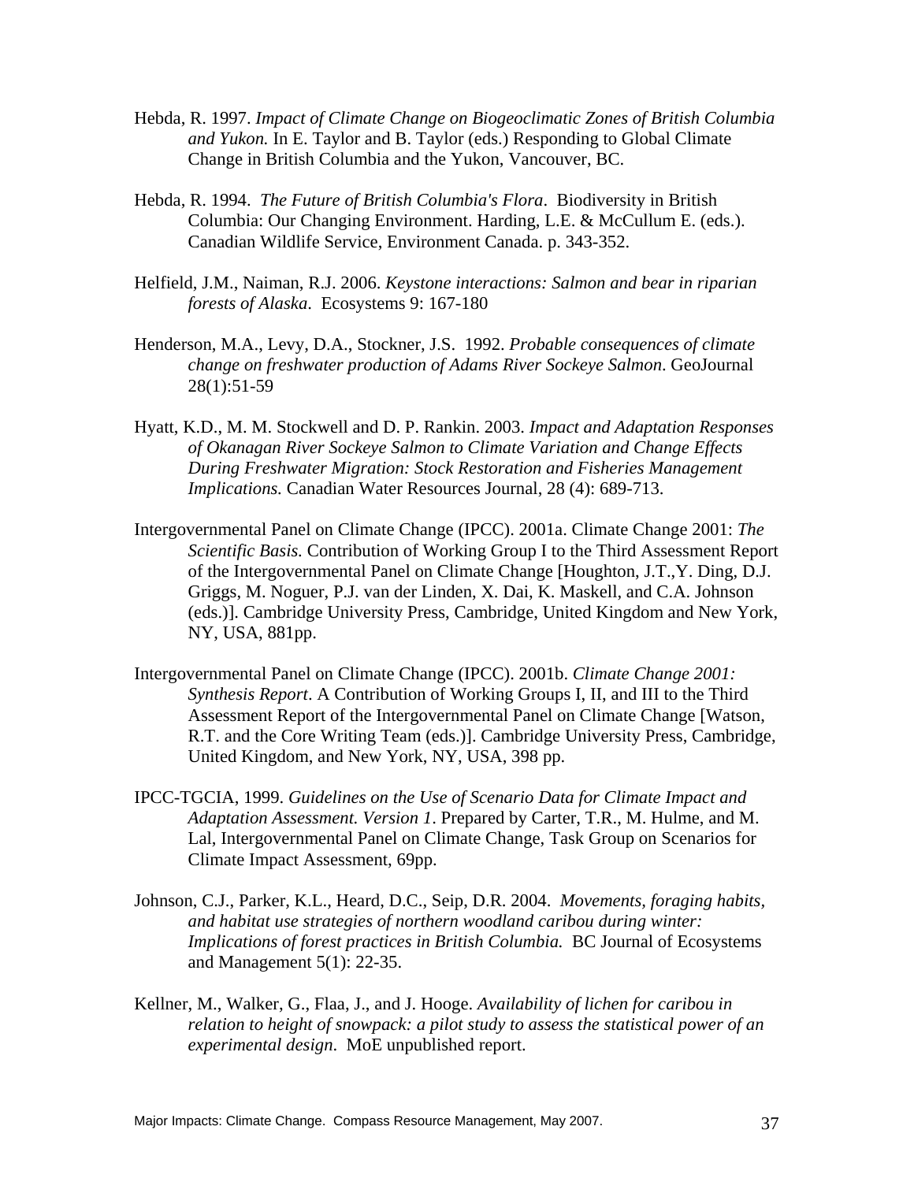Hebda, R. 1997. *Impact of Climate Change on Biogeoclimatic Zones of British Columbia and Yukon.* In E. Taylor and B. Taylor (eds.) Responding to Global Climate Change in British Columbia and the Yukon, Vancouver, BC.

Hebda, R. 1994. *The Future of British Columbia's Flora*. Biodiversity in British Columbia: Our Changing Environment. Harding, L.E. & McCullum E. (eds.). Canadian Wildlife Service, Environment Canada. p. 343-352.

Helfield, J.M., Naiman, R.J. 2006. *Keystone interactions: Salmon and bear in riparian forests of Alaska*. Ecosystems 9: 167-180

Henderson, M.A., Levy, D.A., Stockner, J.S. 1992. *Probable consequences of climate change on freshwater production of Adams River Sockeye Salmon*. GeoJournal 28(1):51-59

Hyatt, K.D., M. M. Stockwell and D. P. Rankin. 2003. *Impact and Adaptation Responses of Okanagan River Sockeye Salmon to Climate Variation and Change Effects During Freshwater Migration: Stock Restoration and Fisheries Management Implications.* Canadian Water Resources Journal, 28 (4): 689-713.

Intergovernmental Panel on Climate Change (IPCC). 2001a. Climate Change 2001: *The Scientific Basis.* Contribution of Working Group I to the Third Assessment Report of the Intergovernmental Panel on Climate Change [Houghton, J.T.,Y. Ding, D.J. Griggs, M. Noguer, P.J. van der Linden, X. Dai, K. Maskell, and C.A. Johnson (eds.)]. Cambridge University Press, Cambridge, United Kingdom and New York, NY, USA, 881pp.

Intergovernmental Panel on Climate Change (IPCC). 2001b. *Climate Change 2001: Synthesis Report*. A Contribution of Working Groups I, II, and III to the Third Assessment Report of the Intergovernmental Panel on Climate Change [Watson, R.T. and the Core Writing Team (eds.)]. Cambridge University Press, Cambridge, United Kingdom, and New York, NY, USA, 398 pp.

IPCC-TGCIA, 1999. *Guidelines on the Use of Scenario Data for Climate Impact and Adaptation Assessment. Version 1*. Prepared by Carter, T.R., M. Hulme, and M. Lal, Intergovernmental Panel on Climate Change, Task Group on Scenarios for Climate Impact Assessment, 69pp.

Johnson, C.J., Parker, K.L., Heard, D.C., Seip, D.R. 2004. *Movements, foraging habits, and habitat use strategies of northern woodland caribou during winter: Implications of forest practices in British Columbia.* BC Journal of Ecosystems and Management 5(1): 22-35.

Kellner, M., Walker, G., Flaa, J., and J. Hooge. *Availability of lichen for caribou in relation to height of snowpack: a pilot study to assess the statistical power of an experimental design*. MoE unpublished report.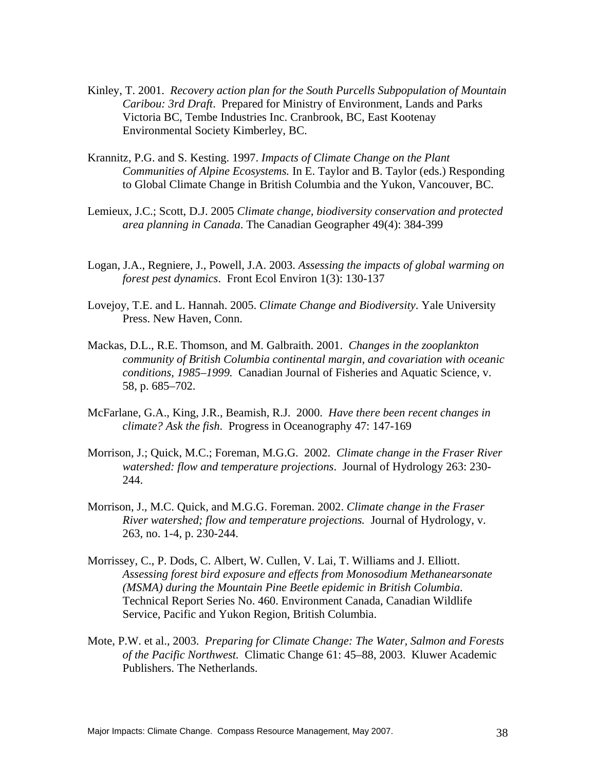Kinley, T. 2001. *Recovery action plan for the South Purcells Subpopulation of Mountain Caribou: 3rd Draft*. Prepared for Ministry of Environment, Lands and Parks Victoria BC, Tembe Industries Inc. Cranbrook, BC, East Kootenay Environmental Society Kimberley, BC.

Krannitz, P.G. and S. Kesting. 1997. *Impacts of Climate Change on the Plant Communities of Alpine Ecosystems.* In E. Taylor and B. Taylor (eds.) Responding to Global Climate Change in British Columbia and the Yukon, Vancouver, BC.

Lemieux, J.C.; Scott, D.J. 2005 *Climate change, biodiversity conservation and protected area planning in Canada*. The Canadian Geographer 49(4): 384-399

Logan, J.A., Regniere, J., Powell, J.A. 2003. *Assessing the impacts of global warming on forest pest dynamics*. Front Ecol Environ 1(3): 130-137

Lovejoy, T.E. and L. Hannah. 2005. *Climate Change and Biodiversity*. Yale University Press. New Haven, Conn.

Mackas, D.L., R.E. Thomson, and M. Galbraith. 2001. *Changes in the zooplankton community of British Columbia continental margin, and covariation with oceanic conditions, 1985–1999.* Canadian Journal of Fisheries and Aquatic Science, v. 58, p. 685–702.

McFarlane, G.A., King, J.R., Beamish, R.J. 2000. *Have there been recent changes in climate? Ask the fish*. Progress in Oceanography 47: 147-169

Morrison, J.; Quick, M.C.; Foreman, M.G.G. 2002. *Climate change in the Fraser River watershed: flow and temperature projections*. Journal of Hydrology 263: 230-244.

Morrison, J., M.C. Quick, and M.G.G. Foreman. 2002. *Climate change in the Fraser River watershed; flow and temperature projections.* Journal of Hydrology, v. 263, no. 1-4, p. 230-244.

Morrissey, C., P. Dods, C. Albert, W. Cullen, V. Lai, T. Williams and J. Elliott. *Assessing forest bird exposure and effects from Monosodium Methanearsonate (MSMA) during the Mountain Pine Beetle epidemic in British Columbia*. Technical Report Series No. 460. Environment Canada, Canadian Wildlife Service, Pacific and Yukon Region, British Columbia.

Mote, P.W. et al., 2003. *Preparing for Climate Change: The Water, Salmon and Forests of the Pacific Northwest.* Climatic Change 61: 45–88, 2003. Kluwer Academic Publishers. The Netherlands.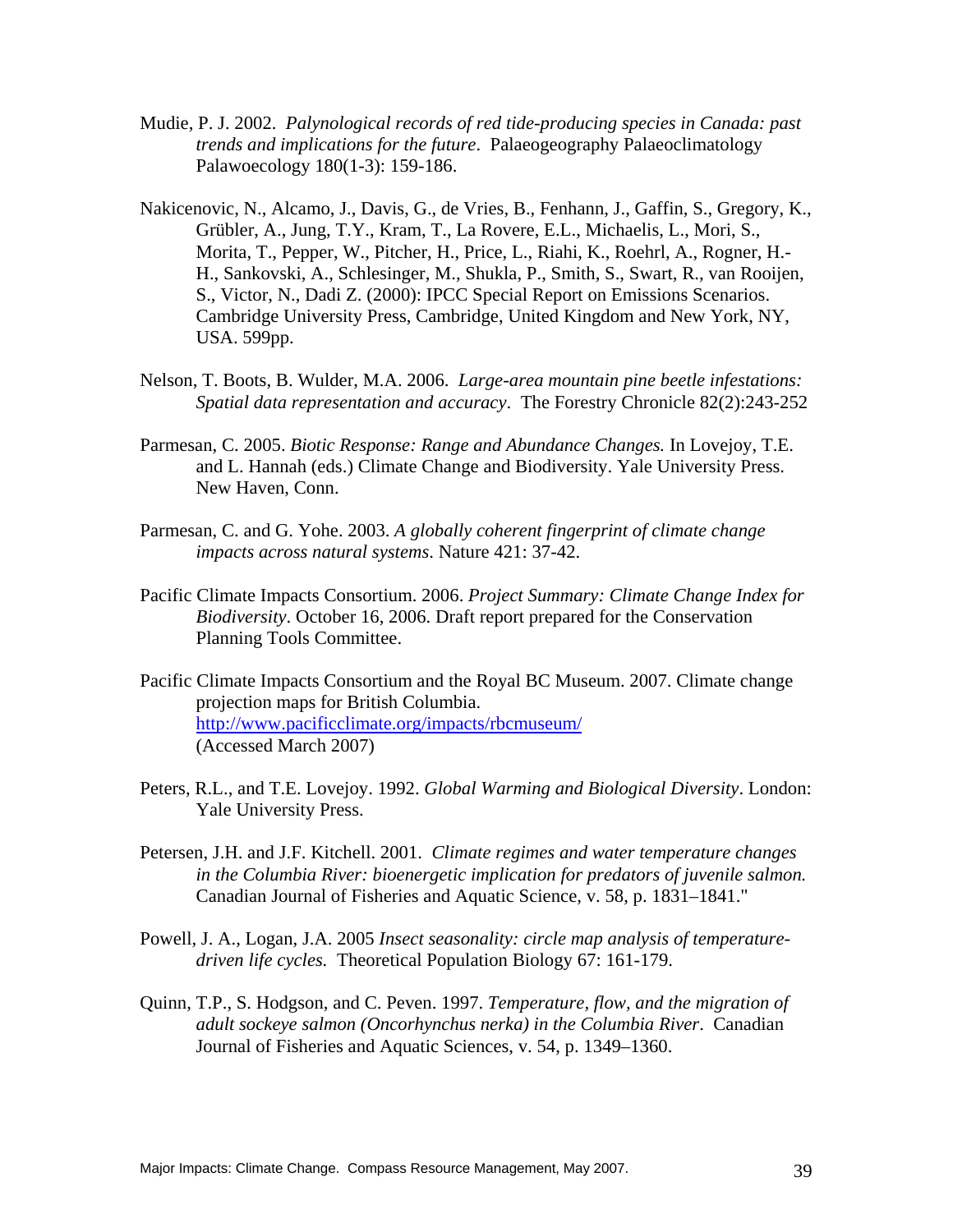Mudie, P. J. 2002. *Palynological records of red tide-producing species in Canada: past trends and implications for the future*. Palaeogeography Palaeoclimatology Palawoecology 180(1-3): 159-186.

Nakicenovic, N., Alcamo, J., Davis, G., de Vries, B., Fenhann, J., Gaffin, S., Gregory, K., Grübler, A., Jung, T.Y., Kram, T., La Rovere, E.L., Michaelis, L., Mori, S., Morita, T., Pepper, W., Pitcher, H., Price, L., Riahi, K., Roehrl, A., Rogner, H.-H., Sankovski, A., Schlesinger, M., Shukla, P., Smith, S., Swart, R., van Rooijen, S., Victor, N., Dadi Z. (2000): IPCC Special Report on Emissions Scenarios. Cambridge University Press, Cambridge, United Kingdom and New York, NY, USA. 599pp.

Nelson, T. Boots, B. Wulder, M.A. 2006. *Large-area mountain pine beetle infestations: Spatial data representation and accuracy*. The Forestry Chronicle 82(2):243-252

Parmesan, C. 2005. *Biotic Response: Range and Abundance Changes.* In Lovejoy, T.E. and L. Hannah (eds.) Climate Change and Biodiversity. Yale University Press. New Haven, Conn.

Parmesan, C. and G. Yohe. 2003. *A globally coherent fingerprint of climate change impacts across natural systems*. Nature 421: 37-42.

Pacific Climate Impacts Consortium. 2006. *Project Summary: Climate Change Index for Biodiversity*. October 16, 2006. Draft report prepared for the Conservation Planning Tools Committee.

Pacific Climate Impacts Consortium and the Royal BC Museum. 2007. Climate change projection maps for British Columbia. http://www.pacificclimate.org/impacts/rbcmuseum/ (Accessed March 2007)

Peters, R.L., and T.E. Lovejoy. 1992. *Global Warming and Biological Diversity*. London: Yale University Press.

Petersen, J.H. and J.F. Kitchell. 2001. *Climate regimes and water temperature changes in the Columbia River: bioenergetic implication for predators of juvenile salmon.* Canadian Journal of Fisheries and Aquatic Science, v. 58, p. 1831–1841."

Powell, J. A., Logan, J.A. 2005 *Insect seasonality: circle map analysis of temperature-driven life cycles.* Theoretical Population Biology 67: 161-179.

Quinn, T.P., S. Hodgson, and C. Peven. 1997. *Temperature, flow, and the migration of adult sockeye salmon (Oncorhynchus nerka) in the Columbia River*. Canadian Journal of Fisheries and Aquatic Sciences, v. 54, p. 1349–1360.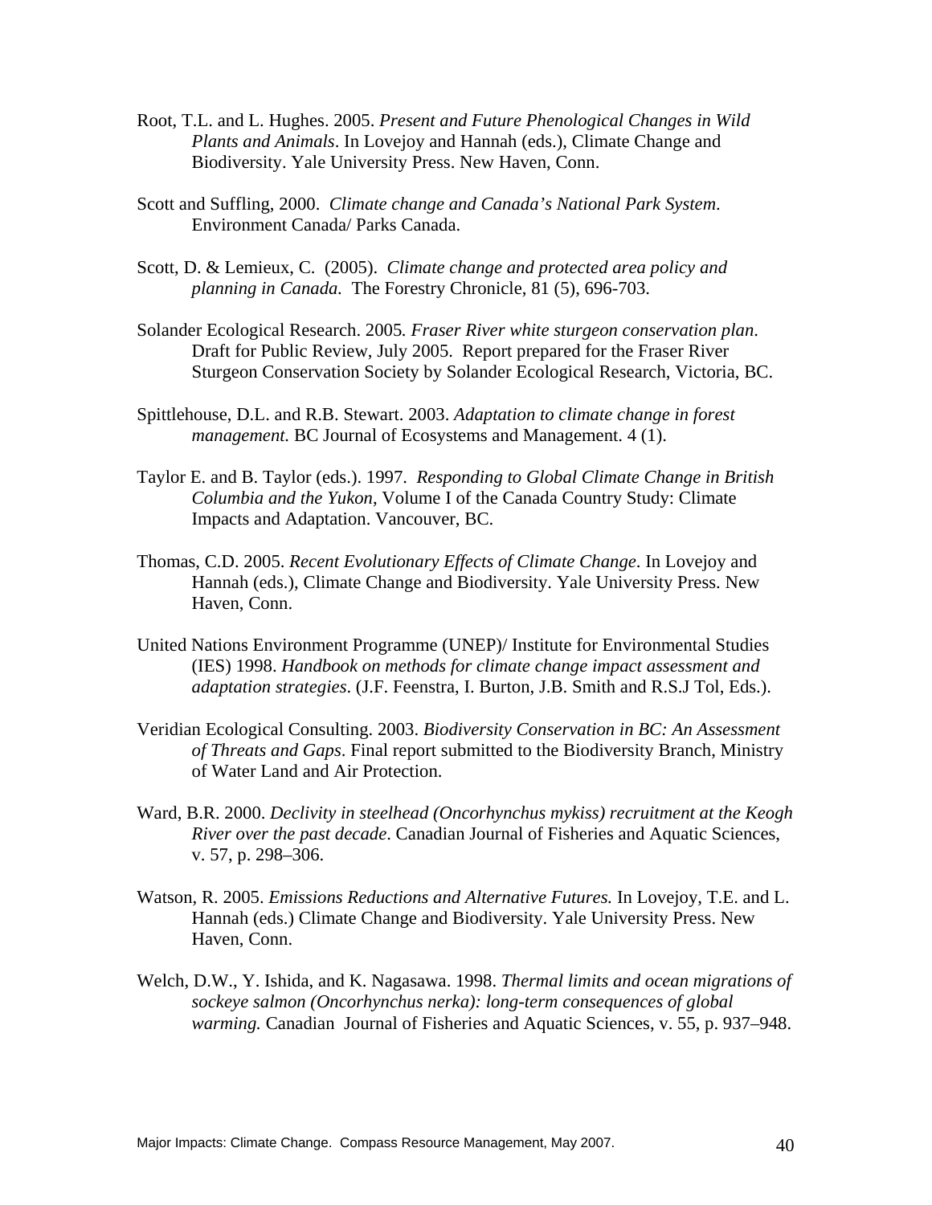Root, T.L. and L. Hughes. 2005. *Present and Future Phenological Changes in Wild Plants and Animals*. In Lovejoy and Hannah (eds.), Climate Change and Biodiversity. Yale University Press. New Haven, Conn.

Scott and Suffling, 2000. *Climate change and Canada's National Park System*. Environment Canada/ Parks Canada.

Scott, D. & Lemieux, C. (2005). *Climate change and protected area policy and planning in Canada.* The Forestry Chronicle, 81 (5), 696-703.

Solander Ecological Research. 2005*. Fraser River white sturgeon conservation plan*. Draft for Public Review, July 2005. Report prepared for the Fraser River Sturgeon Conservation Society by Solander Ecological Research, Victoria, BC.

Spittlehouse, D.L. and R.B. Stewart. 2003. *Adaptation to climate change in forest management.* BC Journal of Ecosystems and Management. 4 (1).

Taylor E. and B. Taylor (eds.). 1997. *Responding to Global Climate Change in British Columbia and the Yukon*, Volume I of the Canada Country Study: Climate Impacts and Adaptation. Vancouver, BC.

Thomas, C.D. 2005. *Recent Evolutionary Effects of Climate Change*. In Lovejoy and Hannah (eds.), Climate Change and Biodiversity. Yale University Press. New Haven, Conn.

United Nations Environment Programme (UNEP)/ Institute for Environmental Studies (IES) 1998. *Handbook on methods for climate change impact assessment and adaptation strategies*. (J.F. Feenstra, I. Burton, J.B. Smith and R.S.J Tol, Eds.).

Veridian Ecological Consulting. 2003. *Biodiversity Conservation in BC: An Assessment of Threats and Gaps*. Final report submitted to the Biodiversity Branch, Ministry of Water Land and Air Protection.

Ward, B.R. 2000. *Declivity in steelhead (Oncorhynchus mykiss) recruitment at the Keogh River over the past decade*. Canadian Journal of Fisheries and Aquatic Sciences, v. 57, p. 298–306.

Watson, R. 2005. *Emissions Reductions and Alternative Futures.* In Lovejoy, T.E. and L. Hannah (eds.) Climate Change and Biodiversity. Yale University Press. New Haven, Conn.

Welch, D.W., Y. Ishida, and K. Nagasawa. 1998. *Thermal limits and ocean migrations of sockeye salmon (Oncorhynchus nerka): long-term consequences of global warming.* Canadian Journal of Fisheries and Aquatic Sciences, v. 55, p. 937–948.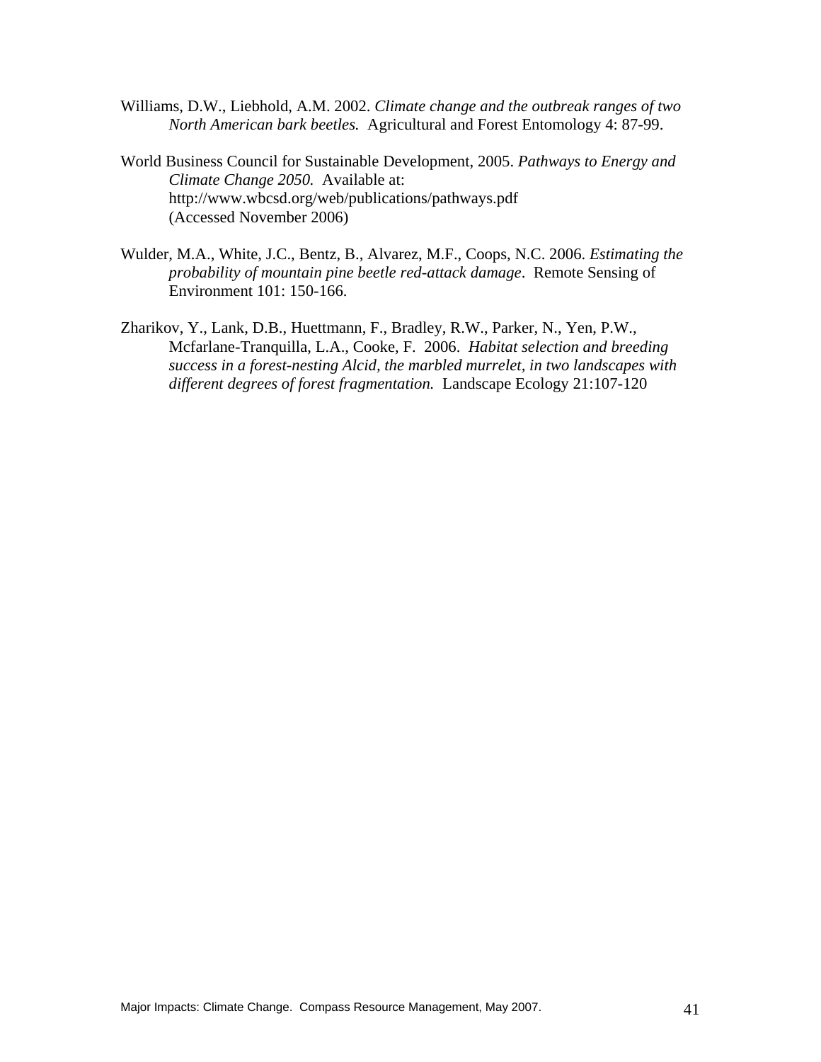Williams, D.W., Liebhold, A.M. 2002. *Climate change and the outbreak ranges of two North American bark beetles.* Agricultural and Forest Entomology 4: 87-99.

World Business Council for Sustainable Development, 2005. *Pathways to Energy and Climate Change 2050.* Available at: http://www.wbcsd.org/web/publications/pathways.pdf (Accessed November 2006)

Wulder, M.A., White, J.C., Bentz, B., Alvarez, M.F., Coops, N.C. 2006. *Estimating the probability of mountain pine beetle red-attack damage*. Remote Sensing of Environment 101: 150-166.

Zharikov, Y., Lank, D.B., Huettmann, F., Bradley, R.W., Parker, N., Yen, P.W., Mcfarlane-Tranquilla, L.A., Cooke, F. 2006. *Habitat selection and breeding success in a forest-nesting Alcid, the marbled murrelet, in two landscapes with different degrees of forest fragmentation.* Landscape Ecology 21:107-120